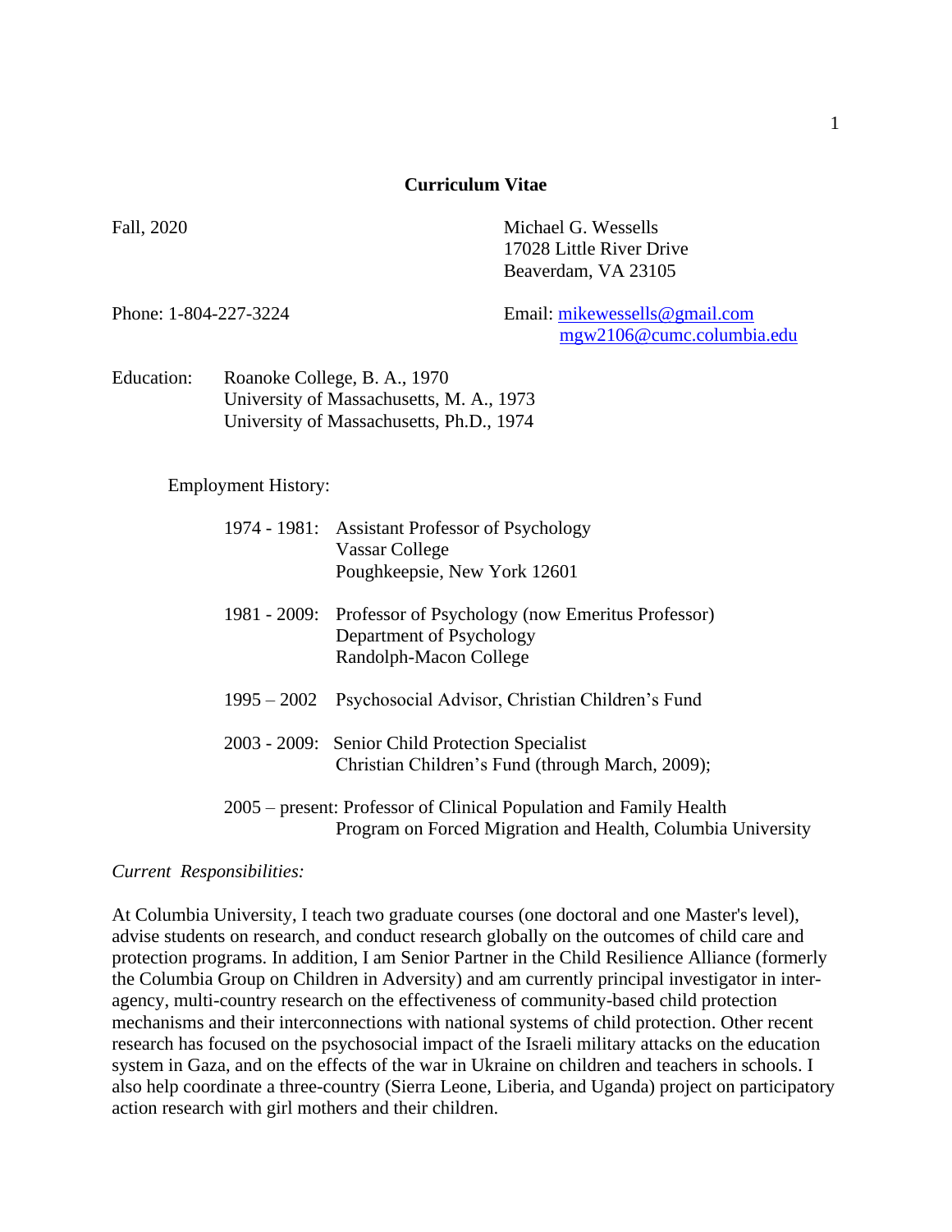# Curriculum Vitae

Fall, 2020

Michael G. Wessells
17028 Little River Drive
Beaverdam, VA 23105

Phone: 1-804-227-3224

Email: mikewessells@gmail.com
mgw2106@cumc.columbia.edu

Education:
Roanoke College, B. A., 1970
University of Massachusetts, M. A., 1973
University of Massachusetts, Ph.D., 1974

Employment History:

1974 - 1981: Assistant Professor of Psychology
Vassar College
Poughkeepsie, New York 12601

1981 - 2009: Professor of Psychology (now Emeritus Professor)
Department of Psychology
Randolph-Macon College

1995 – 2002 Psychosocial Advisor, Christian Children's Fund

2003 - 2009: Senior Child Protection Specialist
Christian Children's Fund (through March, 2009);

2005 – present: Professor of Clinical Population and Family Health
Program on Forced Migration and Health, Columbia University

*Current Responsibilities:*

At Columbia University, I teach two graduate courses (one doctoral and one Master's level), advise students on research, and conduct research globally on the outcomes of child care and protection programs. In addition, I am Senior Partner in the Child Resilience Alliance (formerly the Columbia Group on Children in Adversity) and am currently principal investigator in inter-agency, multi-country research on the effectiveness of community-based child protection mechanisms and their interconnections with national systems of child protection. Other recent research has focused on the psychosocial impact of the Israeli military attacks on the education system in Gaza, and on the effects of the war in Ukraine on children and teachers in schools. I also help coordinate a three-country (Sierra Leone, Liberia, and Uganda) project on participatory action research with girl mothers and their children.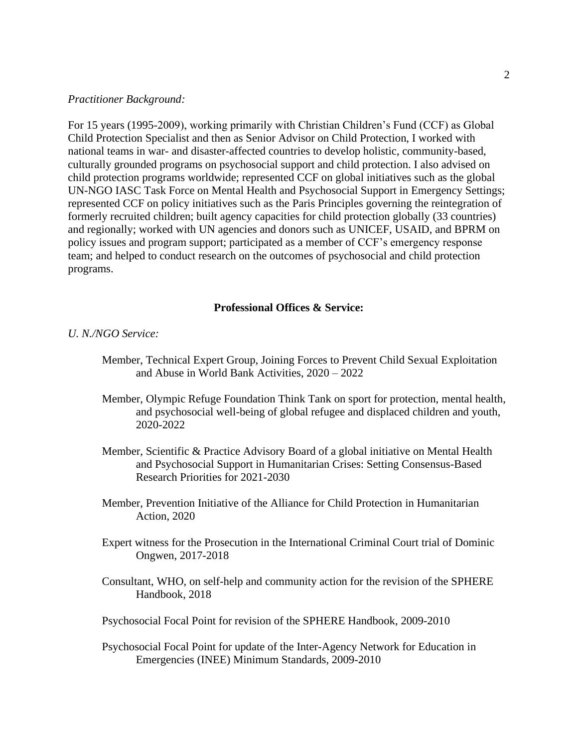*Practitioner Background:*

For 15 years (1995-2009), working primarily with Christian Children's Fund (CCF) as Global Child Protection Specialist and then as Senior Advisor on Child Protection, I worked with national teams in war- and disaster-affected countries to develop holistic, community-based, culturally grounded programs on psychosocial support and child protection. I also advised on child protection programs worldwide; represented CCF on global initiatives such as the global UN-NGO IASC Task Force on Mental Health and Psychosocial Support in Emergency Settings; represented CCF on policy initiatives such as the Paris Principles governing the reintegration of formerly recruited children; built agency capacities for child protection globally (33 countries) and regionally; worked with UN agencies and donors such as UNICEF, USAID, and BPRM on policy issues and program support; participated as a member of CCF's emergency response team; and helped to conduct research on the outcomes of psychosocial and child protection programs.

**Professional Offices & Service:**

*U. N./NGO Service:*

Member, Technical Expert Group, Joining Forces to Prevent Child Sexual Exploitation and Abuse in World Bank Activities, 2020 – 2022

Member, Olympic Refuge Foundation Think Tank on sport for protection, mental health, and psychosocial well-being of global refugee and displaced children and youth, 2020-2022

Member, Scientific & Practice Advisory Board of a global initiative on Mental Health and Psychosocial Support in Humanitarian Crises: Setting Consensus-Based Research Priorities for 2021-2030

Member, Prevention Initiative of the Alliance for Child Protection in Humanitarian Action, 2020

Expert witness for the Prosecution in the International Criminal Court trial of Dominic Ongwen, 2017-2018

Consultant, WHO, on self-help and community action for the revision of the SPHERE Handbook, 2018

Psychosocial Focal Point for revision of the SPHERE Handbook, 2009-2010

Psychosocial Focal Point for update of the Inter-Agency Network for Education in Emergencies (INEE) Minimum Standards, 2009-2010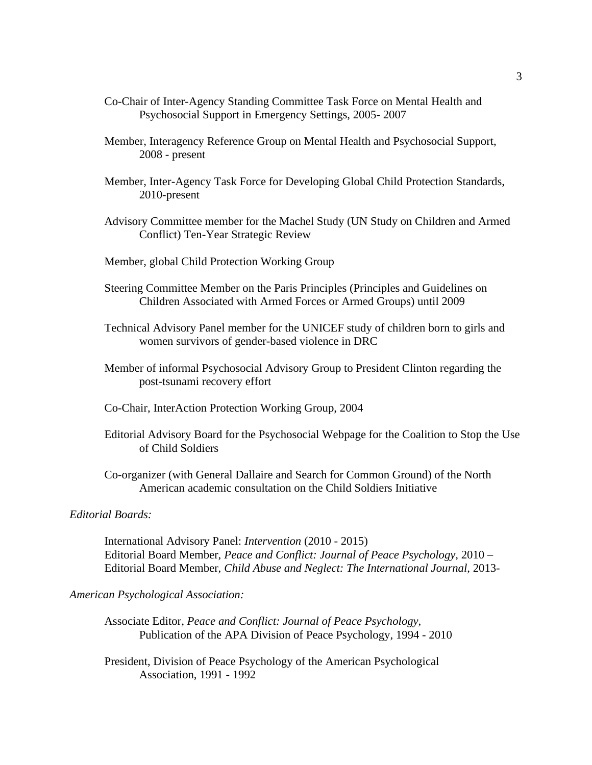Co-Chair of Inter-Agency Standing Committee Task Force on Mental Health and Psychosocial Support in Emergency Settings, 2005- 2007

Member, Interagency Reference Group on Mental Health and Psychosocial Support, 2008 - present

Member, Inter-Agency Task Force for Developing Global Child Protection Standards, 2010-present

Advisory Committee member for the Machel Study (UN Study on Children and Armed Conflict) Ten-Year Strategic Review

Member, global Child Protection Working Group

Steering Committee Member on the Paris Principles (Principles and Guidelines on Children Associated with Armed Forces or Armed Groups) until 2009

Technical Advisory Panel member for the UNICEF study of children born to girls and women survivors of gender-based violence in DRC

Member of informal Psychosocial Advisory Group to President Clinton regarding the post-tsunami recovery effort

Co-Chair, InterAction Protection Working Group, 2004

Editorial Advisory Board for the Psychosocial Webpage for the Coalition to Stop the Use of Child Soldiers

Co-organizer (with General Dallaire and Search for Common Ground) of the North American academic consultation on the Child Soldiers Initiative

*Editorial Boards:*

International Advisory Panel: *Intervention* (2010 - 2015)
Editorial Board Member, *Peace and Conflict: Journal of Peace Psychology*, 2010 –
Editorial Board Member, *Child Abuse and Neglect: The International Journal*, 2013-

*American Psychological Association:*

Associate Editor, *Peace and Conflict: Journal of Peace Psychology*, Publication of the APA Division of Peace Psychology, 1994 - 2010

President, Division of Peace Psychology of the American Psychological Association, 1991 - 1992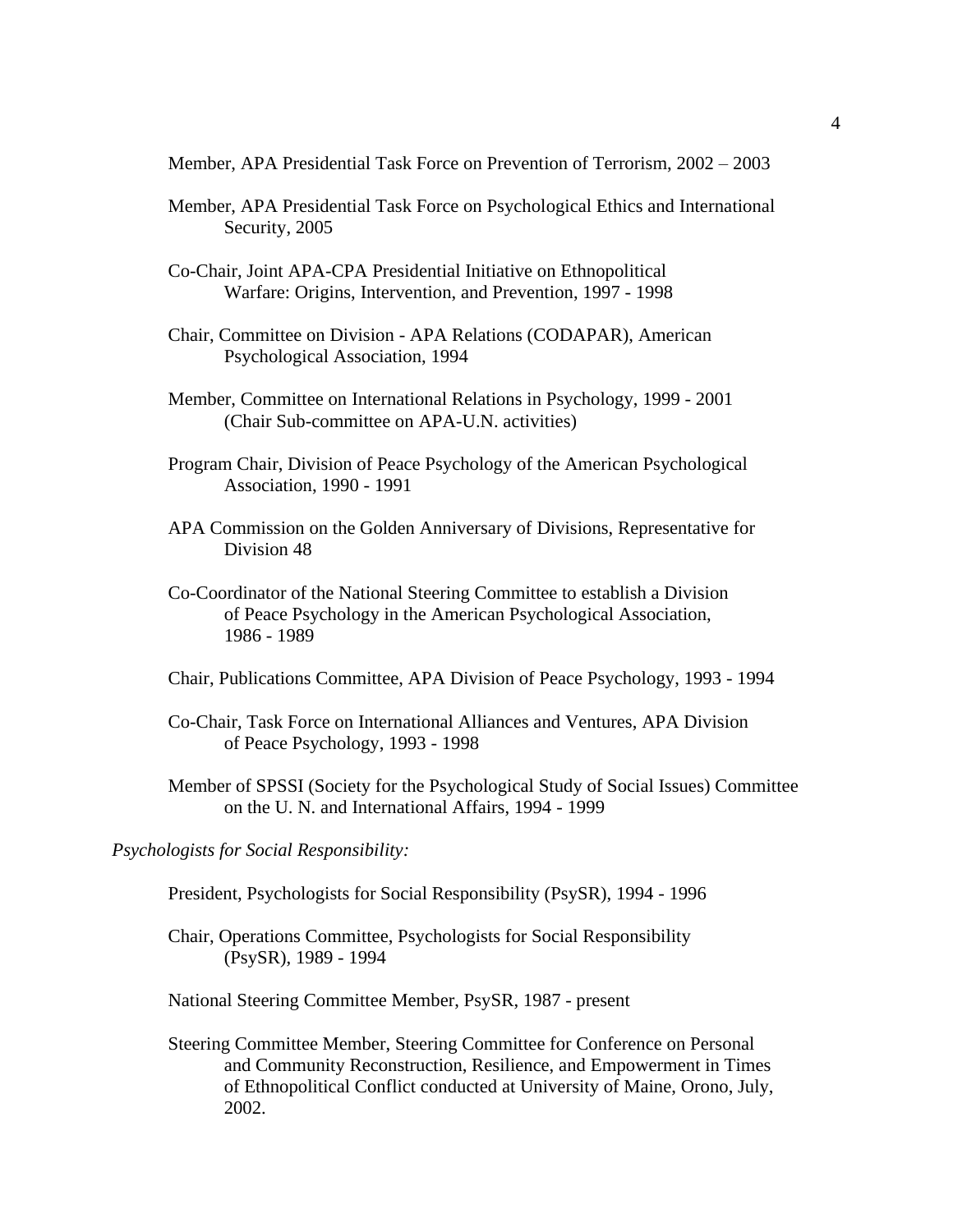Member, APA Presidential Task Force on Prevention of Terrorism, 2002 – 2003

Member, APA Presidential Task Force on Psychological Ethics and International Security, 2005

Co-Chair, Joint APA-CPA Presidential Initiative on Ethnopolitical Warfare: Origins, Intervention, and Prevention, 1997 - 1998

Chair, Committee on Division - APA Relations (CODAPAR), American Psychological Association, 1994

Member, Committee on International Relations in Psychology, 1999 - 2001 (Chair Sub-committee on APA-U.N. activities)

Program Chair, Division of Peace Psychology of the American Psychological Association, 1990 - 1991

APA Commission on the Golden Anniversary of Divisions, Representative for Division 48

Co-Coordinator of the National Steering Committee to establish a Division of Peace Psychology in the American Psychological Association, 1986 - 1989

Chair, Publications Committee, APA Division of Peace Psychology, 1993 - 1994

Co-Chair, Task Force on International Alliances and Ventures, APA Division of Peace Psychology, 1993 - 1998

Member of SPSSI (Society for the Psychological Study of Social Issues) Committee on the U. N. and International Affairs, 1994 - 1999

*Psychologists for Social Responsibility:*

President, Psychologists for Social Responsibility (PsySR), 1994 - 1996

Chair, Operations Committee, Psychologists for Social Responsibility (PsySR), 1989 - 1994

National Steering Committee Member, PsySR, 1987 - present

Steering Committee Member, Steering Committee for Conference on Personal and Community Reconstruction, Resilience, and Empowerment in Times of Ethnopolitical Conflict conducted at University of Maine, Orono, July, 2002.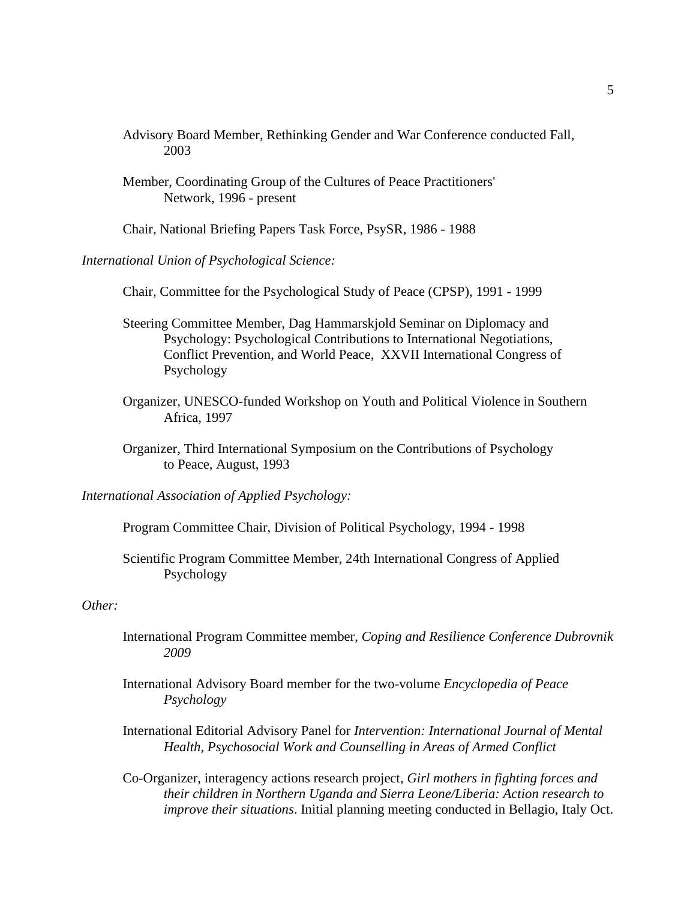Advisory Board Member, Rethinking Gender and War Conference conducted Fall, 2003

Member, Coordinating Group of the Cultures of Peace Practitioners' Network, 1996 - present

Chair, National Briefing Papers Task Force, PsySR, 1986 - 1988

*International Union of Psychological Science:*

Chair, Committee for the Psychological Study of Peace (CPSP), 1991 - 1999

Steering Committee Member, Dag Hammarskjold Seminar on Diplomacy and Psychology: Psychological Contributions to International Negotiations, Conflict Prevention, and World Peace, XXVII International Congress of Psychology

Organizer, UNESCO-funded Workshop on Youth and Political Violence in Southern Africa, 1997

Organizer, Third International Symposium on the Contributions of Psychology to Peace, August, 1993

*International Association of Applied Psychology:*

Program Committee Chair, Division of Political Psychology, 1994 - 1998

Scientific Program Committee Member, 24th International Congress of Applied Psychology

*Other:*

International Program Committee member, *Coping and Resilience Conference Dubrovnik 2009*

International Advisory Board member for the two-volume *Encyclopedia of Peace Psychology*

International Editorial Advisory Panel for *Intervention: International Journal of Mental Health, Psychosocial Work and Counselling in Areas of Armed Conflict*

Co-Organizer, interagency actions research project, *Girl mothers in fighting forces and their children in Northern Uganda and Sierra Leone/Liberia: Action research to improve their situations*. Initial planning meeting conducted in Bellagio, Italy Oct.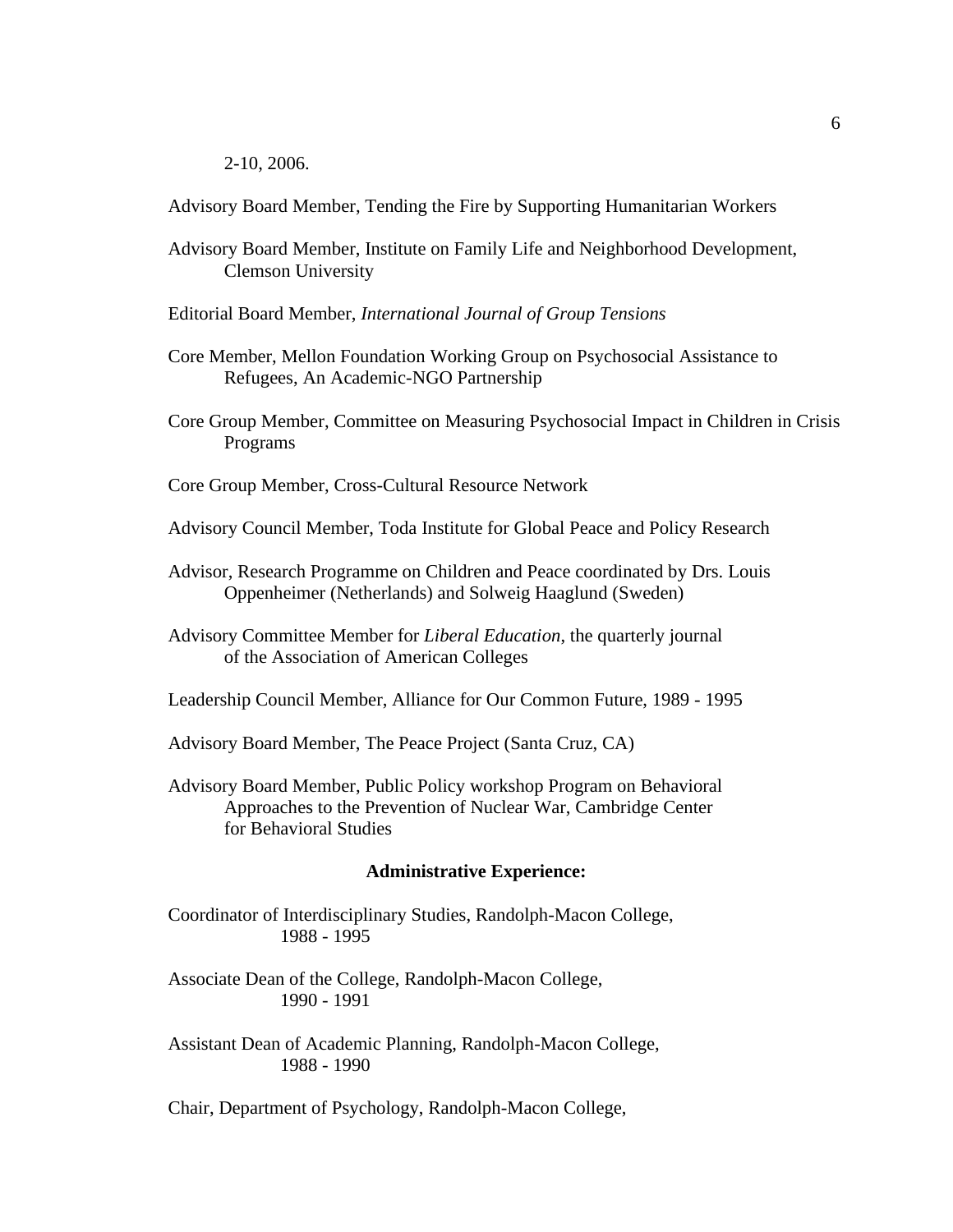2-10, 2006.

Advisory Board Member, Tending the Fire by Supporting Humanitarian Workers

Advisory Board Member, Institute on Family Life and Neighborhood Development, Clemson University

Editorial Board Member, *International Journal of Group Tensions*

Core Member, Mellon Foundation Working Group on Psychosocial Assistance to Refugees, An Academic-NGO Partnership

Core Group Member, Committee on Measuring Psychosocial Impact in Children in Crisis Programs

Core Group Member, Cross-Cultural Resource Network

Advisory Council Member, Toda Institute for Global Peace and Policy Research

Advisor, Research Programme on Children and Peace coordinated by Drs. Louis Oppenheimer (Netherlands) and Solweig Haaglund (Sweden)

Advisory Committee Member for *Liberal Education*, the quarterly journal of the Association of American Colleges

Leadership Council Member, Alliance for Our Common Future, 1989 - 1995

Advisory Board Member, The Peace Project (Santa Cruz, CA)

Advisory Board Member, Public Policy workshop Program on Behavioral Approaches to the Prevention of Nuclear War, Cambridge Center for Behavioral Studies

**Administrative Experience:**

Coordinator of Interdisciplinary Studies, Randolph-Macon College, 1988 - 1995

Associate Dean of the College, Randolph-Macon College, 1990 - 1991

Assistant Dean of Academic Planning, Randolph-Macon College, 1988 - 1990

Chair, Department of Psychology, Randolph-Macon College,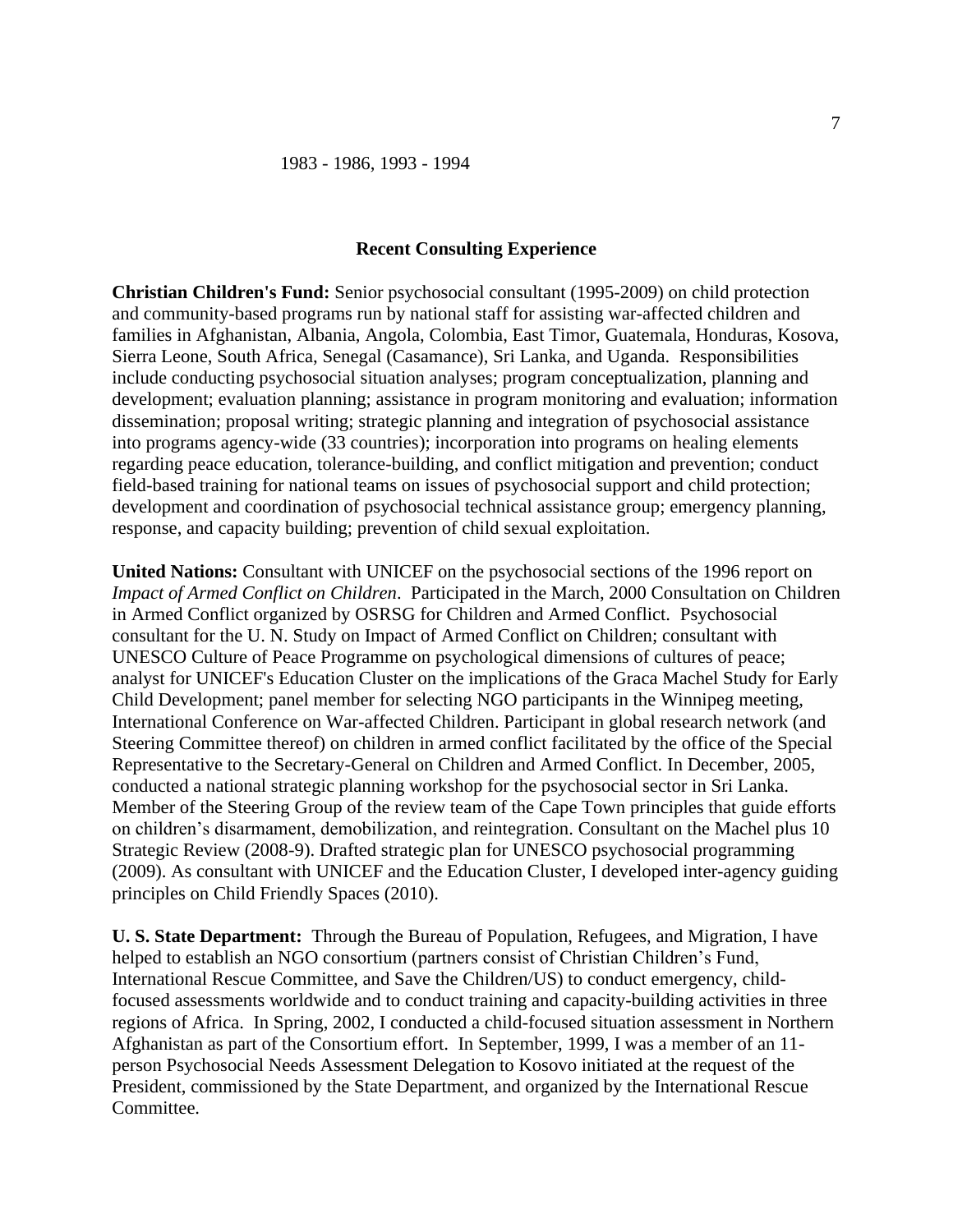1983 - 1986, 1993 - 1994

## Recent Consulting Experience

**Christian Children's Fund:** Senior psychosocial consultant (1995-2009) on child protection and community-based programs run by national staff for assisting war-affected children and families in Afghanistan, Albania, Angola, Colombia, East Timor, Guatemala, Honduras, Kosova, Sierra Leone, South Africa, Senegal (Casamance), Sri Lanka, and Uganda. Responsibilities include conducting psychosocial situation analyses; program conceptualization, planning and development; evaluation planning; assistance in program monitoring and evaluation; information dissemination; proposal writing; strategic planning and integration of psychosocial assistance into programs agency-wide (33 countries); incorporation into programs on healing elements regarding peace education, tolerance-building, and conflict mitigation and prevention; conduct field-based training for national teams on issues of psychosocial support and child protection; development and coordination of psychosocial technical assistance group; emergency planning, response, and capacity building; prevention of child sexual exploitation.

**United Nations:** Consultant with UNICEF on the psychosocial sections of the 1996 report on *Impact of Armed Conflict on Children*. Participated in the March, 2000 Consultation on Children in Armed Conflict organized by OSRSG for Children and Armed Conflict. Psychosocial consultant for the U. N. Study on Impact of Armed Conflict on Children; consultant with UNESCO Culture of Peace Programme on psychological dimensions of cultures of peace; analyst for UNICEF's Education Cluster on the implications of the Graca Machel Study for Early Child Development; panel member for selecting NGO participants in the Winnipeg meeting, International Conference on War-affected Children. Participant in global research network (and Steering Committee thereof) on children in armed conflict facilitated by the office of the Special Representative to the Secretary-General on Children and Armed Conflict. In December, 2005, conducted a national strategic planning workshop for the psychosocial sector in Sri Lanka. Member of the Steering Group of the review team of the Cape Town principles that guide efforts on children's disarmament, demobilization, and reintegration. Consultant on the Machel plus 10 Strategic Review (2008-9). Drafted strategic plan for UNESCO psychosocial programming (2009). As consultant with UNICEF and the Education Cluster, I developed inter-agency guiding principles on Child Friendly Spaces (2010).

**U. S. State Department:** Through the Bureau of Population, Refugees, and Migration, I have helped to establish an NGO consortium (partners consist of Christian Children's Fund, International Rescue Committee, and Save the Children/US) to conduct emergency, child-focused assessments worldwide and to conduct training and capacity-building activities in three regions of Africa. In Spring, 2002, I conducted a child-focused situation assessment in Northern Afghanistan as part of the Consortium effort. In September, 1999, I was a member of an 11-person Psychosocial Needs Assessment Delegation to Kosovo initiated at the request of the President, commissioned by the State Department, and organized by the International Rescue Committee.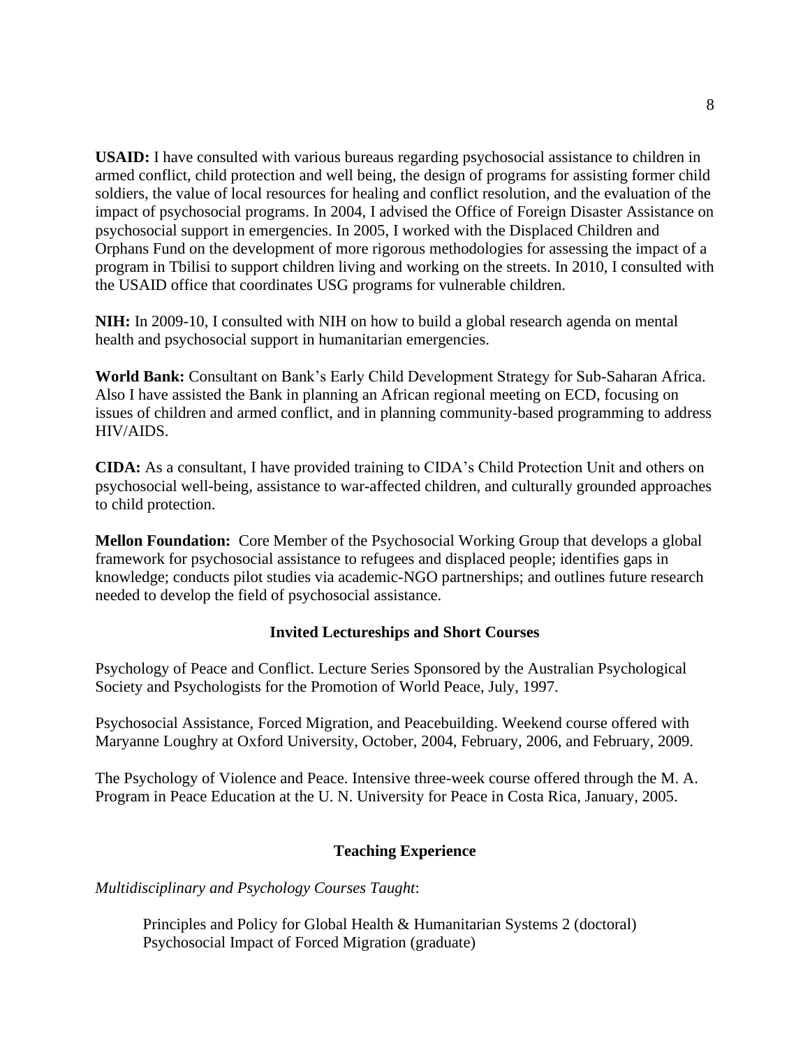**USAID:** I have consulted with various bureaus regarding psychosocial assistance to children in armed conflict, child protection and well being, the design of programs for assisting former child soldiers, the value of local resources for healing and conflict resolution, and the evaluation of the impact of psychosocial programs. In 2004, I advised the Office of Foreign Disaster Assistance on psychosocial support in emergencies. In 2005, I worked with the Displaced Children and Orphans Fund on the development of more rigorous methodologies for assessing the impact of a program in Tbilisi to support children living and working on the streets. In 2010, I consulted with the USAID office that coordinates USG programs for vulnerable children.

**NIH:** In 2009-10, I consulted with NIH on how to build a global research agenda on mental health and psychosocial support in humanitarian emergencies.

**World Bank:** Consultant on Bank's Early Child Development Strategy for Sub-Saharan Africa. Also I have assisted the Bank in planning an African regional meeting on ECD, focusing on issues of children and armed conflict, and in planning community-based programming to address HIV/AIDS.

**CIDA:** As a consultant, I have provided training to CIDA's Child Protection Unit and others on psychosocial well-being, assistance to war-affected children, and culturally grounded approaches to child protection.

**Mellon Foundation:** Core Member of the Psychosocial Working Group that develops a global framework for psychosocial assistance to refugees and displaced people; identifies gaps in knowledge; conducts pilot studies via academic-NGO partnerships; and outlines future research needed to develop the field of psychosocial assistance.

## Invited Lectureships and Short Courses

Psychology of Peace and Conflict. Lecture Series Sponsored by the Australian Psychological Society and Psychologists for the Promotion of World Peace, July, 1997.

Psychosocial Assistance, Forced Migration, and Peacebuilding. Weekend course offered with Maryanne Loughry at Oxford University, October, 2004, February, 2006, and February, 2009.

The Psychology of Violence and Peace. Intensive three-week course offered through the M. A. Program in Peace Education at the U. N. University for Peace in Costa Rica, January, 2005.

## Teaching Experience

*Multidisciplinary and Psychology Courses Taught*:

Principles and Policy for Global Health & Humanitarian Systems 2 (doctoral)
Psychosocial Impact of Forced Migration (graduate)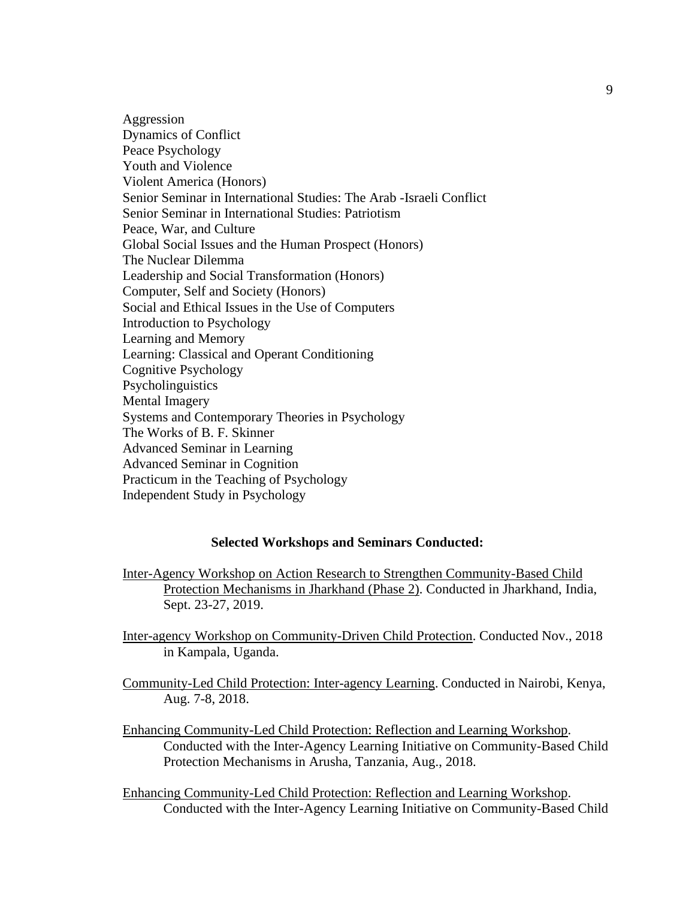Aggression
Dynamics of Conflict
Peace Psychology
Youth and Violence
Violent America (Honors)
Senior Seminar in International Studies: The Arab -Israeli Conflict
Senior Seminar in International Studies: Patriotism
Peace, War, and Culture
Global Social Issues and the Human Prospect (Honors)
The Nuclear Dilemma
Leadership and Social Transformation (Honors)
Computer, Self and Society (Honors)
Social and Ethical Issues in the Use of Computers
Introduction to Psychology
Learning and Memory
Learning: Classical and Operant Conditioning
Cognitive Psychology
Psycholinguistics
Mental Imagery
Systems and Contemporary Theories in Psychology
The Works of B. F. Skinner
Advanced Seminar in Learning
Advanced Seminar in Cognition
Practicum in the Teaching of Psychology
Independent Study in Psychology

**Selected Workshops and Seminars Conducted:**

Inter-Agency Workshop on Action Research to Strengthen Community-Based Child Protection Mechanisms in Jharkhand (Phase 2). Conducted in Jharkhand, India, Sept. 23-27, 2019.

Inter-agency Workshop on Community-Driven Child Protection. Conducted Nov., 2018 in Kampala, Uganda.

Community-Led Child Protection: Inter-agency Learning. Conducted in Nairobi, Kenya, Aug. 7-8, 2018.

Enhancing Community-Led Child Protection: Reflection and Learning Workshop. Conducted with the Inter-Agency Learning Initiative on Community-Based Child Protection Mechanisms in Arusha, Tanzania, Aug., 2018.

Enhancing Community-Led Child Protection: Reflection and Learning Workshop. Conducted with the Inter-Agency Learning Initiative on Community-Based Child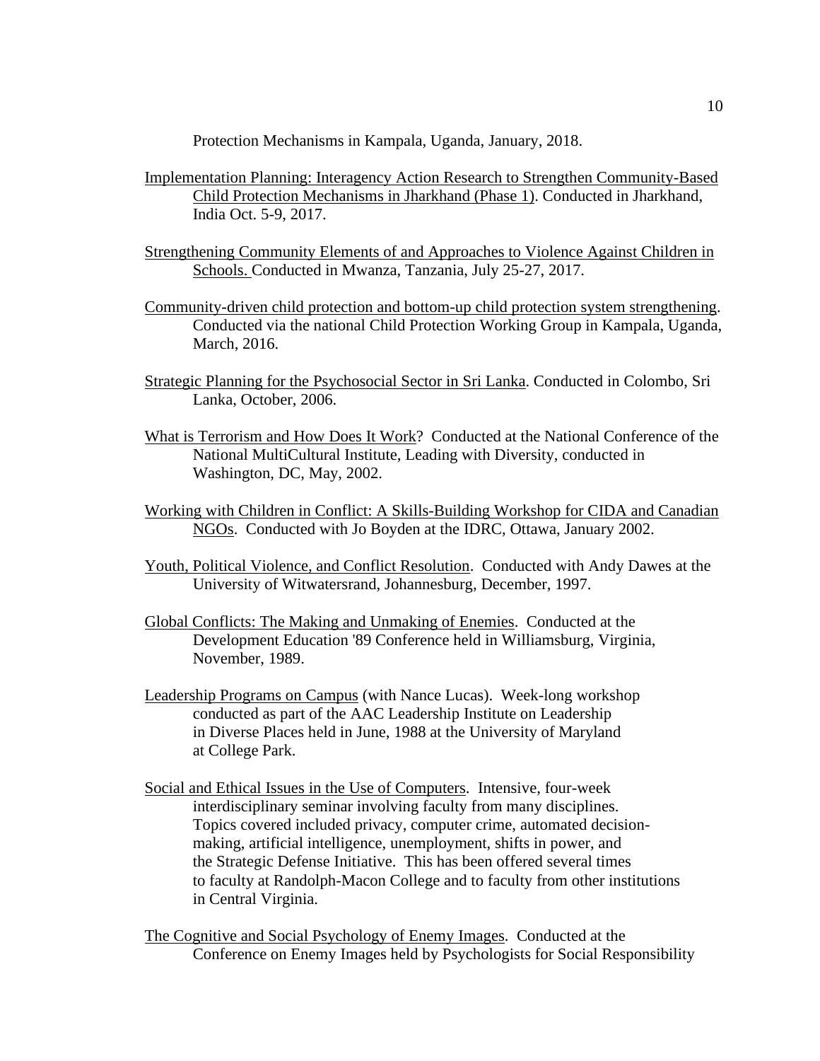Protection Mechanisms in Kampala, Uganda, January, 2018.

<u>Implementation Planning: Interagency Action Research to Strengthen Community-Based Child Protection Mechanisms in Jharkhand (Phase 1)</u>. Conducted in Jharkhand, India Oct. 5-9, 2017.

<u>Strengthening Community Elements of and Approaches to Violence Against Children in Schools.</u> Conducted in Mwanza, Tanzania, July 25-27, 2017.

<u>Community-driven child protection and bottom-up child protection system strengthening</u>. Conducted via the national Child Protection Working Group in Kampala, Uganda, March, 2016.

<u>Strategic Planning for the Psychosocial Sector in Sri Lanka</u>. Conducted in Colombo, Sri Lanka, October, 2006.

<u>What is Terrorism and How Does It Work</u>? Conducted at the National Conference of the National MultiCultural Institute, Leading with Diversity, conducted in Washington, DC, May, 2002.

<u>Working with Children in Conflict: A Skills-Building Workshop for CIDA and Canadian NGOs</u>. Conducted with Jo Boyden at the IDRC, Ottawa, January 2002.

<u>Youth, Political Violence, and Conflict Resolution</u>. Conducted with Andy Dawes at the University of Witwatersrand, Johannesburg, December, 1997.

<u>Global Conflicts: The Making and Unmaking of Enemies</u>. Conducted at the Development Education '89 Conference held in Williamsburg, Virginia, November, 1989.

<u>Leadership Programs on Campus</u> (with Nance Lucas). Week-long workshop conducted as part of the AAC Leadership Institute on Leadership in Diverse Places held in June, 1988 at the University of Maryland at College Park.

<u>Social and Ethical Issues in the Use of Computers</u>. Intensive, four-week interdisciplinary seminar involving faculty from many disciplines. Topics covered included privacy, computer crime, automated decision-making, artificial intelligence, unemployment, shifts in power, and the Strategic Defense Initiative. This has been offered several times to faculty at Randolph-Macon College and to faculty from other institutions in Central Virginia.

<u>The Cognitive and Social Psychology of Enemy Images</u>. Conducted at the Conference on Enemy Images held by Psychologists for Social Responsibility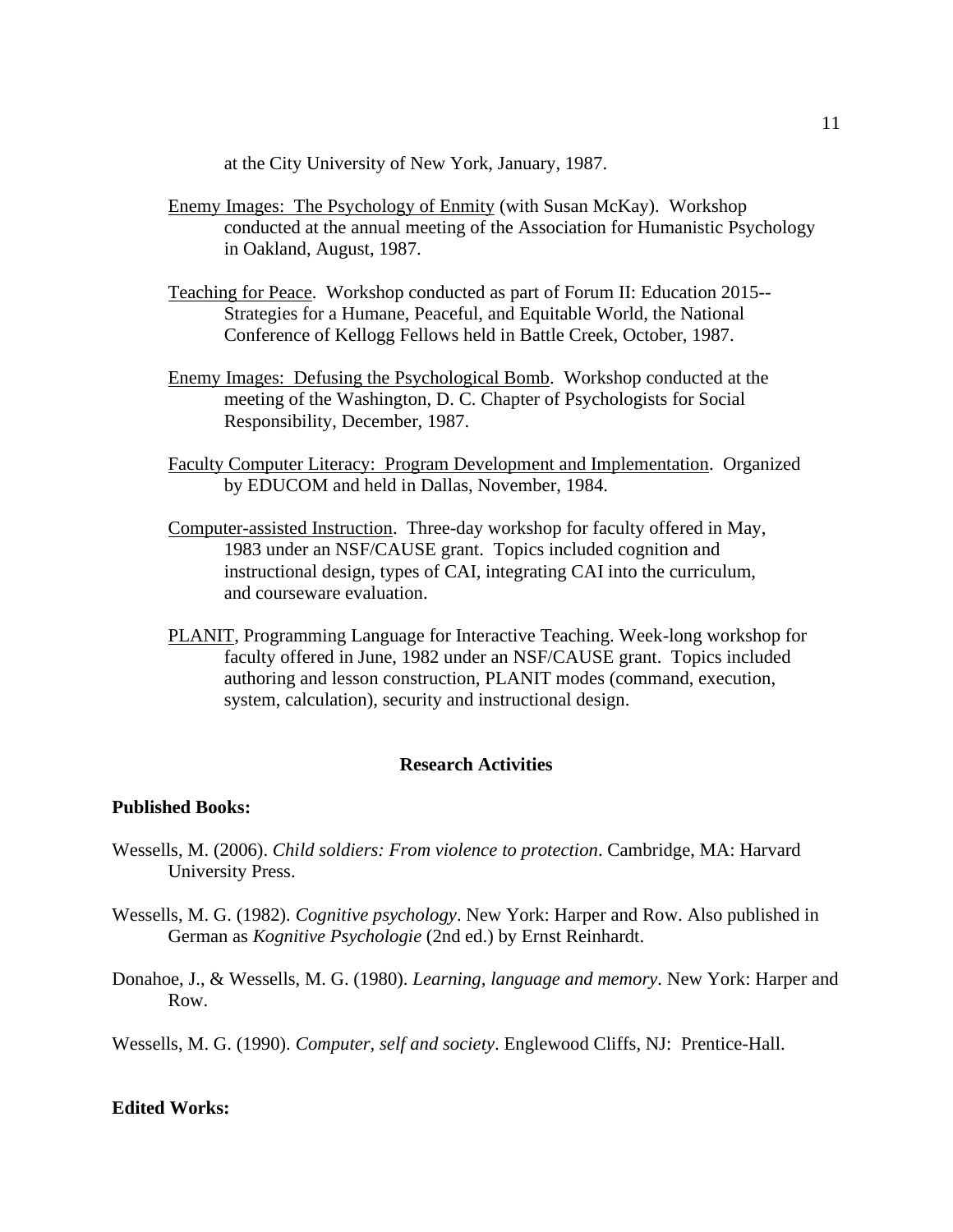at the City University of New York, January, 1987.

Enemy Images: The Psychology of Enmity (with Susan McKay). Workshop conducted at the annual meeting of the Association for Humanistic Psychology in Oakland, August, 1987.

Teaching for Peace. Workshop conducted as part of Forum II: Education 2015--Strategies for a Humane, Peaceful, and Equitable World, the National Conference of Kellogg Fellows held in Battle Creek, October, 1987.

Enemy Images: Defusing the Psychological Bomb. Workshop conducted at the meeting of the Washington, D. C. Chapter of Psychologists for Social Responsibility, December, 1987.

Faculty Computer Literacy: Program Development and Implementation. Organized by EDUCOM and held in Dallas, November, 1984.

Computer-assisted Instruction. Three-day workshop for faculty offered in May, 1983 under an NSF/CAUSE grant. Topics included cognition and instructional design, types of CAI, integrating CAI into the curriculum, and courseware evaluation.

PLANIT, Programming Language for Interactive Teaching. Week-long workshop for faculty offered in June, 1982 under an NSF/CAUSE grant. Topics included authoring and lesson construction, PLANIT modes (command, execution, system, calculation), security and instructional design.

## Research Activities

**Published Books:**

Wessells, M. (2006). *Child soldiers: From violence to protection*. Cambridge, MA: Harvard University Press.

Wessells, M. G. (1982). *Cognitive psychology*. New York: Harper and Row. Also published in German as *Kognitive Psychologie* (2nd ed.) by Ernst Reinhardt.

Donahoe, J., & Wessells, M. G. (1980). *Learning, language and memory*. New York: Harper and Row.

Wessells, M. G. (1990). *Computer, self and society*. Englewood Cliffs, NJ: Prentice-Hall.

**Edited Works:**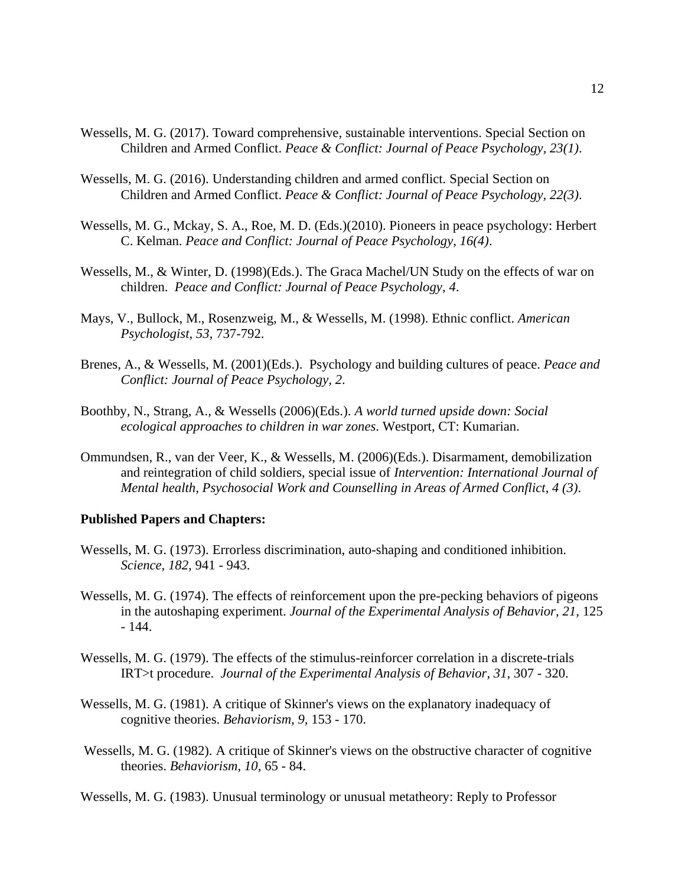Wessells, M. G. (2017). Toward comprehensive, sustainable interventions. Special Section on Children and Armed Conflict. *Peace & Conflict: Journal of Peace Psychology, 23(1)*.

Wessells, M. G. (2016). Understanding children and armed conflict. Special Section on Children and Armed Conflict. *Peace & Conflict: Journal of Peace Psychology, 22(3)*.

Wessells, M. G., Mckay, S. A., Roe, M. D. (Eds.)(2010). Pioneers in peace psychology: Herbert C. Kelman. *Peace and Conflict: Journal of Peace Psychology, 16(4)*.

Wessells, M., & Winter, D. (1998)(Eds.). The Graca Machel/UN Study on the effects of war on children. *Peace and Conflict: Journal of Peace Psychology, 4*.

Mays, V., Bullock, M., Rosenzweig, M., & Wessells, M. (1998). Ethnic conflict. *American Psychologist, 53*, 737-792.

Brenes, A., & Wessells, M. (2001)(Eds.). Psychology and building cultures of peace. *Peace and Conflict: Journal of Peace Psychology, 2*.

Boothby, N., Strang, A., & Wessells (2006)(Eds.). *A world turned upside down: Social ecological approaches to children in war zones*. Westport, CT: Kumarian.

Ommundsen, R., van der Veer, K., & Wessells, M. (2006)(Eds.). Disarmament, demobilization and reintegration of child soldiers, special issue of *Intervention: International Journal of Mental health, Psychosocial Work and Counselling in Areas of Armed Conflict, 4 (3)*.

**Published Papers and Chapters:**

Wessells, M. G. (1973). Errorless discrimination, auto-shaping and conditioned inhibition. *Science, 182,* 941 - 943.

Wessells, M. G. (1974). The effects of reinforcement upon the pre-pecking behaviors of pigeons in the autoshaping experiment. *Journal of the Experimental Analysis of Behavior, 21,* 125 - 144.

Wessells, M. G. (1979). The effects of the stimulus-reinforcer correlation in a discrete-trials IRT>t procedure. *Journal of the Experimental Analysis of Behavior, 31,* 307 - 320.

Wessells, M. G. (1981). A critique of Skinner's views on the explanatory inadequacy of cognitive theories. *Behaviorism, 9,* 153 - 170.

Wessells, M. G. (1982). A critique of Skinner's views on the obstructive character of cognitive theories. *Behaviorism, 10,* 65 - 84.

Wessells, M. G. (1983). Unusual terminology or unusual metatheory: Reply to Professor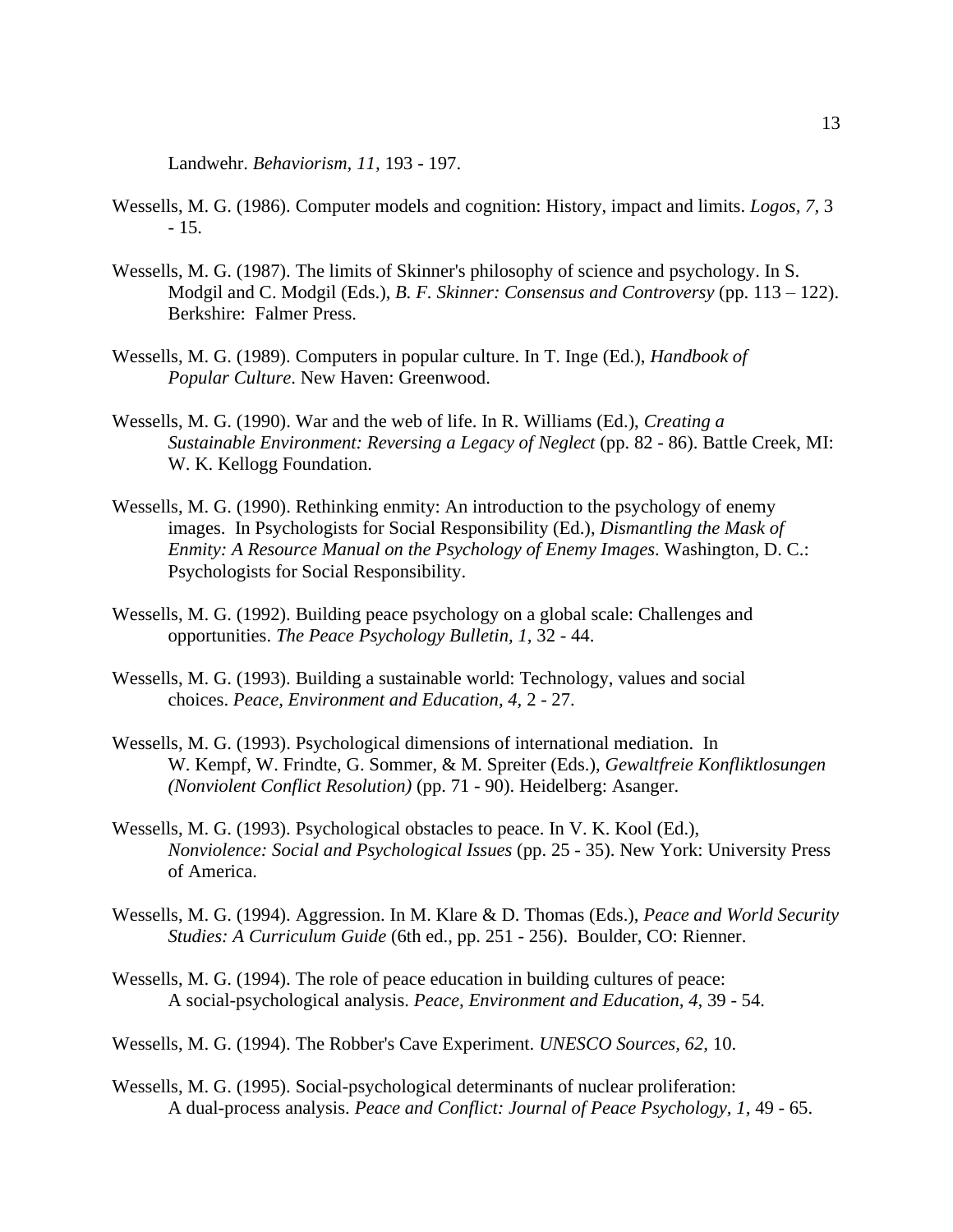Landwehr. *Behaviorism, 11,* 193 - 197.

Wessells, M. G. (1986). Computer models and cognition: History, impact and limits. *Logos, 7,* 3 - 15.

Wessells, M. G. (1987). The limits of Skinner's philosophy of science and psychology. In S. Modgil and C. Modgil (Eds.), *B. F. Skinner: Consensus and Controversy* (pp. 113 – 122). Berkshire: Falmer Press.

Wessells, M. G. (1989). Computers in popular culture. In T. Inge (Ed.), *Handbook of Popular Culture*. New Haven: Greenwood.

Wessells, M. G. (1990). War and the web of life. In R. Williams (Ed.), *Creating a Sustainable Environment: Reversing a Legacy of Neglect* (pp. 82 - 86). Battle Creek, MI: W. K. Kellogg Foundation.

Wessells, M. G. (1990). Rethinking enmity: An introduction to the psychology of enemy images. In Psychologists for Social Responsibility (Ed.), *Dismantling the Mask of Enmity: A Resource Manual on the Psychology of Enemy Images*. Washington, D. C.: Psychologists for Social Responsibility.

Wessells, M. G. (1992). Building peace psychology on a global scale: Challenges and opportunities. *The Peace Psychology Bulletin, 1,* 32 - 44.

Wessells, M. G. (1993). Building a sustainable world: Technology, values and social choices. *Peace, Environment and Education, 4,* 2 - 27.

Wessells, M. G. (1993). Psychological dimensions of international mediation. In W. Kempf, W. Frindte, G. Sommer, & M. Spreiter (Eds.), *Gewaltfreie Konfliktlosungen (Nonviolent Conflict Resolution)* (pp. 71 - 90). Heidelberg: Asanger.

Wessells, M. G. (1993). Psychological obstacles to peace. In V. K. Kool (Ed.), *Nonviolence: Social and Psychological Issues* (pp. 25 - 35). New York: University Press of America.

Wessells, M. G. (1994). Aggression. In M. Klare & D. Thomas (Eds.), *Peace and World Security Studies: A Curriculum Guide* (6th ed., pp. 251 - 256). Boulder, CO: Rienner.

Wessells, M. G. (1994). The role of peace education in building cultures of peace: A social-psychological analysis. *Peace, Environment and Education, 4,* 39 - 54.

Wessells, M. G. (1994). The Robber's Cave Experiment. *UNESCO Sources, 62,* 10.

Wessells, M. G. (1995). Social-psychological determinants of nuclear proliferation: A dual-process analysis. *Peace and Conflict: Journal of Peace Psychology, 1,* 49 - 65.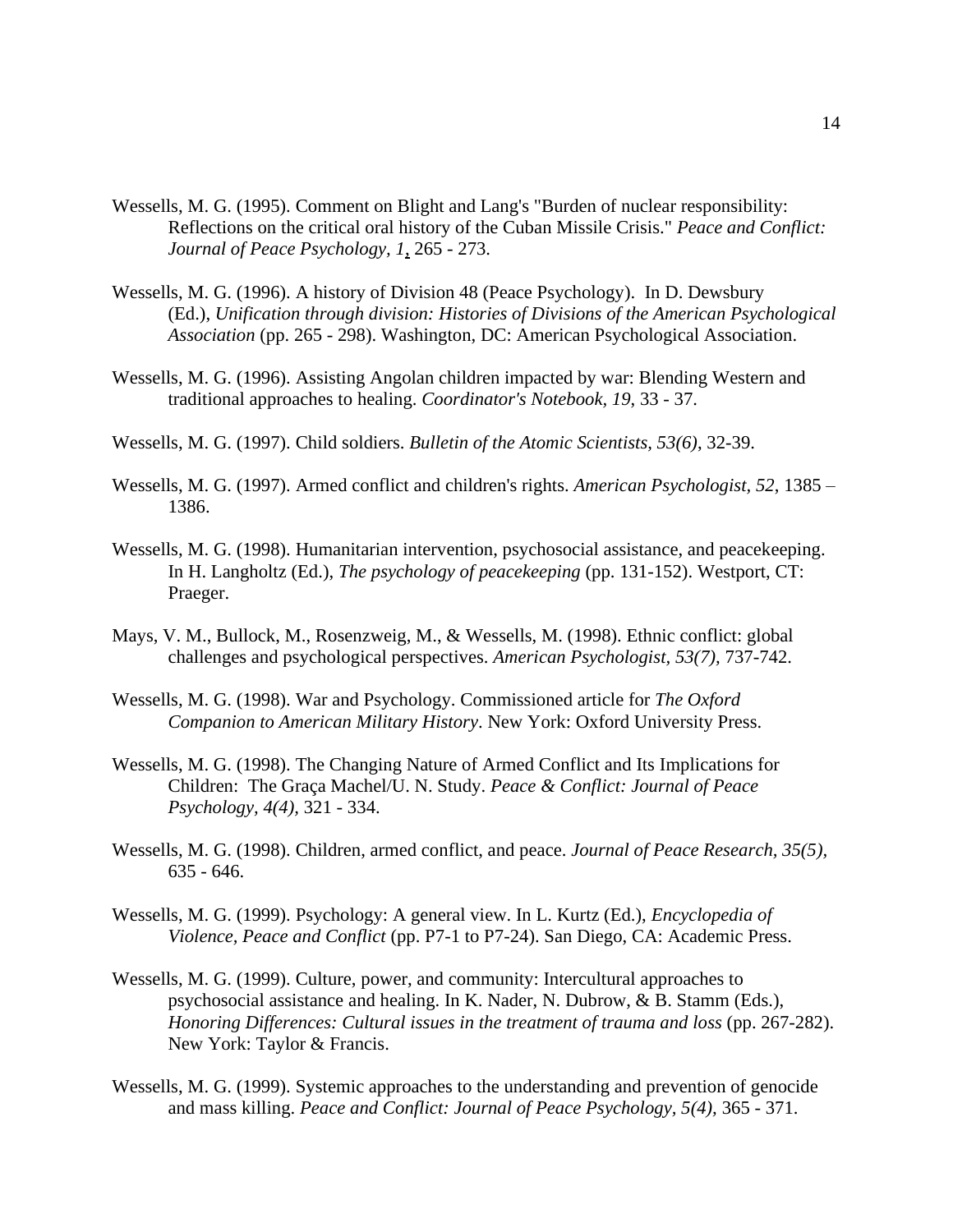Wessells, M. G. (1995). Comment on Blight and Lang's "Burden of nuclear responsibility: Reflections on the critical oral history of the Cuban Missile Crisis." *Peace and Conflict: Journal of Peace Psychology, 1*, 265 - 273.

Wessells, M. G. (1996). A history of Division 48 (Peace Psychology). In D. Dewsbury (Ed.), *Unification through division: Histories of Divisions of the American Psychological Association* (pp. 265 - 298). Washington, DC: American Psychological Association.

Wessells, M. G. (1996). Assisting Angolan children impacted by war: Blending Western and traditional approaches to healing. *Coordinator's Notebook, 19*, 33 - 37.

Wessells, M. G. (1997). Child soldiers. *Bulletin of the Atomic Scientists, 53(6)*, 32-39.

Wessells, M. G. (1997). Armed conflict and children's rights. *American Psychologist, 52*, 1385 – 1386.

Wessells, M. G. (1998). Humanitarian intervention, psychosocial assistance, and peacekeeping. In H. Langholtz (Ed.), *The psychology of peacekeeping* (pp. 131-152). Westport, CT: Praeger.

Mays, V. M., Bullock, M., Rosenzweig, M., & Wessells, M. (1998). Ethnic conflict: global challenges and psychological perspectives. *American Psychologist, 53(7)*, 737-742.

Wessells, M. G. (1998). War and Psychology. Commissioned article for *The Oxford Companion to American Military History*. New York: Oxford University Press.

Wessells, M. G. (1998). The Changing Nature of Armed Conflict and Its Implications for Children: The Graça Machel/U. N. Study. *Peace & Conflict: Journal of Peace Psychology, 4(4)*, 321 - 334.

Wessells, M. G. (1998). Children, armed conflict, and peace. *Journal of Peace Research, 35(5)*, 635 - 646.

Wessells, M. G. (1999). Psychology: A general view. In L. Kurtz (Ed.), *Encyclopedia of Violence, Peace and Conflict* (pp. P7-1 to P7-24). San Diego, CA: Academic Press.

Wessells, M. G. (1999). Culture, power, and community: Intercultural approaches to psychosocial assistance and healing. In K. Nader, N. Dubrow, & B. Stamm (Eds.), *Honoring Differences: Cultural issues in the treatment of trauma and loss* (pp. 267-282). New York: Taylor & Francis.

Wessells, M. G. (1999). Systemic approaches to the understanding and prevention of genocide and mass killing. *Peace and Conflict: Journal of Peace Psychology, 5(4)*, 365 - 371.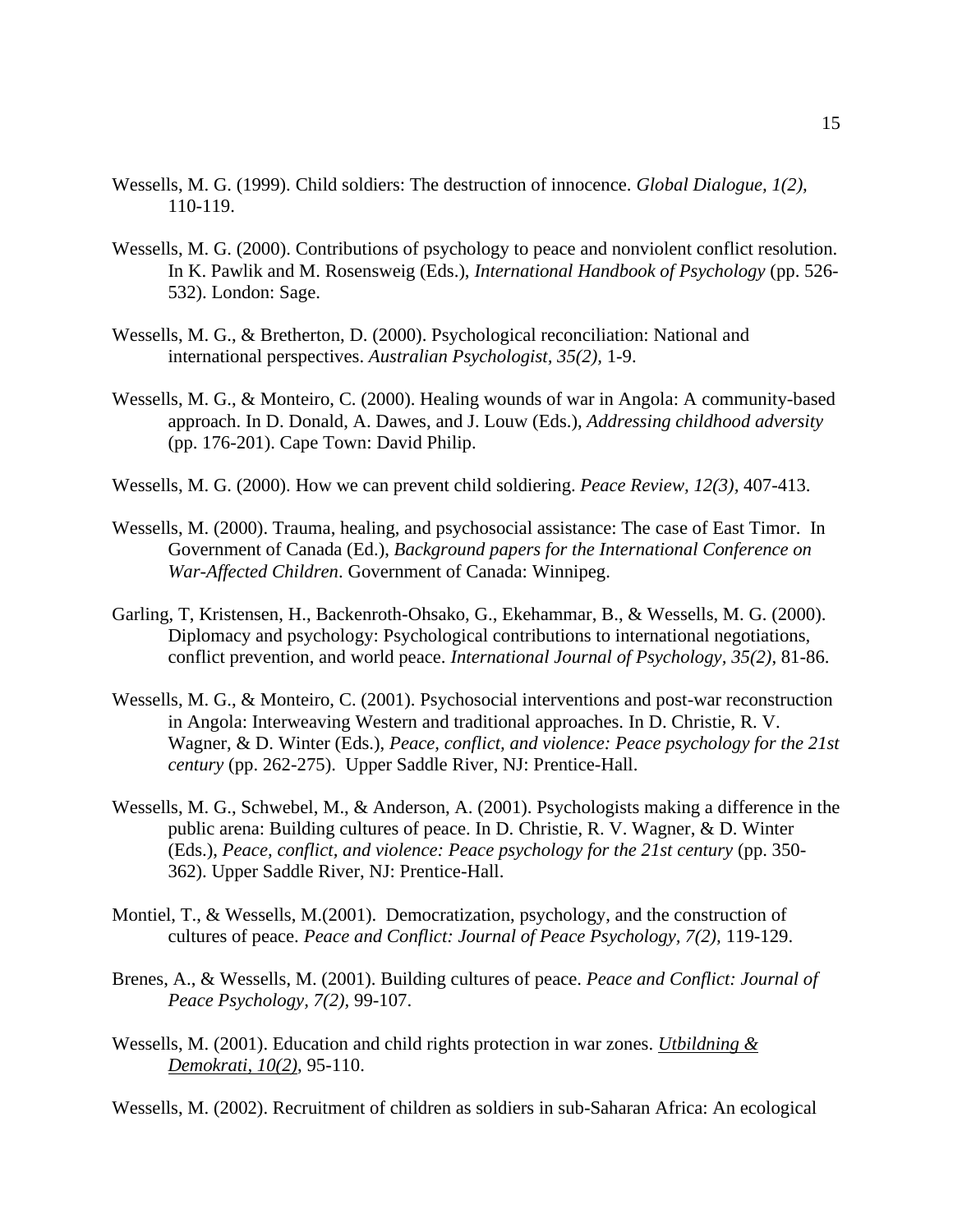Wessells, M. G. (1999). Child soldiers: The destruction of innocence. *Global Dialogue, 1(2),* 110-119.

Wessells, M. G. (2000). Contributions of psychology to peace and nonviolent conflict resolution. In K. Pawlik and M. Rosensweig (Eds.), *International Handbook of Psychology* (pp. 526-532). London: Sage.

Wessells, M. G., & Bretherton, D. (2000). Psychological reconciliation: National and international perspectives. *Australian Psychologist, 35(2),* 1-9.

Wessells, M. G., & Monteiro, C. (2000). Healing wounds of war in Angola: A community-based approach. In D. Donald, A. Dawes, and J. Louw (Eds.), *Addressing childhood adversity* (pp. 176-201). Cape Town: David Philip.

Wessells, M. G. (2000). How we can prevent child soldiering. *Peace Review, 12(3),* 407-413.

Wessells, M. (2000). Trauma, healing, and psychosocial assistance: The case of East Timor. In Government of Canada (Ed.), *Background papers for the International Conference on War-Affected Children*. Government of Canada: Winnipeg.

Garling, T, Kristensen, H., Backenroth-Ohsako, G., Ekehammar, B., & Wessells, M. G. (2000). Diplomacy and psychology: Psychological contributions to international negotiations, conflict prevention, and world peace. *International Journal of Psychology, 35(2)*, 81-86.

Wessells, M. G., & Monteiro, C. (2001). Psychosocial interventions and post-war reconstruction in Angola: Interweaving Western and traditional approaches. In D. Christie, R. V. Wagner, & D. Winter (Eds.), *Peace, conflict, and violence: Peace psychology for the 21st century* (pp. 262-275). Upper Saddle River, NJ: Prentice-Hall.

Wessells, M. G., Schwebel, M., & Anderson, A. (2001). Psychologists making a difference in the public arena: Building cultures of peace. In D. Christie, R. V. Wagner, & D. Winter (Eds.), *Peace, conflict, and violence: Peace psychology for the 21st century* (pp. 350-362). Upper Saddle River, NJ: Prentice-Hall.

Montiel, T., & Wessells, M.(2001). Democratization, psychology, and the construction of cultures of peace. *Peace and Conflict: Journal of Peace Psychology, 7(2),* 119-129.

Brenes, A., & Wessells, M. (2001). Building cultures of peace. *Peace and Conflict: Journal of Peace Psychology, 7(2),* 99-107.

Wessells, M. (2001). Education and child rights protection in war zones. *Utbildning & Demokrati, 10(2)*, 95-110.

Wessells, M. (2002). Recruitment of children as soldiers in sub-Saharan Africa: An ecological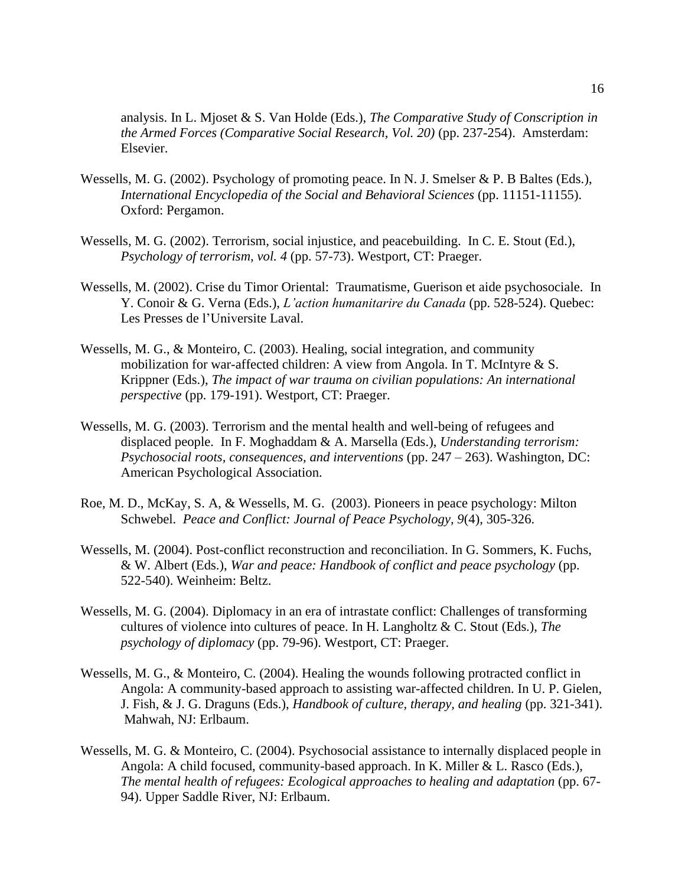analysis. In L. Mjoset & S. Van Holde (Eds.), *The Comparative Study of Conscription in the Armed Forces (Comparative Social Research, Vol. 20)* (pp. 237-254). Amsterdam: Elsevier.

Wessells, M. G. (2002). Psychology of promoting peace. In N. J. Smelser & P. B Baltes (Eds.), *International Encyclopedia of the Social and Behavioral Sciences* (pp. 11151-11155). Oxford: Pergamon.

Wessells, M. G. (2002). Terrorism, social injustice, and peacebuilding. In C. E. Stout (Ed.), *Psychology of terrorism, vol. 4* (pp. 57-73). Westport, CT: Praeger.

Wessells, M. (2002). Crise du Timor Oriental: Traumatisme, Guerison et aide psychosociale. In Y. Conoir & G. Verna (Eds.), *L'action humanitarire du Canada* (pp. 528-524). Quebec: Les Presses de l'Universite Laval.

Wessells, M. G., & Monteiro, C. (2003). Healing, social integration, and community mobilization for war-affected children: A view from Angola. In T. McIntyre & S. Krippner (Eds.), *The impact of war trauma on civilian populations: An international perspective* (pp. 179-191). Westport, CT: Praeger.

Wessells, M. G. (2003). Terrorism and the mental health and well-being of refugees and displaced people. In F. Moghaddam & A. Marsella (Eds.), *Understanding terrorism: Psychosocial roots, consequences, and interventions* (pp. 247 – 263). Washington, DC: American Psychological Association.

Roe, M. D., McKay, S. A, & Wessells, M. G. (2003). Pioneers in peace psychology: Milton Schwebel. *Peace and Conflict: Journal of Peace Psychology, 9*(4), 305-326.

Wessells, M. (2004). Post-conflict reconstruction and reconciliation. In G. Sommers, K. Fuchs, & W. Albert (Eds.), *War and peace: Handbook of conflict and peace psychology* (pp. 522-540). Weinheim: Beltz.

Wessells, M. G. (2004). Diplomacy in an era of intrastate conflict: Challenges of transforming cultures of violence into cultures of peace. In H. Langholtz & C. Stout (Eds.), *The psychology of diplomacy* (pp. 79-96). Westport, CT: Praeger.

Wessells, M. G., & Monteiro, C. (2004). Healing the wounds following protracted conflict in Angola: A community-based approach to assisting war-affected children. In U. P. Gielen, J. Fish, & J. G. Draguns (Eds.), *Handbook of culture, therapy, and healing* (pp. 321-341). Mahwah, NJ: Erlbaum.

Wessells, M. G. & Monteiro, C. (2004). Psychosocial assistance to internally displaced people in Angola: A child focused, community-based approach. In K. Miller & L. Rasco (Eds.), *The mental health of refugees: Ecological approaches to healing and adaptation* (pp. 67-94). Upper Saddle River, NJ: Erlbaum.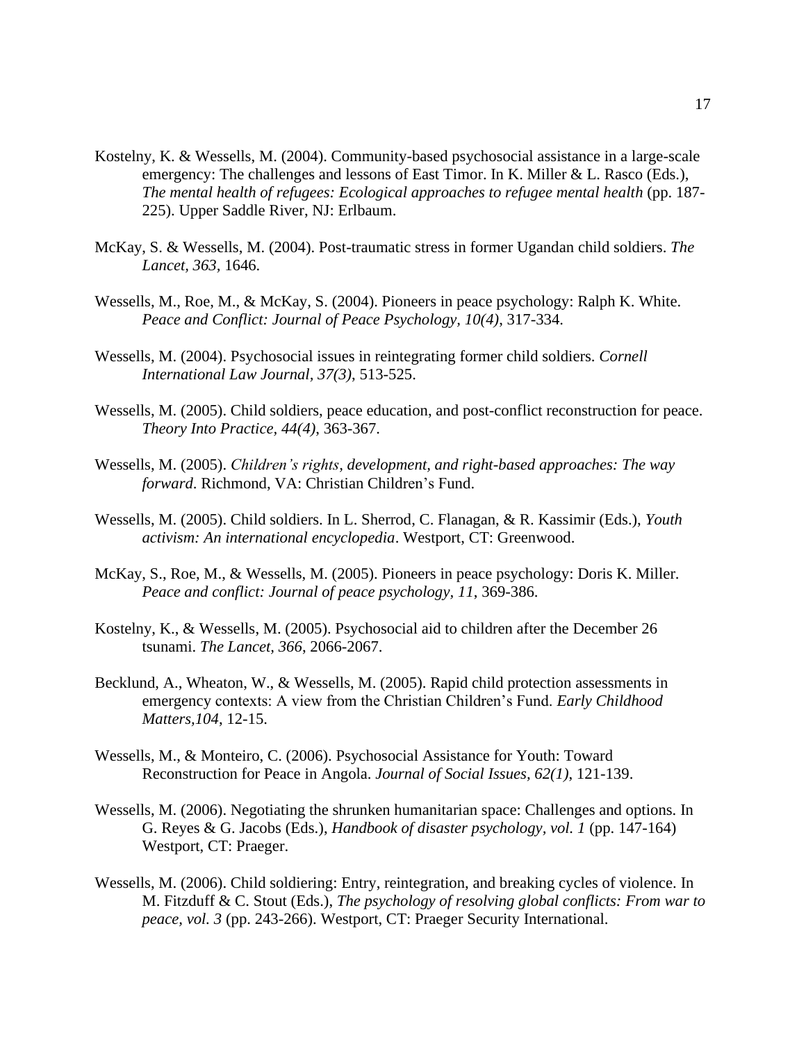Kostelny, K. & Wessells, M. (2004). Community-based psychosocial assistance in a large-scale emergency: The challenges and lessons of East Timor. In K. Miller & L. Rasco (Eds.), *The mental health of refugees: Ecological approaches to refugee mental health* (pp. 187-225). Upper Saddle River, NJ: Erlbaum.

McKay, S. & Wessells, M. (2004). Post-traumatic stress in former Ugandan child soldiers. *The Lancet, 363,* 1646.

Wessells, M., Roe, M., & McKay, S. (2004). Pioneers in peace psychology: Ralph K. White. *Peace and Conflict: Journal of Peace Psychology, 10(4),* 317-334.

Wessells, M. (2004). Psychosocial issues in reintegrating former child soldiers. *Cornell International Law Journal, 37(3)*, 513-525.

Wessells, M. (2005). Child soldiers, peace education, and post-conflict reconstruction for peace. *Theory Into Practice, 44(4)*, 363-367.

Wessells, M. (2005). *Children's rights, development, and right-based approaches: The way forward*. Richmond, VA: Christian Children's Fund.

Wessells, M. (2005). Child soldiers. In L. Sherrod, C. Flanagan, & R. Kassimir (Eds.), *Youth activism: An international encyclopedia*. Westport, CT: Greenwood.

McKay, S., Roe, M., & Wessells, M. (2005). Pioneers in peace psychology: Doris K. Miller. *Peace and conflict: Journal of peace psychology, 11*, 369-386.

Kostelny, K., & Wessells, M. (2005). Psychosocial aid to children after the December 26 tsunami. *The Lancet, 366*, 2066-2067.

Becklund, A., Wheaton, W., & Wessells, M. (2005). Rapid child protection assessments in emergency contexts: A view from the Christian Children's Fund. *Early Childhood Matters,104*, 12-15.

Wessells, M., & Monteiro, C. (2006). Psychosocial Assistance for Youth: Toward Reconstruction for Peace in Angola. *Journal of Social Issues, 62(1)*, 121-139.

Wessells, M. (2006). Negotiating the shrunken humanitarian space: Challenges and options. In G. Reyes & G. Jacobs (Eds.), *Handbook of disaster psychology, vol. 1* (pp. 147-164) Westport, CT: Praeger.

Wessells, M. (2006). Child soldiering: Entry, reintegration, and breaking cycles of violence. In M. Fitzduff & C. Stout (Eds.), *The psychology of resolving global conflicts: From war to peace, vol. 3* (pp. 243-266). Westport, CT: Praeger Security International.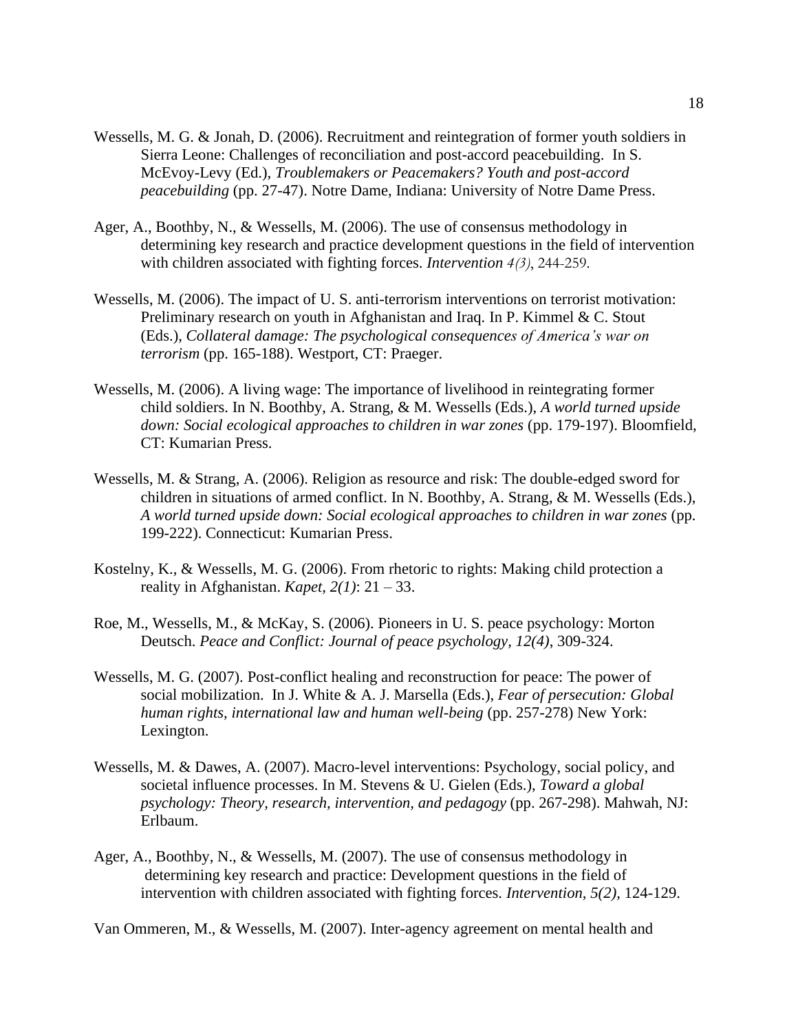Wessells, M. G. & Jonah, D. (2006). Recruitment and reintegration of former youth soldiers in Sierra Leone: Challenges of reconciliation and post-accord peacebuilding. In S. McEvoy-Levy (Ed.), *Troublemakers or Peacemakers? Youth and post-accord peacebuilding* (pp. 27-47). Notre Dame, Indiana: University of Notre Dame Press.

Ager, A., Boothby, N., & Wessells, M. (2006). The use of consensus methodology in determining key research and practice development questions in the field of intervention with children associated with fighting forces. *Intervention 4(3)*, 244-259.

Wessells, M. (2006). The impact of U. S. anti-terrorism interventions on terrorist motivation: Preliminary research on youth in Afghanistan and Iraq. In P. Kimmel & C. Stout (Eds.), *Collateral damage: The psychological consequences of America's war on terrorism* (pp. 165-188). Westport, CT: Praeger.

Wessells, M. (2006). A living wage: The importance of livelihood in reintegrating former child soldiers. In N. Boothby, A. Strang, & M. Wessells (Eds.), *A world turned upside down: Social ecological approaches to children in war zones* (pp. 179-197). Bloomfield, CT: Kumarian Press.

Wessells, M. & Strang, A. (2006). Religion as resource and risk: The double-edged sword for children in situations of armed conflict. In N. Boothby, A. Strang, & M. Wessells (Eds.), *A world turned upside down: Social ecological approaches to children in war zones* (pp. 199-222). Connecticut: Kumarian Press.

Kostelny, K., & Wessells, M. G. (2006). From rhetoric to rights: Making child protection a reality in Afghanistan. *Kapet, 2(1)*: 21 – 33.

Roe, M., Wessells, M., & McKay, S. (2006). Pioneers in U. S. peace psychology: Morton Deutsch. *Peace and Conflict: Journal of peace psychology, 12(4)*, 309-324.

Wessells, M. G. (2007). Post-conflict healing and reconstruction for peace: The power of social mobilization. In J. White & A. J. Marsella (Eds.), *Fear of persecution: Global human rights, international law and human well-being* (pp. 257-278) New York: Lexington.

Wessells, M. & Dawes, A. (2007). Macro-level interventions: Psychology, social policy, and societal influence processes. In M. Stevens & U. Gielen (Eds.), *Toward a global psychology: Theory, research, intervention, and pedagogy* (pp. 267-298). Mahwah, NJ: Erlbaum.

Ager, A., Boothby, N., & Wessells, M. (2007). The use of consensus methodology in determining key research and practice: Development questions in the field of intervention with children associated with fighting forces. *Intervention, 5(2)*, 124-129.

Van Ommeren, M., & Wessells, M. (2007). Inter-agency agreement on mental health and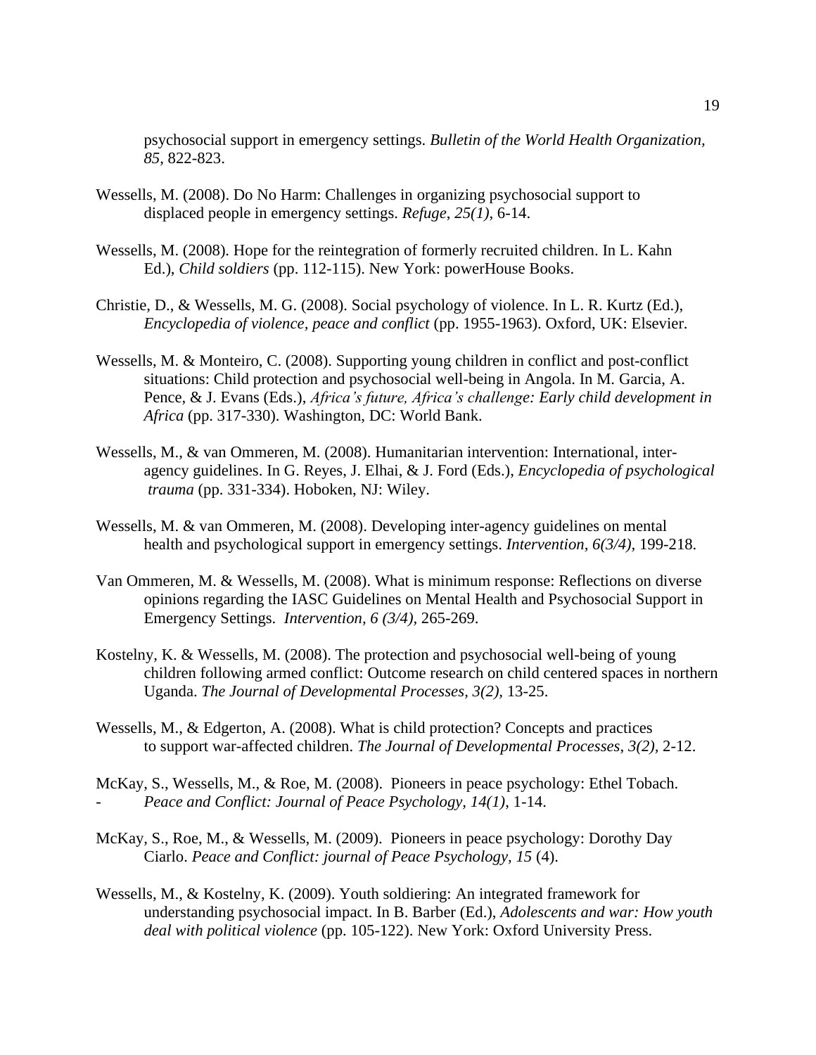psychosocial support in emergency settings. *Bulletin of the World Health Organization, 85*, 822-823.

Wessells, M. (2008). Do No Harm: Challenges in organizing psychosocial support to displaced people in emergency settings. *Refuge*, *25(1)*, 6-14.

Wessells, M. (2008). Hope for the reintegration of formerly recruited children. In L. Kahn Ed.), *Child soldiers* (pp. 112-115). New York: powerHouse Books.

Christie, D., & Wessells, M. G. (2008). Social psychology of violence. In L. R. Kurtz (Ed.), *Encyclopedia of violence, peace and conflict* (pp. 1955-1963). Oxford, UK: Elsevier.

Wessells, M. & Monteiro, C. (2008). Supporting young children in conflict and post-conflict situations: Child protection and psychosocial well-being in Angola. In M. Garcia, A. Pence, & J. Evans (Eds.), *Africa's future, Africa's challenge: Early child development in Africa* (pp. 317-330). Washington, DC: World Bank.

Wessells, M., & van Ommeren, M. (2008). Humanitarian intervention: International, inter-agency guidelines. In G. Reyes, J. Elhai, & J. Ford (Eds.), *Encyclopedia of psychological trauma* (pp. 331-334). Hoboken, NJ: Wiley.

Wessells, M. & van Ommeren, M. (2008). Developing inter-agency guidelines on mental health and psychological support in emergency settings. *Intervention, 6(3/4)*, 199-218.

Van Ommeren, M. & Wessells, M. (2008). What is minimum response: Reflections on diverse opinions regarding the IASC Guidelines on Mental Health and Psychosocial Support in Emergency Settings. *Intervention, 6 (3/4)*, 265-269.

Kostelny, K. & Wessells, M. (2008). The protection and psychosocial well-being of young children following armed conflict: Outcome research on child centered spaces in northern Uganda. *The Journal of Developmental Processes, 3(2)*, 13-25.

Wessells, M., & Edgerton, A. (2008). What is child protection? Concepts and practices to support war-affected children. *The Journal of Developmental Processes, 3(2)*, 2-12.

McKay, S., Wessells, M., & Roe, M. (2008). Pioneers in peace psychology: Ethel Tobach. - *Peace and Conflict: Journal of Peace Psychology, 14(1)*, 1-14.

McKay, S., Roe, M., & Wessells, M. (2009). Pioneers in peace psychology: Dorothy Day Ciarlo. *Peace and Conflict: journal of Peace Psychology, 15* (4).

Wessells, M., & Kostelny, K. (2009). Youth soldiering: An integrated framework for understanding psychosocial impact. In B. Barber (Ed.), *Adolescents and war: How youth deal with political violence* (pp. 105-122). New York: Oxford University Press.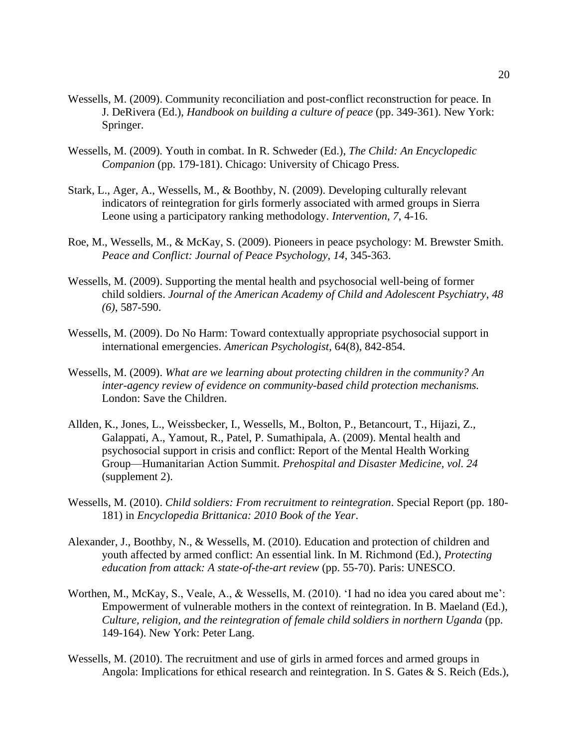Wessells, M. (2009). Community reconciliation and post-conflict reconstruction for peace. In J. DeRivera (Ed.), *Handbook on building a culture of peace* (pp. 349-361). New York: Springer.

Wessells, M. (2009). Youth in combat. In R. Schweder (Ed.), *The Child: An Encyclopedic Companion* (pp. 179-181). Chicago: University of Chicago Press.

Stark, L., Ager, A., Wessells, M., & Boothby, N. (2009). Developing culturally relevant indicators of reintegration for girls formerly associated with armed groups in Sierra Leone using a participatory ranking methodology. *Intervention*, *7*, 4-16.

Roe, M., Wessells, M., & McKay, S. (2009). Pioneers in peace psychology: M. Brewster Smith. *Peace and Conflict: Journal of Peace Psychology*, *14*, 345-363.

Wessells, M. (2009). Supporting the mental health and psychosocial well-being of former child soldiers. *Journal of the American Academy of Child and Adolescent Psychiatry*, *48 (6)*, 587-590.

Wessells, M. (2009). Do No Harm: Toward contextually appropriate psychosocial support in international emergencies. *American Psychologist*, 64(8), 842-854.

Wessells, M. (2009). *What are we learning about protecting children in the community? An inter-agency review of evidence on community-based child protection mechanisms.* London: Save the Children.

Allden, K., Jones, L., Weissbecker, I., Wessells, M., Bolton, P., Betancourt, T., Hijazi, Z., Galappati, A., Yamout, R., Patel, P. Sumathipala, A. (2009). Mental health and psychosocial support in crisis and conflict: Report of the Mental Health Working Group—Humanitarian Action Summit. *Prehospital and Disaster Medicine, vol. 24* (supplement 2).

Wessells, M. (2010). *Child soldiers: From recruitment to reintegration*. Special Report (pp. 180-181) in *Encyclopedia Brittanica: 2010 Book of the Year*.

Alexander, J., Boothby, N., & Wessells, M. (2010). Education and protection of children and youth affected by armed conflict: An essential link. In M. Richmond (Ed.), *Protecting education from attack: A state-of-the-art review* (pp. 55-70). Paris: UNESCO.

Worthen, M., McKay, S., Veale, A., & Wessells, M. (2010). 'I had no idea you cared about me': Empowerment of vulnerable mothers in the context of reintegration. In B. Maeland (Ed.), *Culture, religion, and the reintegration of female child soldiers in northern Uganda* (pp. 149-164). New York: Peter Lang.

Wessells, M. (2010). The recruitment and use of girls in armed forces and armed groups in Angola: Implications for ethical research and reintegration. In S. Gates & S. Reich (Eds.),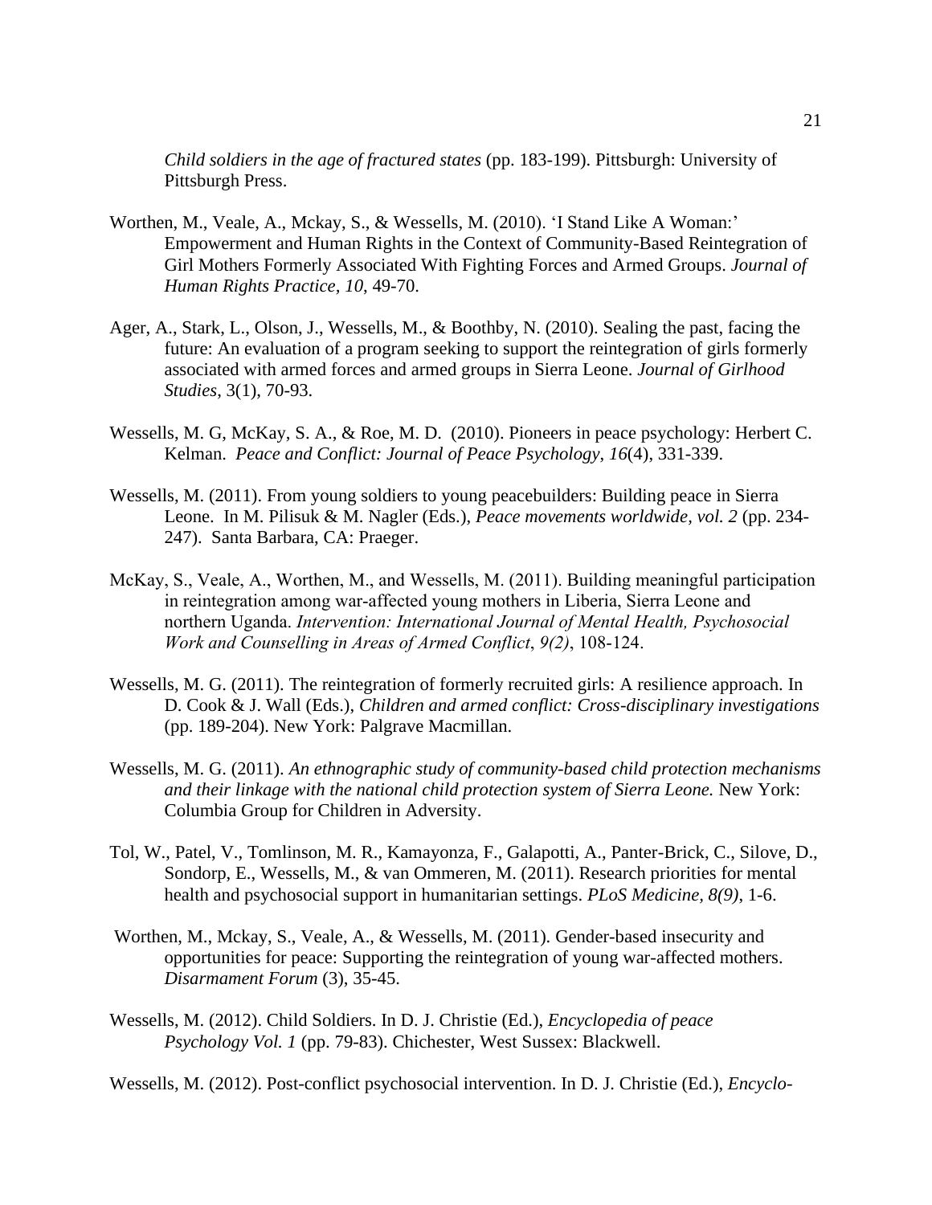*Child soldiers in the age of fractured states* (pp. 183-199). Pittsburgh: University of Pittsburgh Press.

Worthen, M., Veale, A., Mckay, S., & Wessells, M. (2010). 'I Stand Like A Woman:' Empowerment and Human Rights in the Context of Community-Based Reintegration of Girl Mothers Formerly Associated With Fighting Forces and Armed Groups. *Journal of Human Rights Practice, 10*, 49-70.

Ager, A., Stark, L., Olson, J., Wessells, M., & Boothby, N. (2010). Sealing the past, facing the future: An evaluation of a program seeking to support the reintegration of girls formerly associated with armed forces and armed groups in Sierra Leone. *Journal of Girlhood Studies*, 3(1), 70-93.

Wessells, M. G, McKay, S. A., & Roe, M. D. (2010). Pioneers in peace psychology: Herbert C. Kelman. *Peace and Conflict: Journal of Peace Psychology*, *16*(4), 331-339.

Wessells, M. (2011). From young soldiers to young peacebuilders: Building peace in Sierra Leone. In M. Pilisuk & M. Nagler (Eds.), *Peace movements worldwide, vol. 2* (pp. 234-247). Santa Barbara, CA: Praeger.

McKay, S., Veale, A., Worthen, M., and Wessells, M. (2011). Building meaningful participation in reintegration among war-affected young mothers in Liberia, Sierra Leone and northern Uganda. *Intervention: International Journal of Mental Health, Psychosocial Work and Counselling in Areas of Armed Conflict*, *9(2)*, 108-124.

Wessells, M. G. (2011). The reintegration of formerly recruited girls: A resilience approach. In D. Cook & J. Wall (Eds.), *Children and armed conflict: Cross-disciplinary investigations* (pp. 189-204). New York: Palgrave Macmillan.

Wessells, M. G. (2011). *An ethnographic study of community-based child protection mechanisms and their linkage with the national child protection system of Sierra Leone.* New York: Columbia Group for Children in Adversity.

Tol, W., Patel, V., Tomlinson, M. R., Kamayonza, F., Galapotti, A., Panter-Brick, C., Silove, D., Sondorp, E., Wessells, M., & van Ommeren, M. (2011). Research priorities for mental health and psychosocial support in humanitarian settings. *PLoS Medicine, 8(9)*, 1-6.

Worthen, M., Mckay, S., Veale, A., & Wessells, M. (2011). Gender-based insecurity and opportunities for peace: Supporting the reintegration of young war-affected mothers. *Disarmament Forum* (3), 35-45.

Wessells, M. (2012). Child Soldiers. In D. J. Christie (Ed.), *Encyclopedia of peace Psychology Vol. 1* (pp. 79-83). Chichester, West Sussex: Blackwell.

Wessells, M. (2012). Post-conflict psychosocial intervention. In D. J. Christie (Ed.), *Encyclo-*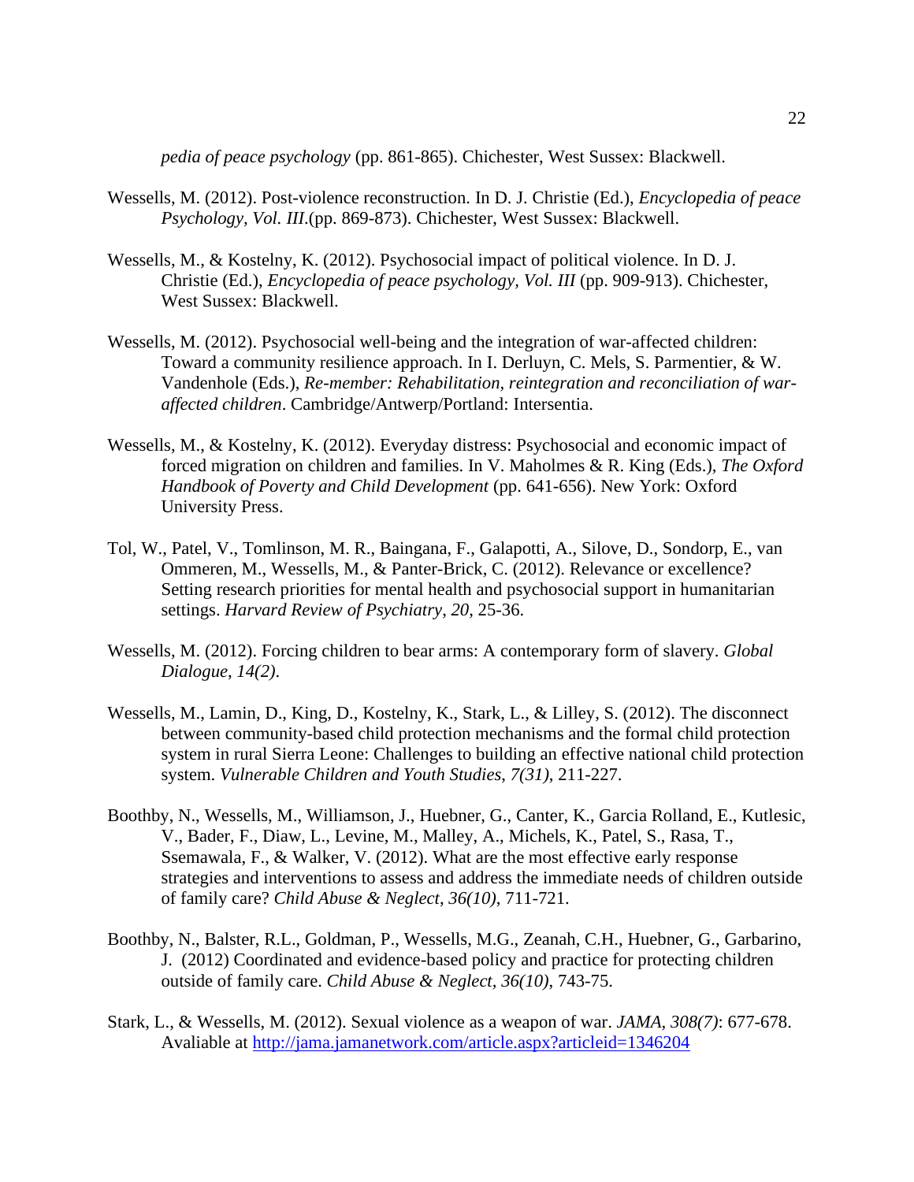*pedia of peace psychology* (pp. 861-865). Chichester, West Sussex: Blackwell.

Wessells, M. (2012). Post-violence reconstruction. In D. J. Christie (Ed.), *Encyclopedia of peace Psychology, Vol. III*.(pp. 869-873). Chichester, West Sussex: Blackwell.

Wessells, M., & Kostelny, K. (2012). Psychosocial impact of political violence. In D. J. Christie (Ed.), *Encyclopedia of peace psychology, Vol. III* (pp. 909-913). Chichester, West Sussex: Blackwell.

Wessells, M. (2012). Psychosocial well-being and the integration of war-affected children: Toward a community resilience approach. In I. Derluyn, C. Mels, S. Parmentier, & W. Vandenhole (Eds.), *Re-member: Rehabilitation, reintegration and reconciliation of war-affected children*. Cambridge/Antwerp/Portland: Intersentia.

Wessells, M., & Kostelny, K. (2012). Everyday distress: Psychosocial and economic impact of forced migration on children and families. In V. Maholmes & R. King (Eds.), *The Oxford Handbook of Poverty and Child Development* (pp. 641-656). New York: Oxford University Press.

Tol, W., Patel, V., Tomlinson, M. R., Baingana, F., Galapotti, A., Silove, D., Sondorp, E., van Ommeren, M., Wessells, M., & Panter-Brick, C. (2012). Relevance or excellence? Setting research priorities for mental health and psychosocial support in humanitarian settings. *Harvard Review of Psychiatry*, *20*, 25-36.

Wessells, M. (2012). Forcing children to bear arms: A contemporary form of slavery. *Global Dialogue, 14(2)*.

Wessells, M., Lamin, D., King, D., Kostelny, K., Stark, L., & Lilley, S. (2012). The disconnect between community-based child protection mechanisms and the formal child protection system in rural Sierra Leone: Challenges to building an effective national child protection system. *Vulnerable Children and Youth Studies, 7(31)*, 211-227.

Boothby, N., Wessells, M., Williamson, J., Huebner, G., Canter, K., Garcia Rolland, E., Kutlesic, V., Bader, F., Diaw, L., Levine, M., Malley, A., Michels, K., Patel, S., Rasa, T., Ssemawala, F., & Walker, V. (2012). What are the most effective early response strategies and interventions to assess and address the immediate needs of children outside of family care? *Child Abuse & Neglect, 36(10)*, 711-721.

Boothby, N., Balster, R.L., Goldman, P., Wessells, M.G., Zeanah, C.H., Huebner, G., Garbarino, J. (2012) Coordinated and evidence-based policy and practice for protecting children outside of family care. *Child Abuse & Neglect, 36(10)*, 743-75.

Stark, L., & Wessells, M. (2012). Sexual violence as a weapon of war. *JAMA, 308(7)*: 677-678. Avaliable at http://jama.jamanetwork.com/article.aspx?articleid=1346204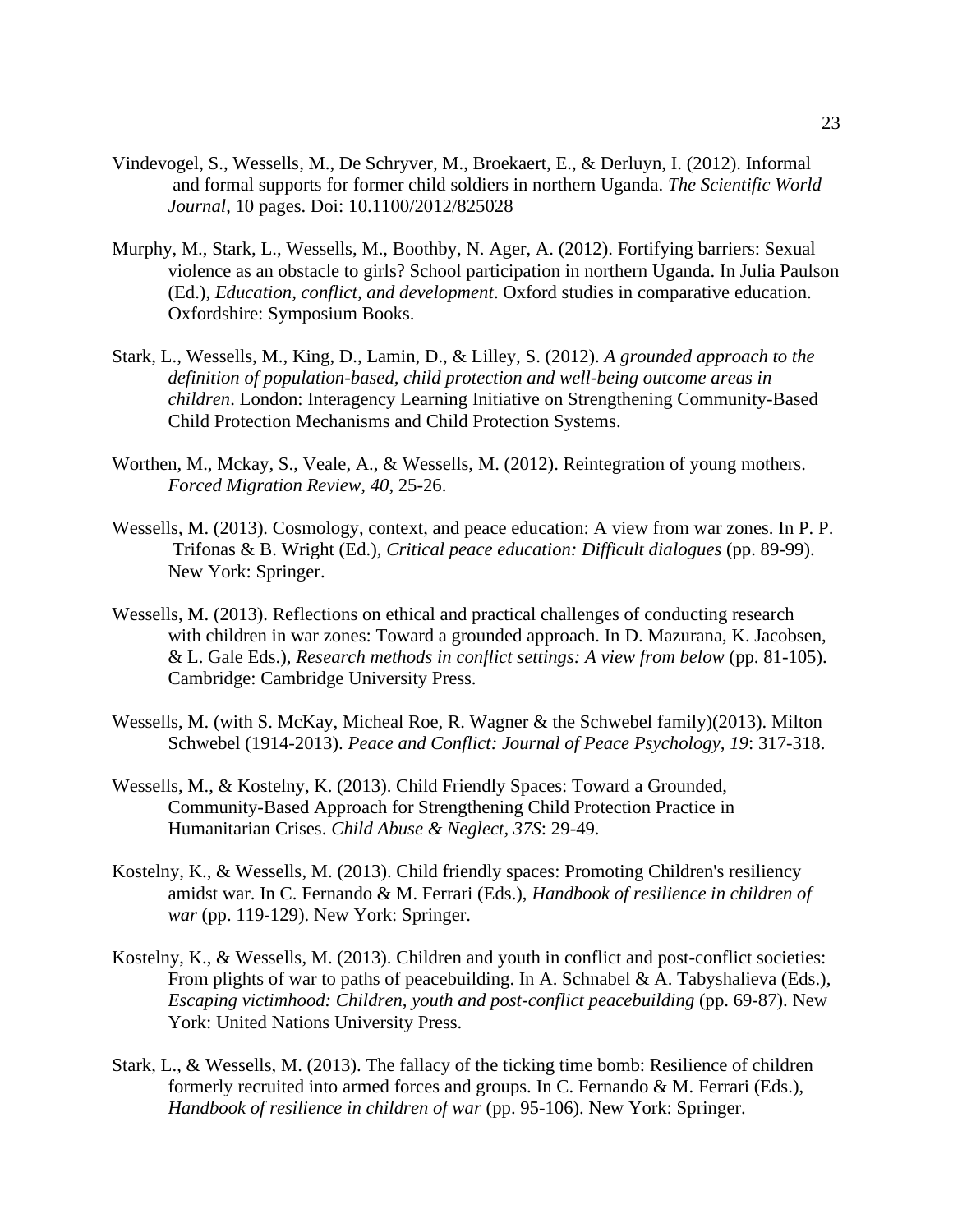Vindevogel, S., Wessells, M., De Schryver, M., Broekaert, E., & Derluyn, I. (2012). Informal and formal supports for former child soldiers in northern Uganda. *The Scientific World Journal*, 10 pages. Doi: 10.1100/2012/825028

Murphy, M., Stark, L., Wessells, M., Boothby, N. Ager, A. (2012). Fortifying barriers: Sexual violence as an obstacle to girls? School participation in northern Uganda. In Julia Paulson (Ed.), *Education, conflict, and development*. Oxford studies in comparative education. Oxfordshire: Symposium Books.

Stark, L., Wessells, M., King, D., Lamin, D., & Lilley, S. (2012). *A grounded approach to the definition of population-based, child protection and well-being outcome areas in children*. London: Interagency Learning Initiative on Strengthening Community-Based Child Protection Mechanisms and Child Protection Systems.

Worthen, M., Mckay, S., Veale, A., & Wessells, M. (2012). Reintegration of young mothers. *Forced Migration Review, 40*, 25-26.

Wessells, M. (2013). Cosmology, context, and peace education: A view from war zones. In P. P. Trifonas & B. Wright (Ed.), *Critical peace education: Difficult dialogues* (pp. 89-99). New York: Springer.

Wessells, M. (2013). Reflections on ethical and practical challenges of conducting research with children in war zones: Toward a grounded approach. In D. Mazurana, K. Jacobsen, & L. Gale Eds.), *Research methods in conflict settings: A view from below* (pp. 81-105). Cambridge: Cambridge University Press.

Wessells, M. (with S. McKay, Micheal Roe, R. Wagner & the Schwebel family)(2013). Milton Schwebel (1914-2013). *Peace and Conflict: Journal of Peace Psychology, 19*: 317-318.

Wessells, M., & Kostelny, K. (2013). Child Friendly Spaces: Toward a Grounded, Community-Based Approach for Strengthening Child Protection Practice in Humanitarian Crises. *Child Abuse & Neglect, 37S*: 29-49.

Kostelny, K., & Wessells, M. (2013). Child friendly spaces: Promoting Children's resiliency amidst war. In C. Fernando & M. Ferrari (Eds.), *Handbook of resilience in children of war* (pp. 119-129). New York: Springer.

Kostelny, K., & Wessells, M. (2013). Children and youth in conflict and post-conflict societies: From plights of war to paths of peacebuilding. In A. Schnabel & A. Tabyshalieva (Eds.), *Escaping victimhood: Children, youth and post-conflict peacebuilding* (pp. 69-87). New York: United Nations University Press.

Stark, L., & Wessells, M. (2013). The fallacy of the ticking time bomb: Resilience of children formerly recruited into armed forces and groups. In C. Fernando & M. Ferrari (Eds.), *Handbook of resilience in children of war* (pp. 95-106). New York: Springer.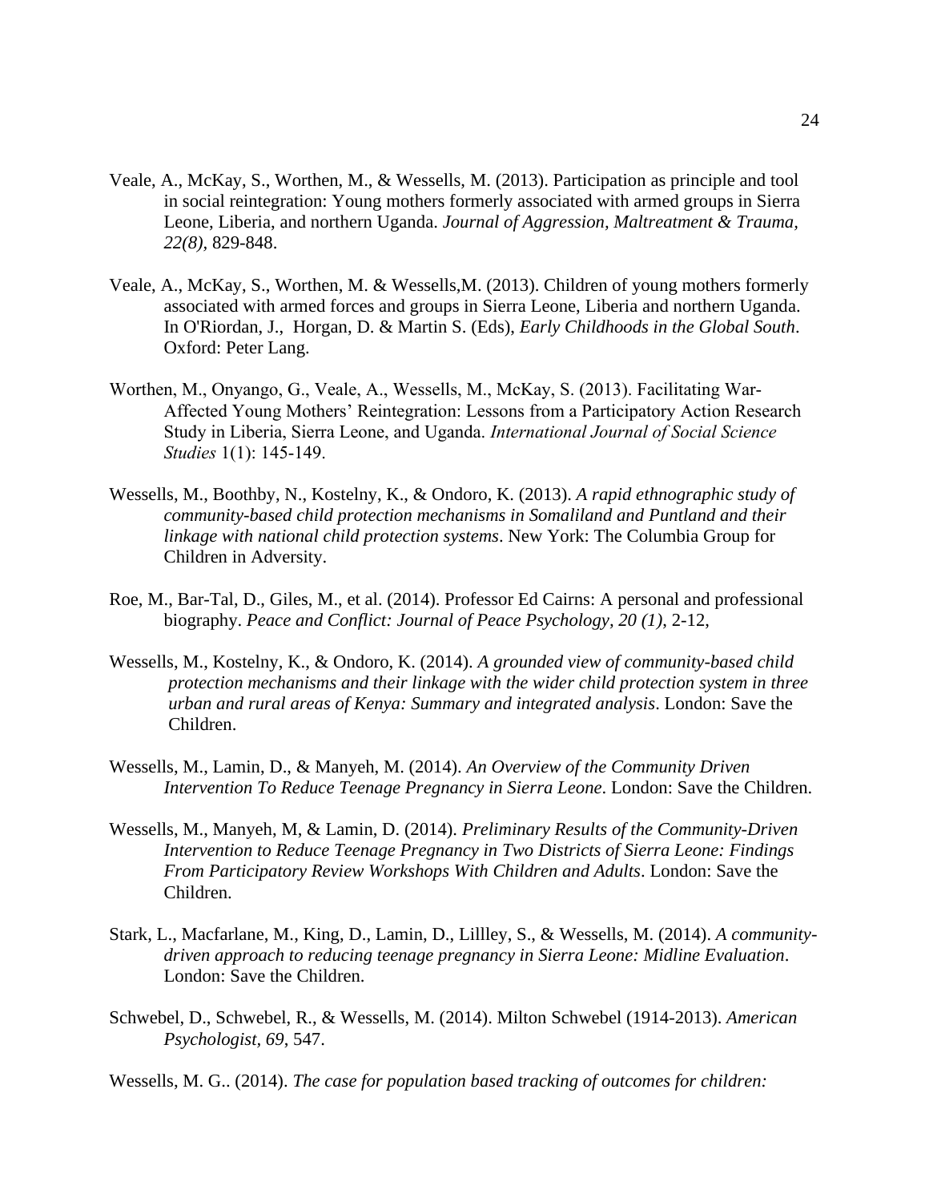Veale, A., McKay, S., Worthen, M., & Wessells, M. (2013). Participation as principle and tool in social reintegration: Young mothers formerly associated with armed groups in Sierra Leone, Liberia, and northern Uganda. *Journal of Aggression, Maltreatment & Trauma, 22(8),* 829-848.

Veale, A., McKay, S., Worthen, M. & Wessells,M. (2013). Children of young mothers formerly associated with armed forces and groups in Sierra Leone, Liberia and northern Uganda. In O'Riordan, J., Horgan, D. & Martin S. (Eds), *Early Childhoods in the Global South*. Oxford: Peter Lang.

Worthen, M., Onyango, G., Veale, A., Wessells, M., McKay, S. (2013). Facilitating War-Affected Young Mothers' Reintegration: Lessons from a Participatory Action Research Study in Liberia, Sierra Leone, and Uganda. *International Journal of Social Science Studies* 1(1): 145-149.

Wessells, M., Boothby, N., Kostelny, K., & Ondoro, K. (2013). *A rapid ethnographic study of community-based child protection mechanisms in Somaliland and Puntland and their linkage with national child protection systems*. New York: The Columbia Group for Children in Adversity.

Roe, M., Bar-Tal, D., Giles, M., et al. (2014). Professor Ed Cairns: A personal and professional biography. *Peace and Conflict: Journal of Peace Psychology, 20 (1)*, 2-12,

Wessells, M., Kostelny, K., & Ondoro, K. (2014). *A grounded view of community-based child protection mechanisms and their linkage with the wider child protection system in three urban and rural areas of Kenya: Summary and integrated analysis*. London: Save the Children.

Wessells, M., Lamin, D., & Manyeh, M. (2014). *An Overview of the Community Driven Intervention To Reduce Teenage Pregnancy in Sierra Leone*. London: Save the Children.

Wessells, M., Manyeh, M, & Lamin, D. (2014). *Preliminary Results of the Community-Driven Intervention to Reduce Teenage Pregnancy in Two Districts of Sierra Leone: Findings From Participatory Review Workshops With Children and Adults*. London: Save the Children.

Stark, L., Macfarlane, M., King, D., Lamin, D., Lillley, S., & Wessells, M. (2014). *A community-driven approach to reducing teenage pregnancy in Sierra Leone: Midline Evaluation*. London: Save the Children.

Schwebel, D., Schwebel, R., & Wessells, M. (2014). Milton Schwebel (1914-2013). *American Psychologist, 69*, 547.

Wessells, M. G.. (2014). *The case for population based tracking of outcomes for children:*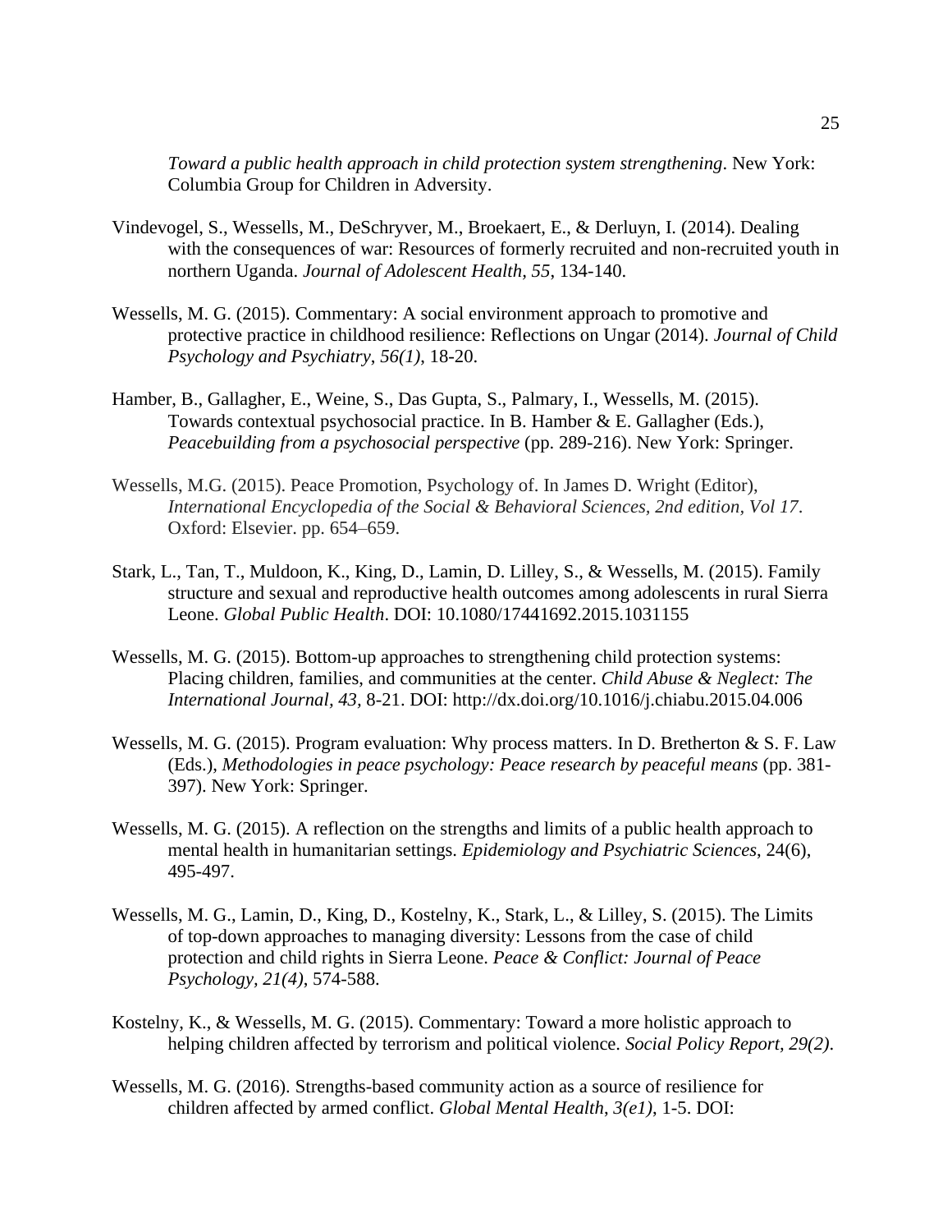*Toward a public health approach in child protection system strengthening*. New York: Columbia Group for Children in Adversity.

Vindevogel, S., Wessells, M., DeSchryver, M., Broekaert, E., & Derluyn, I. (2014). Dealing with the consequences of war: Resources of formerly recruited and non-recruited youth in northern Uganda. *Journal of Adolescent Health, 55*, 134-140.

Wessells, M. G. (2015). Commentary: A social environment approach to promotive and protective practice in childhood resilience: Reflections on Ungar (2014). *Journal of Child Psychology and Psychiatry*, *56(1)*, 18-20.

Hamber, B., Gallagher, E., Weine, S., Das Gupta, S., Palmary, I., Wessells, M. (2015). Towards contextual psychosocial practice. In B. Hamber & E. Gallagher (Eds.), *Peacebuilding from a psychosocial perspective* (pp. 289-216). New York: Springer.

Wessells, M.G. (2015). Peace Promotion, Psychology of. In James D. Wright (Editor), *International Encyclopedia of the Social & Behavioral Sciences, 2nd edition, Vol 17*. Oxford: Elsevier. pp. 654–659.

Stark, L., Tan, T., Muldoon, K., King, D., Lamin, D. Lilley, S., & Wessells, M. (2015). Family structure and sexual and reproductive health outcomes among adolescents in rural Sierra Leone. *Global Public Health*. DOI: 10.1080/17441692.2015.1031155

Wessells, M. G. (2015). Bottom-up approaches to strengthening child protection systems: Placing children, families, and communities at the center. *Child Abuse & Neglect: The International Journal*, *43*, 8-21. DOI: http://dx.doi.org/10.1016/j.chiabu.2015.04.006

Wessells, M. G. (2015). Program evaluation: Why process matters. In D. Bretherton & S. F. Law (Eds.), *Methodologies in peace psychology: Peace research by peaceful means* (pp. 381-397). New York: Springer.

Wessells, M. G. (2015). A reflection on the strengths and limits of a public health approach to mental health in humanitarian settings. *Epidemiology and Psychiatric Sciences*, 24(6), 495-497.

Wessells, M. G., Lamin, D., King, D., Kostelny, K., Stark, L., & Lilley, S. (2015). The Limits of top-down approaches to managing diversity: Lessons from the case of child protection and child rights in Sierra Leone. *Peace & Conflict: Journal of Peace Psychology, 21(4)*, 574-588.

Kostelny, K., & Wessells, M. G. (2015). Commentary: Toward a more holistic approach to helping children affected by terrorism and political violence. *Social Policy Report, 29(2)*.

Wessells, M. G. (2016). Strengths-based community action as a source of resilience for children affected by armed conflict. *Global Mental Health*, *3(e1)*, 1-5. DOI: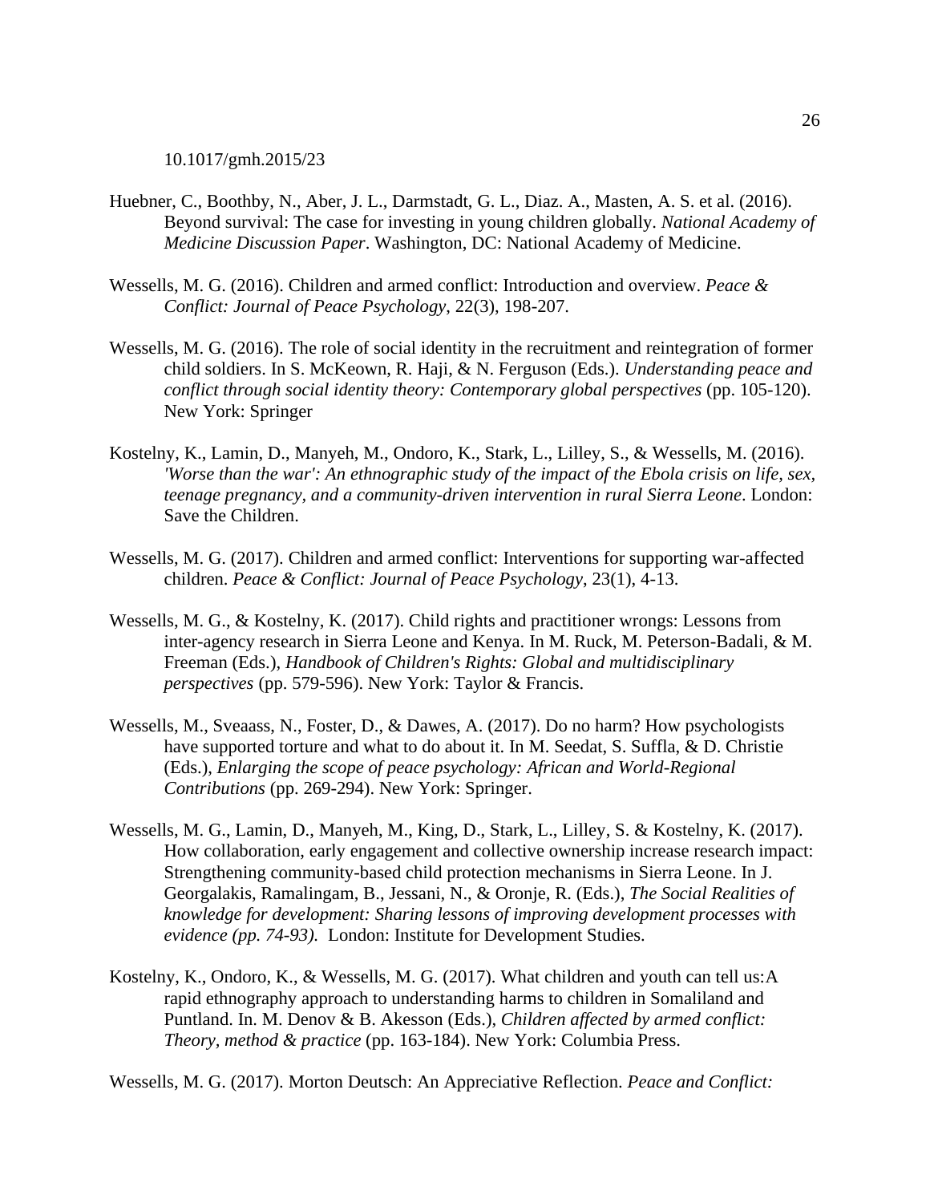10.1017/gmh.2015/23

Huebner, C., Boothby, N., Aber, J. L., Darmstadt, G. L., Diaz. A., Masten, A. S. et al. (2016). Beyond survival: The case for investing in young children globally. *National Academy of Medicine Discussion Paper*. Washington, DC: National Academy of Medicine.

Wessells, M. G. (2016). Children and armed conflict: Introduction and overview. *Peace & Conflict: Journal of Peace Psychology*, 22(3), 198-207.

Wessells, M. G. (2016). The role of social identity in the recruitment and reintegration of former child soldiers. In S. McKeown, R. Haji, & N. Ferguson (Eds.). *Understanding peace and conflict through social identity theory: Contemporary global perspectives* (pp. 105-120). New York: Springer

Kostelny, K., Lamin, D., Manyeh, M., Ondoro, K., Stark, L., Lilley, S., & Wessells, M. (2016). *'Worse than the war': An ethnographic study of the impact of the Ebola crisis on life, sex, teenage pregnancy, and a community-driven intervention in rural Sierra Leone*. London: Save the Children.

Wessells, M. G. (2017). Children and armed conflict: Interventions for supporting war-affected children. *Peace & Conflict: Journal of Peace Psychology*, 23(1), 4-13.

Wessells, M. G., & Kostelny, K. (2017). Child rights and practitioner wrongs: Lessons from inter-agency research in Sierra Leone and Kenya. In M. Ruck, M. Peterson-Badali, & M. Freeman (Eds.), *Handbook of Children's Rights: Global and multidisciplinary perspectives* (pp. 579-596). New York: Taylor & Francis.

Wessells, M., Sveaass, N., Foster, D., & Dawes, A. (2017). Do no harm? How psychologists have supported torture and what to do about it. In M. Seedat, S. Suffla, & D. Christie (Eds.), *Enlarging the scope of peace psychology: African and World-Regional Contributions* (pp. 269-294). New York: Springer.

Wessells, M. G., Lamin, D., Manyeh, M., King, D., Stark, L., Lilley, S. & Kostelny, K. (2017). How collaboration, early engagement and collective ownership increase research impact: Strengthening community-based child protection mechanisms in Sierra Leone. In J. Georgalakis, Ramalingam, B., Jessani, N., & Oronje, R. (Eds.), *The Social Realities of knowledge for development: Sharing lessons of improving development processes with evidence (pp. 74-93).* London: Institute for Development Studies.

Kostelny, K., Ondoro, K., & Wessells, M. G. (2017). What children and youth can tell us:A rapid ethnography approach to understanding harms to children in Somaliland and Puntland. In. M. Denov & B. Akesson (Eds.), *Children affected by armed conflict: Theory, method & practice* (pp. 163-184). New York: Columbia Press.

Wessells, M. G. (2017). Morton Deutsch: An Appreciative Reflection. *Peace and Conflict:*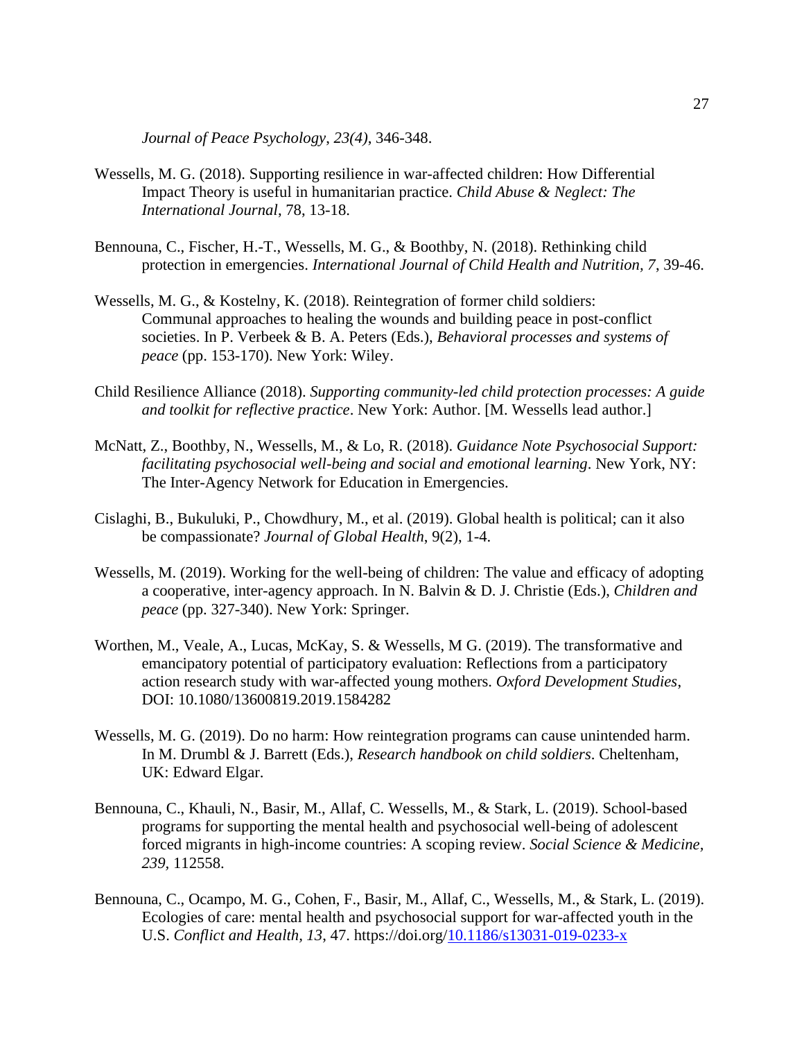*Journal of Peace Psychology*, *23(4)*, 346-348.

Wessells, M. G. (2018). Supporting resilience in war-affected children: How Differential Impact Theory is useful in humanitarian practice. *Child Abuse & Neglect: The International Journal*, 78, 13-18.

Bennouna, C., Fischer, H.-T., Wessells, M. G., & Boothby, N. (2018). Rethinking child protection in emergencies. *International Journal of Child Health and Nutrition, 7*, 39-46.

Wessells, M. G., & Kostelny, K. (2018). Reintegration of former child soldiers: Communal approaches to healing the wounds and building peace in post-conflict societies. In P. Verbeek & B. A. Peters (Eds.), *Behavioral processes and systems of peace* (pp. 153-170). New York: Wiley.

Child Resilience Alliance (2018). *Supporting community-led child protection processes: A guide and toolkit for reflective practice*. New York: Author. [M. Wessells lead author.]

McNatt, Z., Boothby, N., Wessells, M., & Lo, R. (2018). *Guidance Note Psychosocial Support: facilitating psychosocial well-being and social and emotional learning*. New York, NY: The Inter-Agency Network for Education in Emergencies.

Cislaghi, B., Bukuluki, P., Chowdhury, M., et al. (2019). Global health is political; can it also be compassionate? *Journal of Global Health*, 9(2), 1-4.

Wessells, M. (2019). Working for the well-being of children: The value and efficacy of adopting a cooperative, inter-agency approach. In N. Balvin & D. J. Christie (Eds.), *Children and peace* (pp. 327-340). New York: Springer.

Worthen, M., Veale, A., Lucas, McKay, S. & Wessells, M G. (2019). The transformative and emancipatory potential of participatory evaluation: Reflections from a participatory action research study with war-affected young mothers. *Oxford Development Studies*, DOI: 10.1080/13600819.2019.1584282

Wessells, M. G. (2019). Do no harm: How reintegration programs can cause unintended harm. In M. Drumbl & J. Barrett (Eds.), *Research handbook on child soldiers*. Cheltenham, UK: Edward Elgar.

Bennouna, C., Khauli, N., Basir, M., Allaf, C. Wessells, M., & Stark, L. (2019). School-based programs for supporting the mental health and psychosocial well-being of adolescent forced migrants in high-income countries: A scoping review. *Social Science & Medicine, 239*, 112558.

Bennouna, C., Ocampo, M. G., Cohen, F., Basir, M., Allaf, C., Wessells, M., & Stark, L. (2019). Ecologies of care: mental health and psychosocial support for war-affected youth in the U.S. *Conflict and Health, 13*, 47. https://doi.org/10.1186/s13031-019-0233-x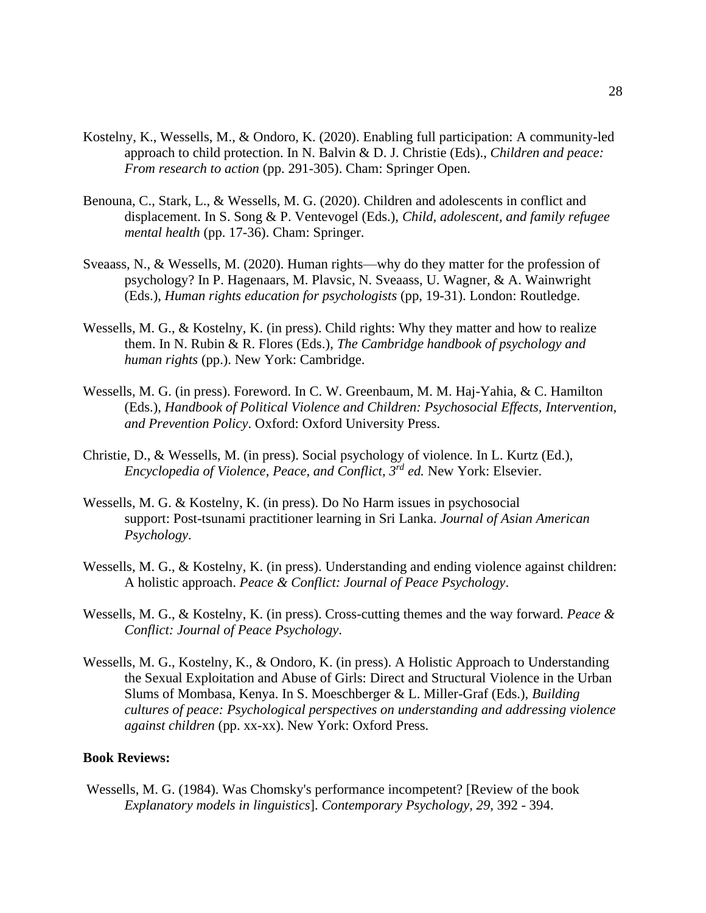Kostelny, K., Wessells, M., & Ondoro, K. (2020). Enabling full participation: A community-led approach to child protection. In N. Balvin & D. J. Christie (Eds)., *Children and peace: From research to action* (pp. 291-305). Cham: Springer Open.

Benouna, C., Stark, L., & Wessells, M. G. (2020). Children and adolescents in conflict and displacement. In S. Song & P. Ventevogel (Eds.), *Child, adolescent, and family refugee mental health* (pp. 17-36). Cham: Springer.

Sveaass, N., & Wessells, M. (2020). Human rights—why do they matter for the profession of psychology? In P. Hagenaars, M. Plavsic, N. Sveaass, U. Wagner, & A. Wainwright (Eds.), *Human rights education for psychologists* (pp, 19-31). London: Routledge.

Wessells, M. G., & Kostelny, K. (in press). Child rights: Why they matter and how to realize them. In N. Rubin & R. Flores (Eds.), *The Cambridge handbook of psychology and human rights* (pp.). New York: Cambridge.

Wessells, M. G. (in press). Foreword. In C. W. Greenbaum, M. M. Haj-Yahia, & C. Hamilton (Eds.), *Handbook of Political Violence and Children: Psychosocial Effects, Intervention, and Prevention Policy*. Oxford: Oxford University Press.

Christie, D., & Wessells, M. (in press). Social psychology of violence. In L. Kurtz (Ed.), *Encyclopedia of Violence, Peace, and Conflict, 3rd ed.* New York: Elsevier.

Wessells, M. G. & Kostelny, K. (in press). Do No Harm issues in psychosocial support: Post-tsunami practitioner learning in Sri Lanka. *Journal of Asian American Psychology*.

Wessells, M. G., & Kostelny, K. (in press). Understanding and ending violence against children: A holistic approach. *Peace & Conflict: Journal of Peace Psychology*.

Wessells, M. G., & Kostelny, K. (in press). Cross-cutting themes and the way forward. *Peace & Conflict: Journal of Peace Psychology*.

Wessells, M. G., Kostelny, K., & Ondoro, K. (in press). A Holistic Approach to Understanding the Sexual Exploitation and Abuse of Girls: Direct and Structural Violence in the Urban Slums of Mombasa, Kenya. In S. Moeschberger & L. Miller-Graf (Eds.), *Building cultures of peace: Psychological perspectives on understanding and addressing violence against children* (pp. xx-xx). New York: Oxford Press.

**Book Reviews:**

Wessells, M. G. (1984). Was Chomsky's performance incompetent? [Review of the book *Explanatory models in linguistics*]. *Contemporary Psychology, 29,* 392 - 394.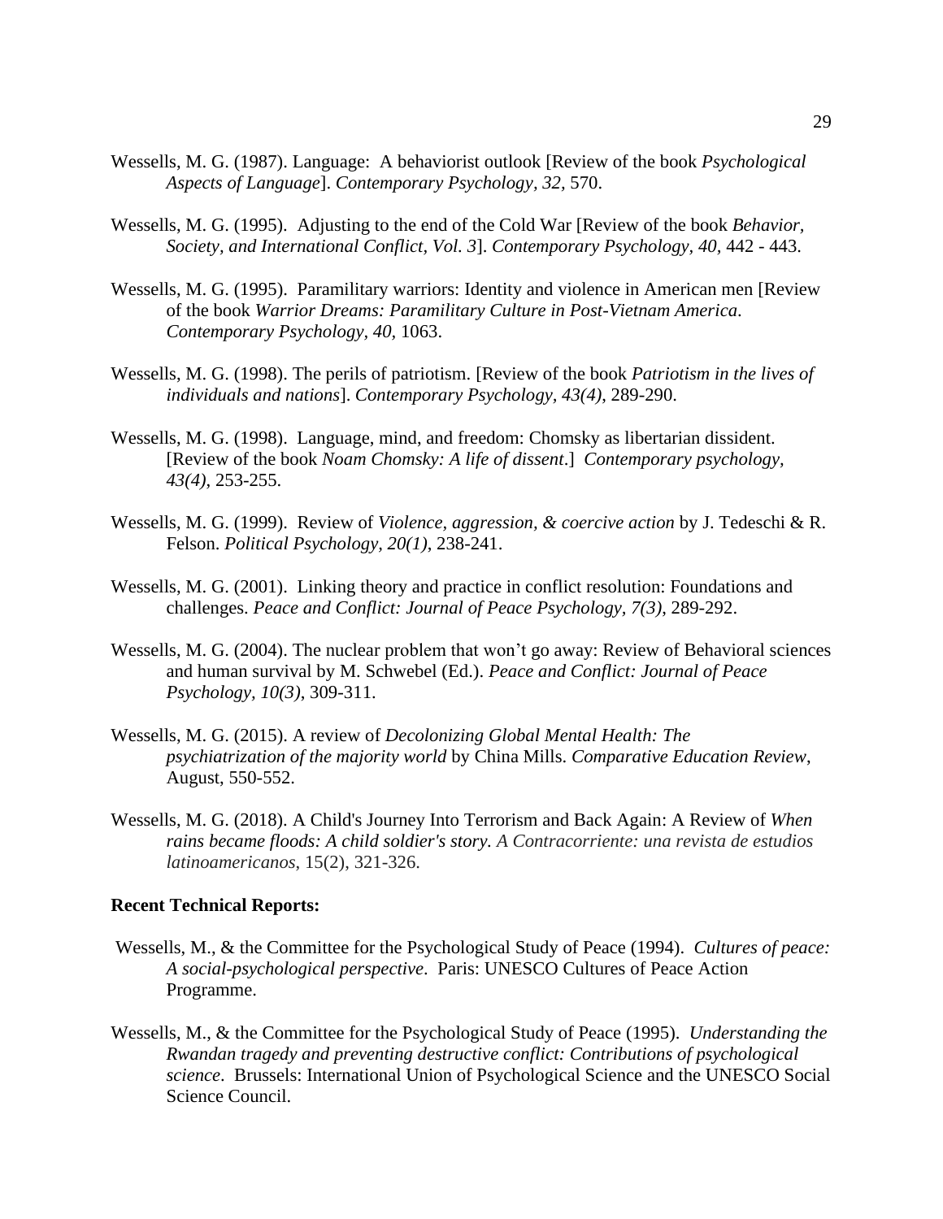Wessells, M. G. (1987). Language: A behaviorist outlook [Review of the book *Psychological Aspects of Language*]. *Contemporary Psychology, 32,* 570.

Wessells, M. G. (1995). Adjusting to the end of the Cold War [Review of the book *Behavior, Society, and International Conflict, Vol. 3*]. *Contemporary Psychology*, *40*, 442 - 443.

Wessells, M. G. (1995). Paramilitary warriors: Identity and violence in American men [Review of the book *Warrior Dreams: Paramilitary Culture in Post-Vietnam America*. *Contemporary Psychology*, *40*, 1063.

Wessells, M. G. (1998). The perils of patriotism. [Review of the book *Patriotism in the lives of individuals and nations*]. *Contemporary Psychology, 43(4)*, 289-290.

Wessells, M. G. (1998). Language, mind, and freedom: Chomsky as libertarian dissident. [Review of the book *Noam Chomsky: A life of dissent*.] *Contemporary psychology, 43(4)*, 253-255.

Wessells, M. G. (1999). Review of *Violence, aggression, & coercive action* by J. Tedeschi & R. Felson. *Political Psychology, 20(1)*, 238-241.

Wessells, M. G. (2001). Linking theory and practice in conflict resolution: Foundations and challenges. *Peace and Conflict: Journal of Peace Psychology, 7(3)*, 289-292.

Wessells, M. G. (2004). The nuclear problem that won't go away: Review of Behavioral sciences and human survival by M. Schwebel (Ed.). *Peace and Conflict: Journal of Peace Psychology, 10(3)*, 309-311.

Wessells, M. G. (2015). A review of *Decolonizing Global Mental Health: The psychiatrization of the majority world* by China Mills. *Comparative Education Review*, August, 550-552.

Wessells, M. G. (2018). A Child's Journey Into Terrorism and Back Again: A Review of *When rains became floods: A child soldier's story. A Contracorriente: una revista de estudios latinoamericanos*, 15(2), 321-326.

**Recent Technical Reports:**

Wessells, M., & the Committee for the Psychological Study of Peace (1994). *Cultures of peace: A social-psychological perspective*. Paris: UNESCO Cultures of Peace Action Programme.

Wessells, M., & the Committee for the Psychological Study of Peace (1995). *Understanding the Rwandan tragedy and preventing destructive conflict: Contributions of psychological science*. Brussels: International Union of Psychological Science and the UNESCO Social Science Council.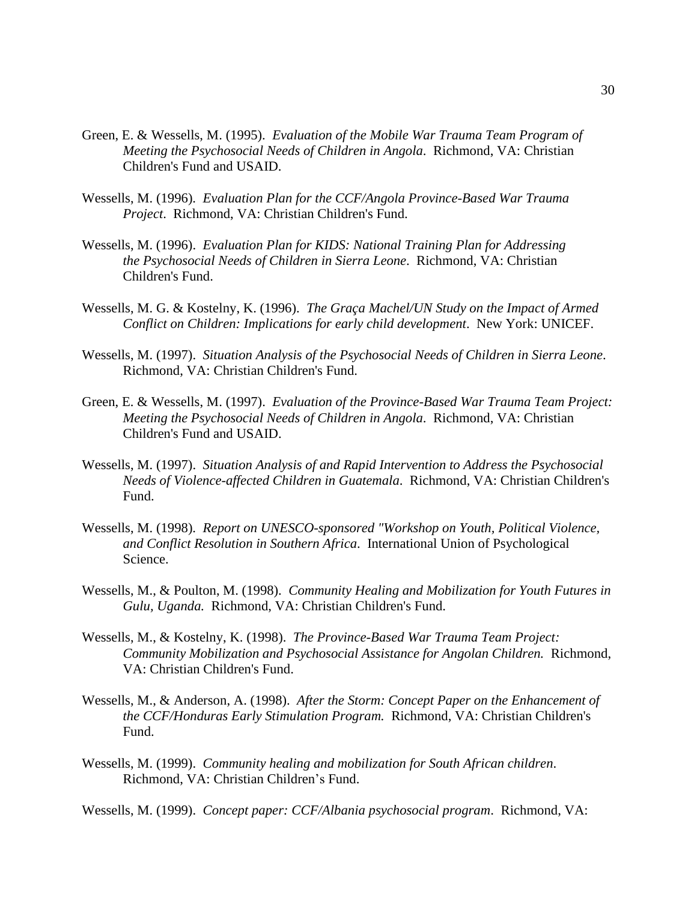Green, E. & Wessells, M. (1995). *Evaluation of the Mobile War Trauma Team Program of Meeting the Psychosocial Needs of Children in Angola*. Richmond, VA: Christian Children's Fund and USAID.

Wessells, M. (1996). *Evaluation Plan for the CCF/Angola Province-Based War Trauma Project*. Richmond, VA: Christian Children's Fund.

Wessells, M. (1996). *Evaluation Plan for KIDS: National Training Plan for Addressing the Psychosocial Needs of Children in Sierra Leone*. Richmond, VA: Christian Children's Fund.

Wessells, M. G. & Kostelny, K. (1996). *The Graça Machel/UN Study on the Impact of Armed Conflict on Children: Implications for early child development*. New York: UNICEF.

Wessells, M. (1997). *Situation Analysis of the Psychosocial Needs of Children in Sierra Leone*. Richmond, VA: Christian Children's Fund.

Green, E. & Wessells, M. (1997). *Evaluation of the Province-Based War Trauma Team Project: Meeting the Psychosocial Needs of Children in Angola*. Richmond, VA: Christian Children's Fund and USAID.

Wessells, M. (1997). *Situation Analysis of and Rapid Intervention to Address the Psychosocial Needs of Violence-affected Children in Guatemala*. Richmond, VA: Christian Children's Fund.

Wessells, M. (1998). *Report on UNESCO-sponsored "Workshop on Youth, Political Violence, and Conflict Resolution in Southern Africa*. International Union of Psychological Science.

Wessells, M., & Poulton, M. (1998). *Community Healing and Mobilization for Youth Futures in Gulu, Uganda.* Richmond, VA: Christian Children's Fund.

Wessells, M., & Kostelny, K. (1998). *The Province-Based War Trauma Team Project: Community Mobilization and Psychosocial Assistance for Angolan Children.* Richmond, VA: Christian Children's Fund.

Wessells, M., & Anderson, A. (1998). *After the Storm: Concept Paper on the Enhancement of the CCF/Honduras Early Stimulation Program.* Richmond, VA: Christian Children's Fund.

Wessells, M. (1999). *Community healing and mobilization for South African children*. Richmond, VA: Christian Children's Fund.

Wessells, M. (1999). *Concept paper: CCF/Albania psychosocial program*. Richmond, VA: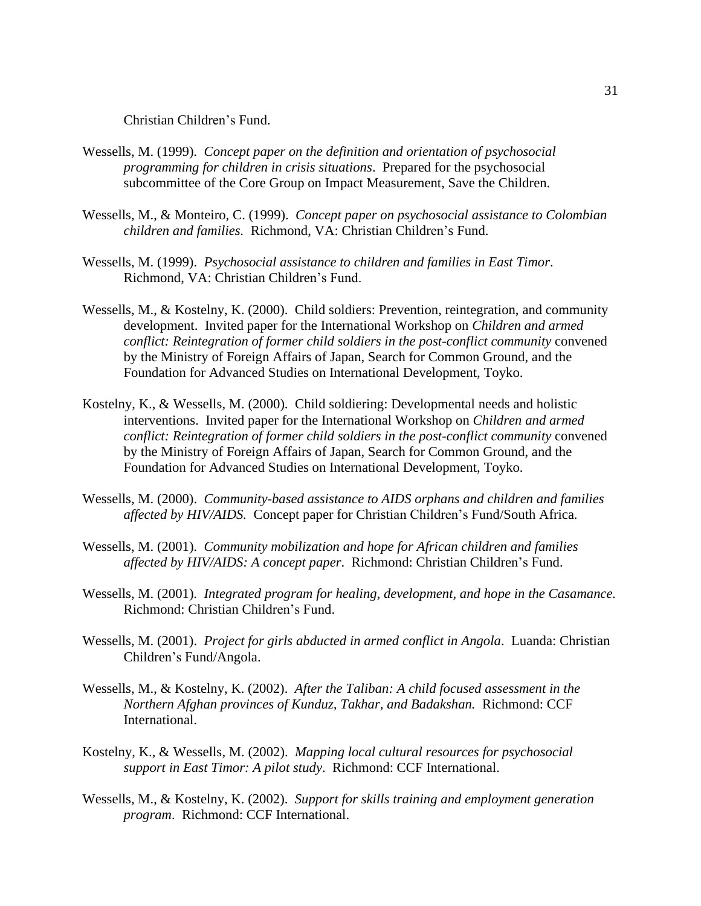Christian Children's Fund.

Wessells, M. (1999). *Concept paper on the definition and orientation of psychosocial programming for children in crisis situations*. Prepared for the psychosocial subcommittee of the Core Group on Impact Measurement, Save the Children.

Wessells, M., & Monteiro, C. (1999). *Concept paper on psychosocial assistance to Colombian children and families.* Richmond, VA: Christian Children's Fund.

Wessells, M. (1999). *Psychosocial assistance to children and families in East Timor*. Richmond, VA: Christian Children's Fund.

Wessells, M., & Kostelny, K. (2000). Child soldiers: Prevention, reintegration, and community development. Invited paper for the International Workshop on *Children and armed conflict: Reintegration of former child soldiers in the post-conflict community* convened by the Ministry of Foreign Affairs of Japan, Search for Common Ground, and the Foundation for Advanced Studies on International Development, Toyko.

Kostelny, K., & Wessells, M. (2000). Child soldiering: Developmental needs and holistic interventions. Invited paper for the International Workshop on *Children and armed conflict: Reintegration of former child soldiers in the post-conflict community* convened by the Ministry of Foreign Affairs of Japan, Search for Common Ground, and the Foundation for Advanced Studies on International Development, Toyko.

Wessells, M. (2000). *Community-based assistance to AIDS orphans and children and families affected by HIV/AIDS.* Concept paper for Christian Children's Fund/South Africa.

Wessells, M. (2001). *Community mobilization and hope for African children and families affected by HIV/AIDS: A concept paper*. Richmond: Christian Children's Fund.

Wessells, M. (2001). *Integrated program for healing, development, and hope in the Casamance.* Richmond: Christian Children's Fund.

Wessells, M. (2001). *Project for girls abducted in armed conflict in Angola*. Luanda: Christian Children's Fund/Angola.

Wessells, M., & Kostelny, K. (2002). *After the Taliban: A child focused assessment in the Northern Afghan provinces of Kunduz, Takhar, and Badakshan.* Richmond: CCF International.

Kostelny, K., & Wessells, M. (2002). *Mapping local cultural resources for psychosocial support in East Timor: A pilot study*. Richmond: CCF International.

Wessells, M., & Kostelny, K. (2002). *Support for skills training and employment generation program*. Richmond: CCF International.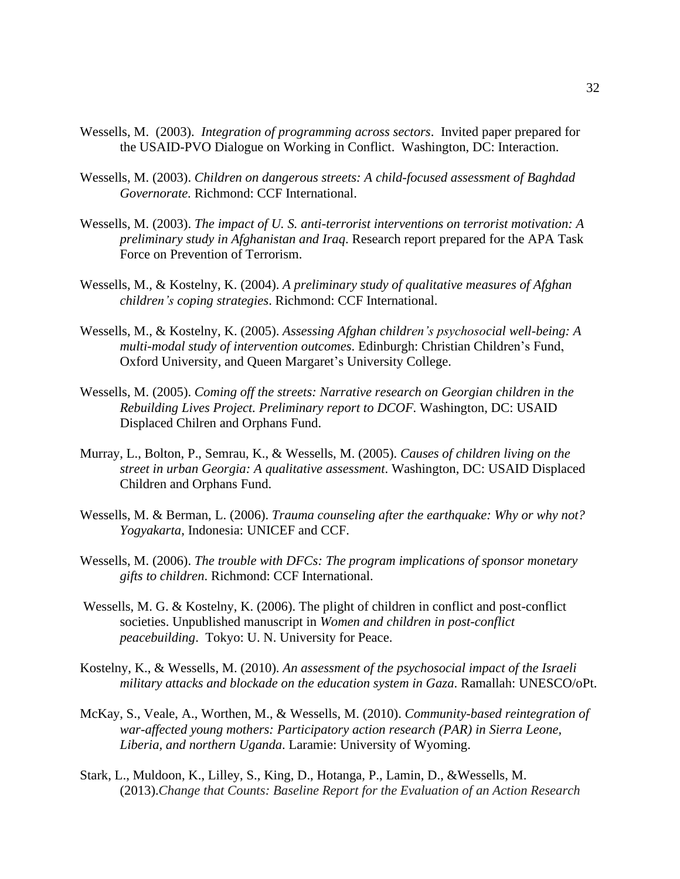Wessells, M. (2003). *Integration of programming across sectors*. Invited paper prepared for the USAID-PVO Dialogue on Working in Conflict. Washington, DC: Interaction.

Wessells, M. (2003). *Children on dangerous streets: A child-focused assessment of Baghdad Governorate.* Richmond: CCF International.

Wessells, M. (2003). *The impact of U. S. anti-terrorist interventions on terrorist motivation: A preliminary study in Afghanistan and Iraq*. Research report prepared for the APA Task Force on Prevention of Terrorism.

Wessells, M., & Kostelny, K. (2004). *A preliminary study of qualitative measures of Afghan children's coping strategies*. Richmond: CCF International.

Wessells, M., & Kostelny, K. (2005). *Assessing Afghan children's psychosocial well-being: A multi-modal study of intervention outcomes*. Edinburgh: Christian Children's Fund, Oxford University, and Queen Margaret's University College.

Wessells, M. (2005). *Coming off the streets: Narrative research on Georgian children in the Rebuilding Lives Project. Preliminary report to DCOF.* Washington, DC: USAID Displaced Chilren and Orphans Fund.

Murray, L., Bolton, P., Semrau, K., & Wessells, M. (2005). *Causes of children living on the street in urban Georgia: A qualitative assessment*. Washington, DC: USAID Displaced Children and Orphans Fund.

Wessells, M. & Berman, L. (2006). *Trauma counseling after the earthquake: Why or why not? Yogyakarta*, Indonesia: UNICEF and CCF.

Wessells, M. (2006). *The trouble with DFCs: The program implications of sponsor monetary gifts to children.* Richmond: CCF International.

Wessells, M. G. & Kostelny, K. (2006). The plight of children in conflict and post-conflict societies. Unpublished manuscript in *Women and children in post-conflict peacebuilding*. Tokyo: U. N. University for Peace.

Kostelny, K., & Wessells, M. (2010). *An assessment of the psychosocial impact of the Israeli military attacks and blockade on the education system in Gaza*. Ramallah: UNESCO/oPt.

McKay, S., Veale, A., Worthen, M., & Wessells, M. (2010). *Community-based reintegration of war-affected young mothers: Participatory action research (PAR) in Sierra Leone, Liberia, and northern Uganda*. Laramie: University of Wyoming.

Stark, L., Muldoon, K., Lilley, S., King, D., Hotanga, P., Lamin, D., &Wessells, M. (2013).*Change that Counts: Baseline Report for the Evaluation of an Action Research*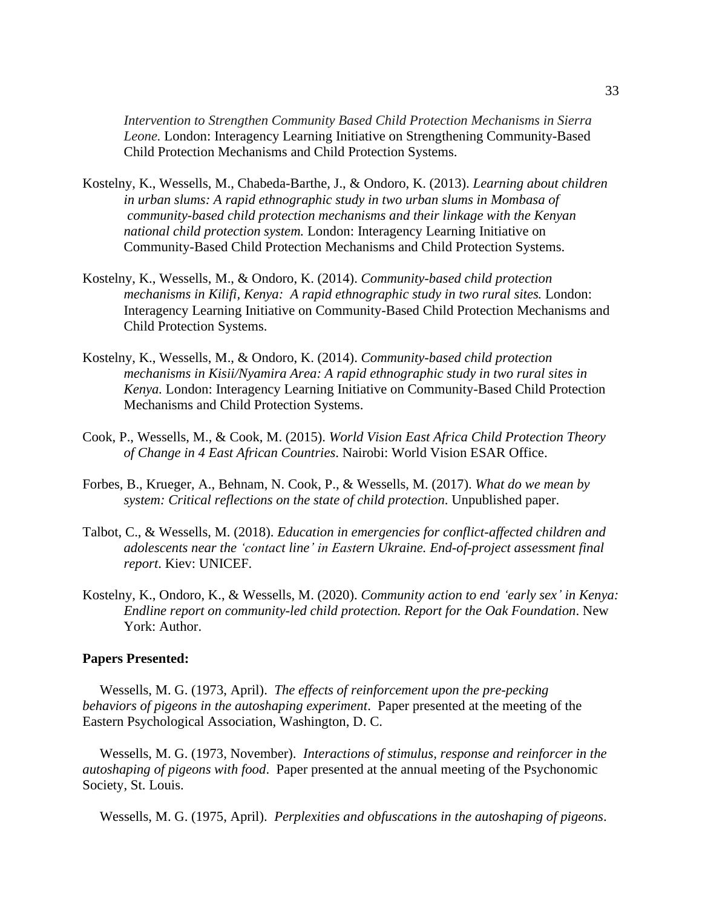*Intervention to Strengthen Community Based Child Protection Mechanisms in Sierra Leone.* London: Interagency Learning Initiative on Strengthening Community-Based Child Protection Mechanisms and Child Protection Systems.

Kostelny, K., Wessells, M., Chabeda-Barthe, J., & Ondoro, K. (2013). *Learning about children in urban slums: A rapid ethnographic study in two urban slums in Mombasa of community-based child protection mechanisms and their linkage with the Kenyan national child protection system.* London: Interagency Learning Initiative on Community-Based Child Protection Mechanisms and Child Protection Systems.

Kostelny, K., Wessells, M., & Ondoro, K. (2014). *Community-based child protection mechanisms in Kilifi, Kenya: A rapid ethnographic study in two rural sites.* London: Interagency Learning Initiative on Community-Based Child Protection Mechanisms and Child Protection Systems.

Kostelny, K., Wessells, M., & Ondoro, K. (2014). *Community-based child protection mechanisms in Kisii/Nyamira Area: A rapid ethnographic study in two rural sites in Kenya.* London: Interagency Learning Initiative on Community-Based Child Protection Mechanisms and Child Protection Systems.

Cook, P., Wessells, M., & Cook, M. (2015). *World Vision East Africa Child Protection Theory of Change in 4 East African Countries*. Nairobi: World Vision ESAR Office.

Forbes, B., Krueger, A., Behnam, N. Cook, P., & Wessells, M. (2017). *What do we mean by system: Critical reflections on the state of child protection*. Unpublished paper.

Talbot, C., & Wessells, M. (2018). *Education in emergencies for conflict-affected children and adolescents near the 'contact line' in Eastern Ukraine. End-of-project assessment final report*. Kiev: UNICEF.

Kostelny, K., Ondoro, K., & Wessells, M. (2020). *Community action to end 'early sex' in Kenya: Endline report on community-led child protection. Report for the Oak Foundation*. New York: Author.

**Papers Presented:**

Wessells, M. G. (1973, April). *The effects of reinforcement upon the pre-pecking behaviors of pigeons in the autoshaping experiment*. Paper presented at the meeting of the Eastern Psychological Association, Washington, D. C.

Wessells, M. G. (1973, November). *Interactions of stimulus, response and reinforcer in the autoshaping of pigeons with food*. Paper presented at the annual meeting of the Psychonomic Society, St. Louis.

Wessells, M. G. (1975, April). *Perplexities and obfuscations in the autoshaping of pigeons*.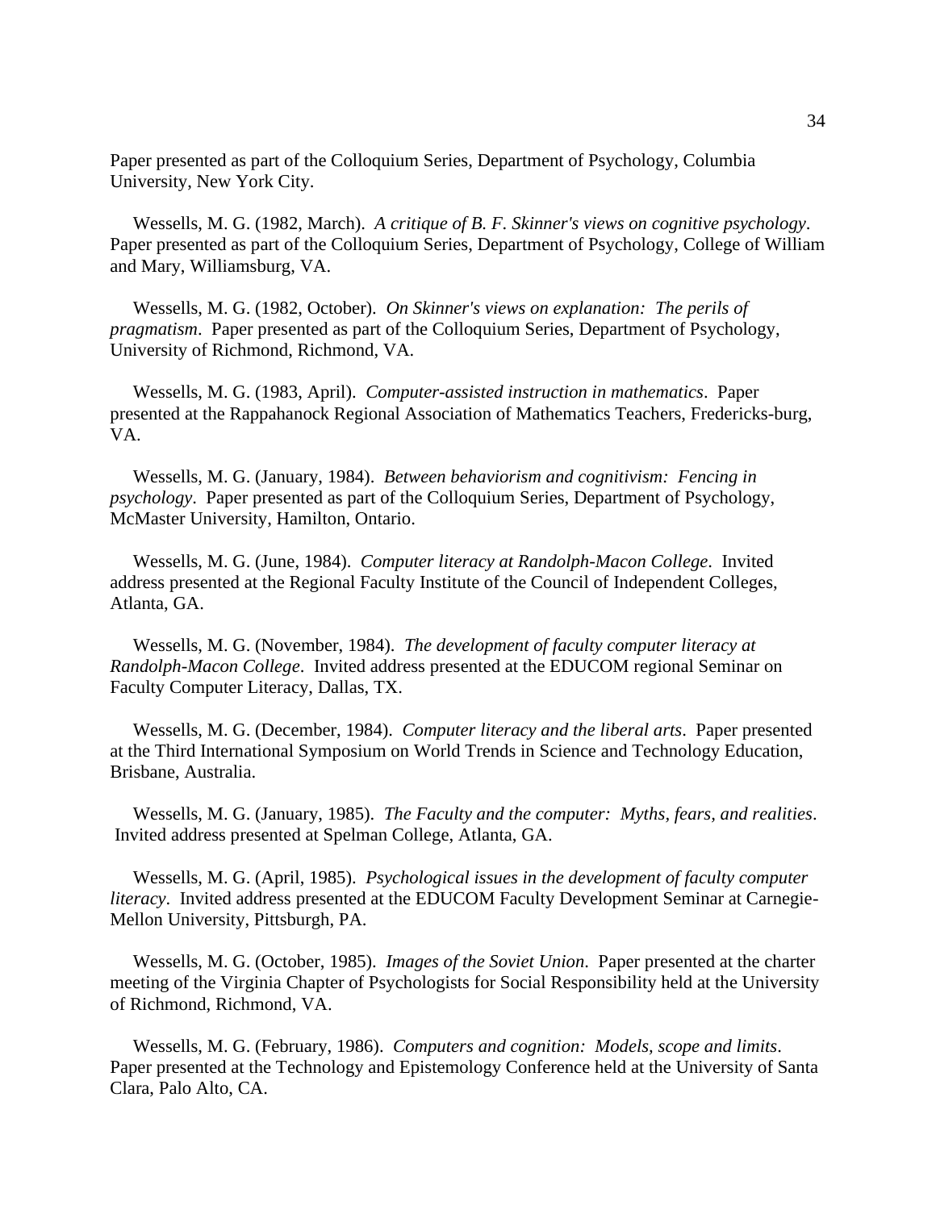Paper presented as part of the Colloquium Series, Department of Psychology, Columbia University, New York City.

Wessells, M. G. (1982, March). *A critique of B. F. Skinner's views on cognitive psychology*. Paper presented as part of the Colloquium Series, Department of Psychology, College of William and Mary, Williamsburg, VA.

Wessells, M. G. (1982, October). *On Skinner's views on explanation: The perils of pragmatism*. Paper presented as part of the Colloquium Series, Department of Psychology, University of Richmond, Richmond, VA.

Wessells, M. G. (1983, April). *Computer-assisted instruction in mathematics*. Paper presented at the Rappahanock Regional Association of Mathematics Teachers, Fredericks-burg, VA.

Wessells, M. G. (January, 1984). *Between behaviorism and cognitivism: Fencing in psychology*. Paper presented as part of the Colloquium Series, Department of Psychology, McMaster University, Hamilton, Ontario.

Wessells, M. G. (June, 1984). *Computer literacy at Randolph-Macon College*. Invited address presented at the Regional Faculty Institute of the Council of Independent Colleges, Atlanta, GA.

Wessells, M. G. (November, 1984). *The development of faculty computer literacy at Randolph-Macon College*. Invited address presented at the EDUCOM regional Seminar on Faculty Computer Literacy, Dallas, TX.

Wessells, M. G. (December, 1984). *Computer literacy and the liberal arts*. Paper presented at the Third International Symposium on World Trends in Science and Technology Education, Brisbane, Australia.

Wessells, M. G. (January, 1985). *The Faculty and the computer: Myths, fears, and realities*. Invited address presented at Spelman College, Atlanta, GA.

Wessells, M. G. (April, 1985). *Psychological issues in the development of faculty computer literacy*. Invited address presented at the EDUCOM Faculty Development Seminar at Carnegie-Mellon University, Pittsburgh, PA.

Wessells, M. G. (October, 1985). *Images of the Soviet Union*. Paper presented at the charter meeting of the Virginia Chapter of Psychologists for Social Responsibility held at the University of Richmond, Richmond, VA.

Wessells, M. G. (February, 1986). *Computers and cognition: Models, scope and limits*. Paper presented at the Technology and Epistemology Conference held at the University of Santa Clara, Palo Alto, CA.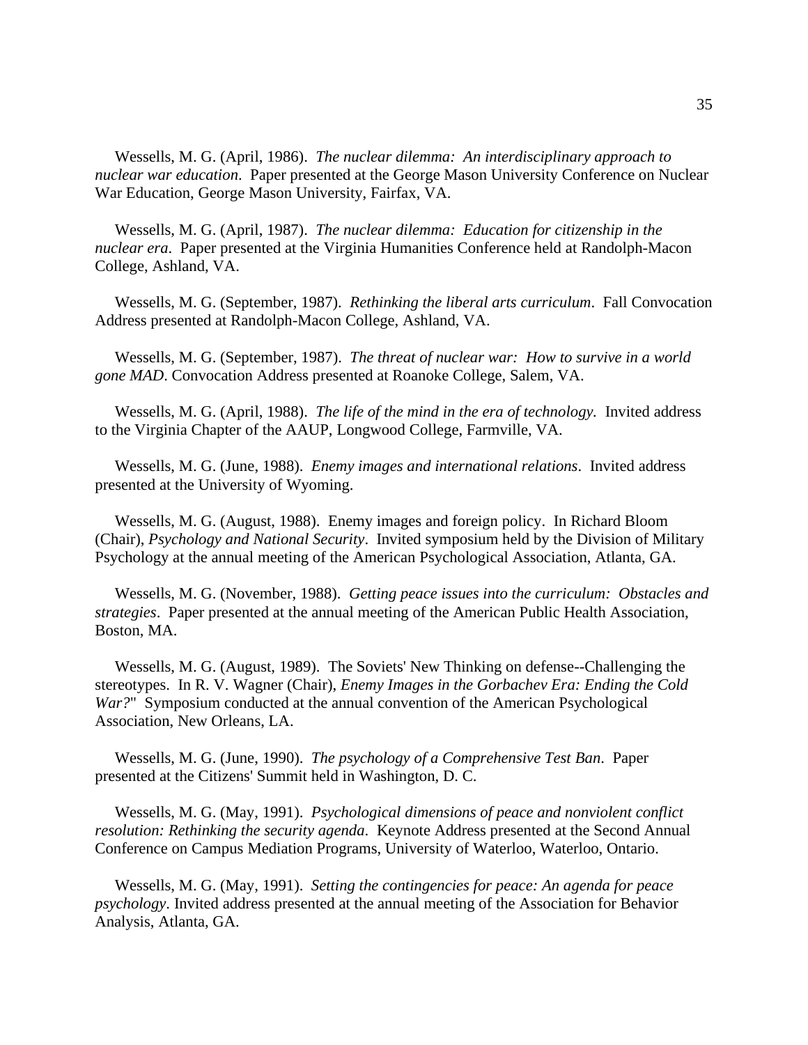Wessells, M. G. (April, 1986). *The nuclear dilemma: An interdisciplinary approach to nuclear war education*. Paper presented at the George Mason University Conference on Nuclear War Education, George Mason University, Fairfax, VA.

Wessells, M. G. (April, 1987). *The nuclear dilemma: Education for citizenship in the nuclear era*. Paper presented at the Virginia Humanities Conference held at Randolph-Macon College, Ashland, VA.

Wessells, M. G. (September, 1987). *Rethinking the liberal arts curriculum*. Fall Convocation Address presented at Randolph-Macon College, Ashland, VA.

Wessells, M. G. (September, 1987). *The threat of nuclear war: How to survive in a world gone MAD*. Convocation Address presented at Roanoke College, Salem, VA.

Wessells, M. G. (April, 1988). *The life of the mind in the era of technology.* Invited address to the Virginia Chapter of the AAUP, Longwood College, Farmville, VA.

Wessells, M. G. (June, 1988). *Enemy images and international relations*. Invited address presented at the University of Wyoming.

Wessells, M. G. (August, 1988). Enemy images and foreign policy. In Richard Bloom (Chair), *Psychology and National Security*. Invited symposium held by the Division of Military Psychology at the annual meeting of the American Psychological Association, Atlanta, GA.

Wessells, M. G. (November, 1988). *Getting peace issues into the curriculum: Obstacles and strategies*. Paper presented at the annual meeting of the American Public Health Association, Boston, MA.

Wessells, M. G. (August, 1989). The Soviets' New Thinking on defense--Challenging the stereotypes. In R. V. Wagner (Chair), *Enemy Images in the Gorbachev Era: Ending the Cold War?*" Symposium conducted at the annual convention of the American Psychological Association, New Orleans, LA.

Wessells, M. G. (June, 1990). *The psychology of a Comprehensive Test Ban*. Paper presented at the Citizens' Summit held in Washington, D. C.

Wessells, M. G. (May, 1991). *Psychological dimensions of peace and nonviolent conflict resolution: Rethinking the security agenda*. Keynote Address presented at the Second Annual Conference on Campus Mediation Programs, University of Waterloo, Waterloo, Ontario.

Wessells, M. G. (May, 1991). *Setting the contingencies for peace: An agenda for peace psychology*. Invited address presented at the annual meeting of the Association for Behavior Analysis, Atlanta, GA.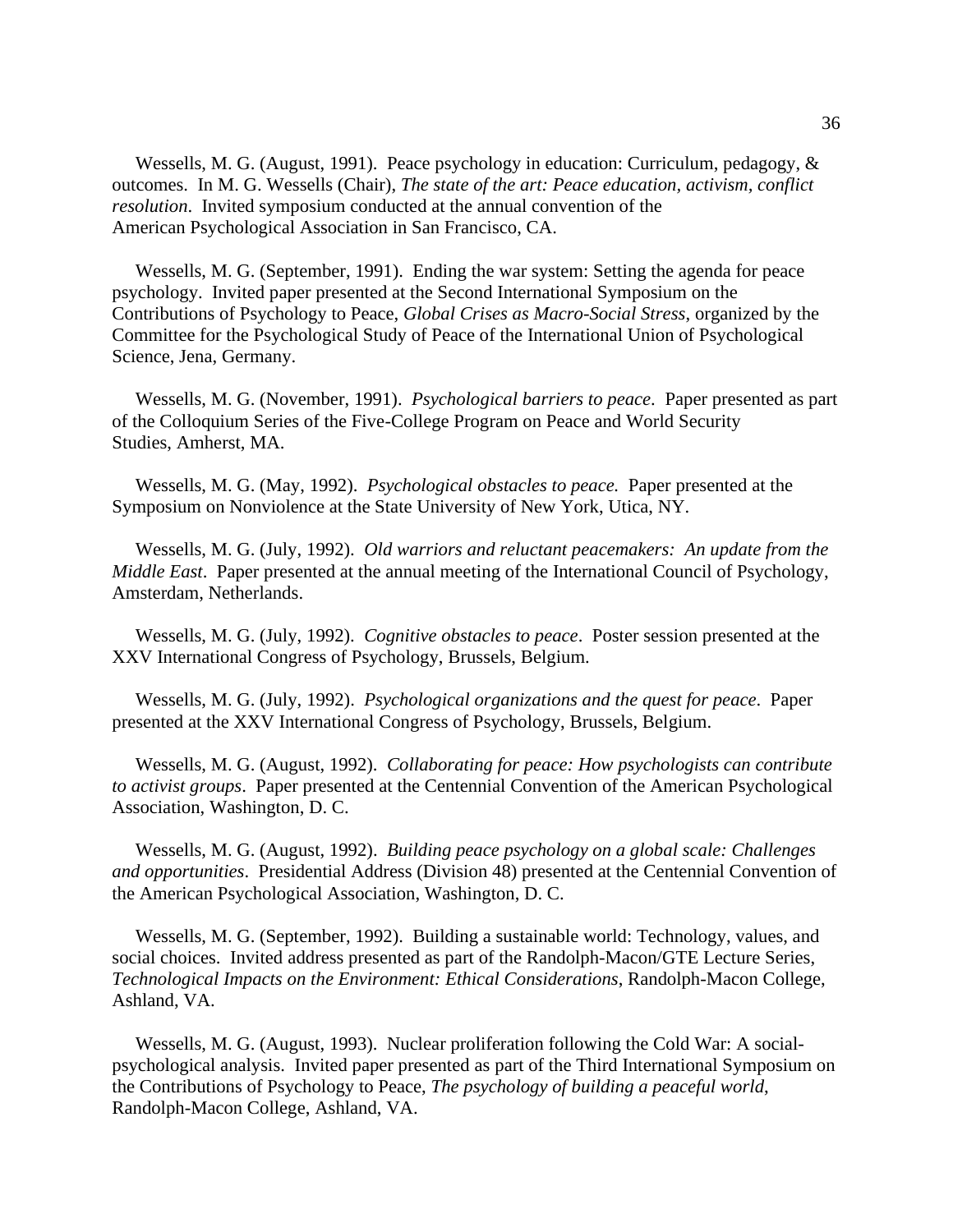Wessells, M. G. (August, 1991). Peace psychology in education: Curriculum, pedagogy, & outcomes. In M. G. Wessells (Chair), *The state of the art: Peace education, activism, conflict resolution*. Invited symposium conducted at the annual convention of the American Psychological Association in San Francisco, CA.

Wessells, M. G. (September, 1991). Ending the war system: Setting the agenda for peace psychology. Invited paper presented at the Second International Symposium on the Contributions of Psychology to Peace, *Global Crises as Macro-Social Stress*, organized by the Committee for the Psychological Study of Peace of the International Union of Psychological Science, Jena, Germany.

Wessells, M. G. (November, 1991). *Psychological barriers to peace*. Paper presented as part of the Colloquium Series of the Five-College Program on Peace and World Security Studies, Amherst, MA.

Wessells, M. G. (May, 1992). *Psychological obstacles to peace.* Paper presented at the Symposium on Nonviolence at the State University of New York, Utica, NY.

Wessells, M. G. (July, 1992). *Old warriors and reluctant peacemakers: An update from the Middle East*. Paper presented at the annual meeting of the International Council of Psychology, Amsterdam, Netherlands.

Wessells, M. G. (July, 1992). *Cognitive obstacles to peace*. Poster session presented at the XXV International Congress of Psychology, Brussels, Belgium.

Wessells, M. G. (July, 1992). *Psychological organizations and the quest for peace*. Paper presented at the XXV International Congress of Psychology, Brussels, Belgium.

Wessells, M. G. (August, 1992). *Collaborating for peace: How psychologists can contribute to activist groups*. Paper presented at the Centennial Convention of the American Psychological Association, Washington, D. C.

Wessells, M. G. (August, 1992). *Building peace psychology on a global scale: Challenges and opportunities*. Presidential Address (Division 48) presented at the Centennial Convention of the American Psychological Association, Washington, D. C.

Wessells, M. G. (September, 1992). Building a sustainable world: Technology, values, and social choices. Invited address presented as part of the Randolph-Macon/GTE Lecture Series, *Technological Impacts on the Environment: Ethical Considerations*, Randolph-Macon College, Ashland, VA.

Wessells, M. G. (August, 1993). Nuclear proliferation following the Cold War: A social-psychological analysis. Invited paper presented as part of the Third International Symposium on the Contributions of Psychology to Peace, *The psychology of building a peaceful world*, Randolph-Macon College, Ashland, VA.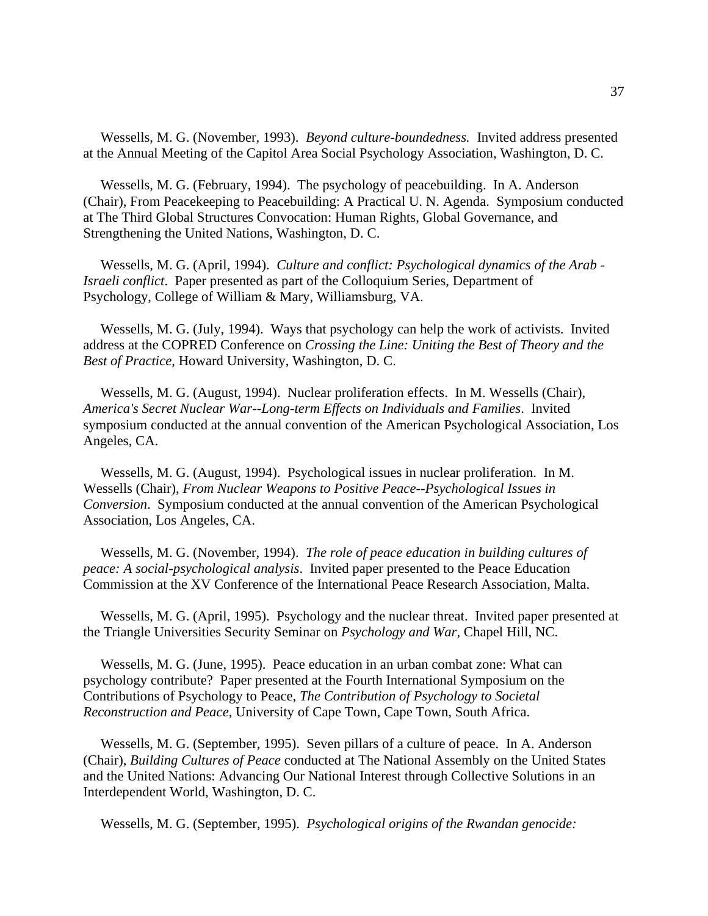Wessells, M. G. (November, 1993). *Beyond culture-boundedness.* Invited address presented at the Annual Meeting of the Capitol Area Social Psychology Association, Washington, D. C.

Wessells, M. G. (February, 1994). The psychology of peacebuilding. In A. Anderson (Chair), From Peacekeeping to Peacebuilding: A Practical U. N. Agenda. Symposium conducted at The Third Global Structures Convocation: Human Rights, Global Governance, and Strengthening the United Nations, Washington, D. C.

Wessells, M. G. (April, 1994). *Culture and conflict: Psychological dynamics of the Arab - Israeli conflict*. Paper presented as part of the Colloquium Series, Department of Psychology, College of William & Mary, Williamsburg, VA.

Wessells, M. G. (July, 1994). Ways that psychology can help the work of activists. Invited address at the COPRED Conference on *Crossing the Line: Uniting the Best of Theory and the Best of Practice*, Howard University, Washington, D. C.

Wessells, M. G. (August, 1994). Nuclear proliferation effects. In M. Wessells (Chair), *America's Secret Nuclear War--Long-term Effects on Individuals and Families*. Invited symposium conducted at the annual convention of the American Psychological Association, Los Angeles, CA.

Wessells, M. G. (August, 1994). Psychological issues in nuclear proliferation. In M. Wessells (Chair), *From Nuclear Weapons to Positive Peace--Psychological Issues in Conversion*. Symposium conducted at the annual convention of the American Psychological Association, Los Angeles, CA.

Wessells, M. G. (November, 1994). *The role of peace education in building cultures of peace: A social-psychological analysis*. Invited paper presented to the Peace Education Commission at the XV Conference of the International Peace Research Association, Malta.

Wessells, M. G. (April, 1995). Psychology and the nuclear threat. Invited paper presented at the Triangle Universities Security Seminar on *Psychology and War*, Chapel Hill, NC.

Wessells, M. G. (June, 1995). Peace education in an urban combat zone: What can psychology contribute? Paper presented at the Fourth International Symposium on the Contributions of Psychology to Peace, *The Contribution of Psychology to Societal Reconstruction and Peace*, University of Cape Town, Cape Town, South Africa.

Wessells, M. G. (September, 1995). Seven pillars of a culture of peace. In A. Anderson (Chair), *Building Cultures of Peace* conducted at The National Assembly on the United States and the United Nations: Advancing Our National Interest through Collective Solutions in an Interdependent World, Washington, D. C.

Wessells, M. G. (September, 1995). *Psychological origins of the Rwandan genocide:*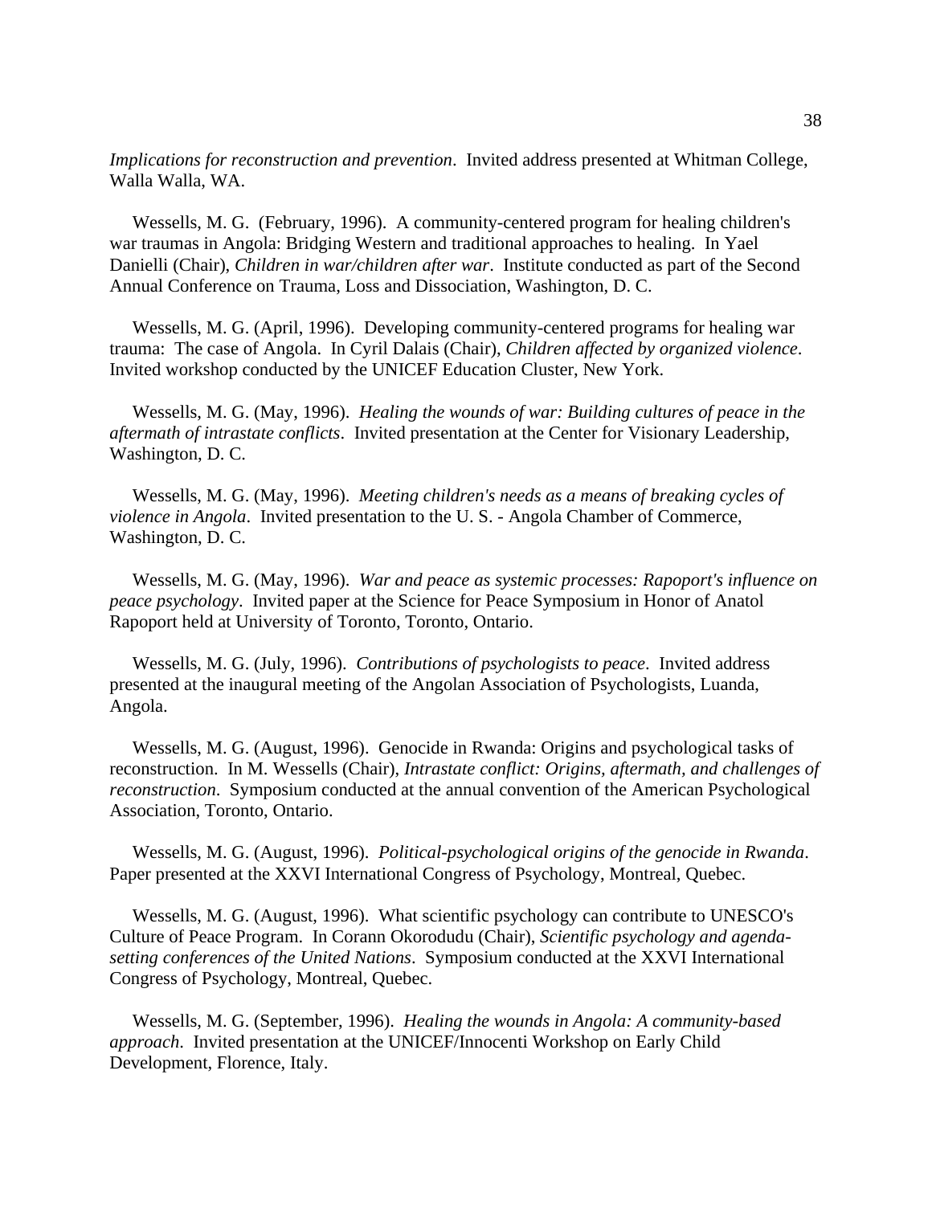*Implications for reconstruction and prevention*. Invited address presented at Whitman College, Walla Walla, WA.

Wessells, M. G. (February, 1996). A community-centered program for healing children's war traumas in Angola: Bridging Western and traditional approaches to healing. In Yael Danielli (Chair), *Children in war/children after war*. Institute conducted as part of the Second Annual Conference on Trauma, Loss and Dissociation, Washington, D. C.

Wessells, M. G. (April, 1996). Developing community-centered programs for healing war trauma: The case of Angola. In Cyril Dalais (Chair), *Children affected by organized violence*. Invited workshop conducted by the UNICEF Education Cluster, New York.

Wessells, M. G. (May, 1996). *Healing the wounds of war: Building cultures of peace in the aftermath of intrastate conflicts*. Invited presentation at the Center for Visionary Leadership, Washington, D. C.

Wessells, M. G. (May, 1996). *Meeting children's needs as a means of breaking cycles of violence in Angola*. Invited presentation to the U. S. - Angola Chamber of Commerce, Washington, D. C.

Wessells, M. G. (May, 1996). *War and peace as systemic processes: Rapoport's influence on peace psychology*. Invited paper at the Science for Peace Symposium in Honor of Anatol Rapoport held at University of Toronto, Toronto, Ontario.

Wessells, M. G. (July, 1996). *Contributions of psychologists to peace*. Invited address presented at the inaugural meeting of the Angolan Association of Psychologists, Luanda, Angola.

Wessells, M. G. (August, 1996). Genocide in Rwanda: Origins and psychological tasks of reconstruction. In M. Wessells (Chair), *Intrastate conflict: Origins, aftermath, and challenges of reconstruction*. Symposium conducted at the annual convention of the American Psychological Association, Toronto, Ontario.

Wessells, M. G. (August, 1996). *Political-psychological origins of the genocide in Rwanda*. Paper presented at the XXVI International Congress of Psychology, Montreal, Quebec.

Wessells, M. G. (August, 1996). What scientific psychology can contribute to UNESCO's Culture of Peace Program. In Corann Okorodudu (Chair), *Scientific psychology and agenda-setting conferences of the United Nations*. Symposium conducted at the XXVI International Congress of Psychology, Montreal, Quebec.

Wessells, M. G. (September, 1996). *Healing the wounds in Angola: A community-based approach*. Invited presentation at the UNICEF/Innocenti Workshop on Early Child Development, Florence, Italy.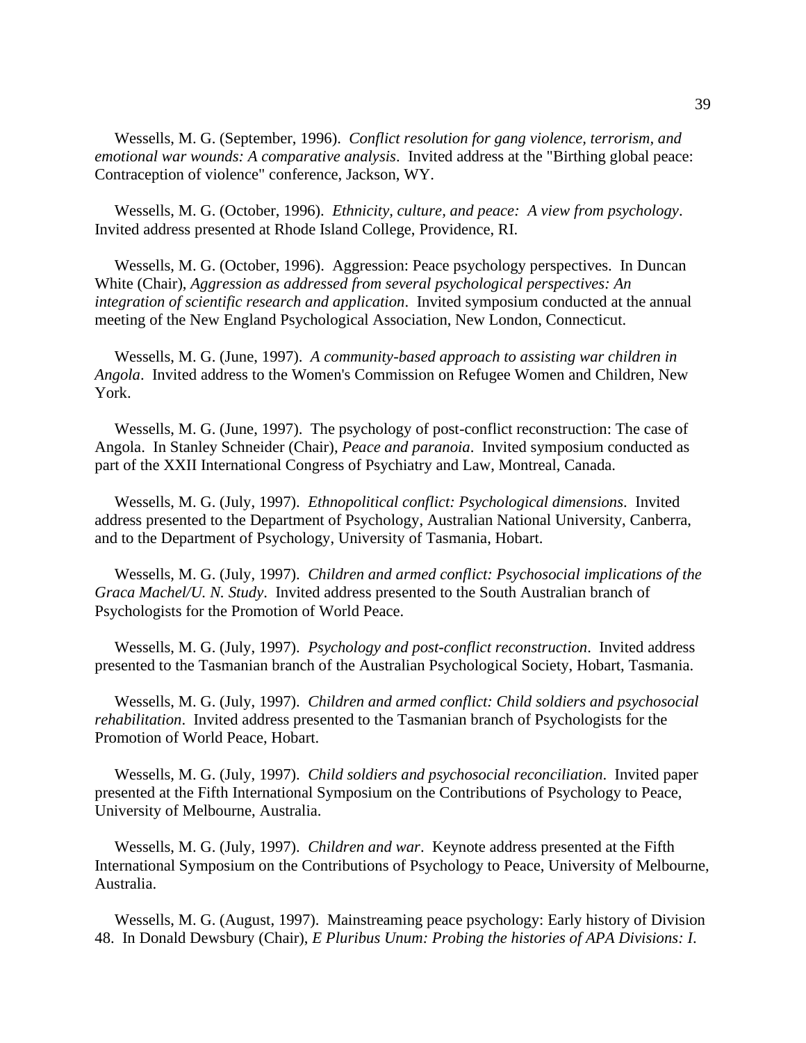Wessells, M. G. (September, 1996). *Conflict resolution for gang violence, terrorism, and emotional war wounds: A comparative analysis*. Invited address at the "Birthing global peace: Contraception of violence" conference, Jackson, WY.

Wessells, M. G. (October, 1996). *Ethnicity, culture, and peace: A view from psychology*. Invited address presented at Rhode Island College, Providence, RI.

Wessells, M. G. (October, 1996). Aggression: Peace psychology perspectives. In Duncan White (Chair), *Aggression as addressed from several psychological perspectives: An integration of scientific research and application*. Invited symposium conducted at the annual meeting of the New England Psychological Association, New London, Connecticut.

Wessells, M. G. (June, 1997). *A community-based approach to assisting war children in Angola*. Invited address to the Women's Commission on Refugee Women and Children, New York.

Wessells, M. G. (June, 1997). The psychology of post-conflict reconstruction: The case of Angola. In Stanley Schneider (Chair), *Peace and paranoia*. Invited symposium conducted as part of the XXII International Congress of Psychiatry and Law, Montreal, Canada.

Wessells, M. G. (July, 1997). *Ethnopolitical conflict: Psychological dimensions*. Invited address presented to the Department of Psychology, Australian National University, Canberra, and to the Department of Psychology, University of Tasmania, Hobart.

Wessells, M. G. (July, 1997). *Children and armed conflict: Psychosocial implications of the Graca Machel/U. N. Study*. Invited address presented to the South Australian branch of Psychologists for the Promotion of World Peace.

Wessells, M. G. (July, 1997). *Psychology and post-conflict reconstruction*. Invited address presented to the Tasmanian branch of the Australian Psychological Society, Hobart, Tasmania.

Wessells, M. G. (July, 1997). *Children and armed conflict: Child soldiers and psychosocial rehabilitation*. Invited address presented to the Tasmanian branch of Psychologists for the Promotion of World Peace, Hobart.

Wessells, M. G. (July, 1997). *Child soldiers and psychosocial reconciliation*. Invited paper presented at the Fifth International Symposium on the Contributions of Psychology to Peace, University of Melbourne, Australia.

Wessells, M. G. (July, 1997). *Children and war*. Keynote address presented at the Fifth International Symposium on the Contributions of Psychology to Peace, University of Melbourne, Australia.

Wessells, M. G. (August, 1997). Mainstreaming peace psychology: Early history of Division 48. In Donald Dewsbury (Chair), *E Pluribus Unum: Probing the histories of APA Divisions: I.*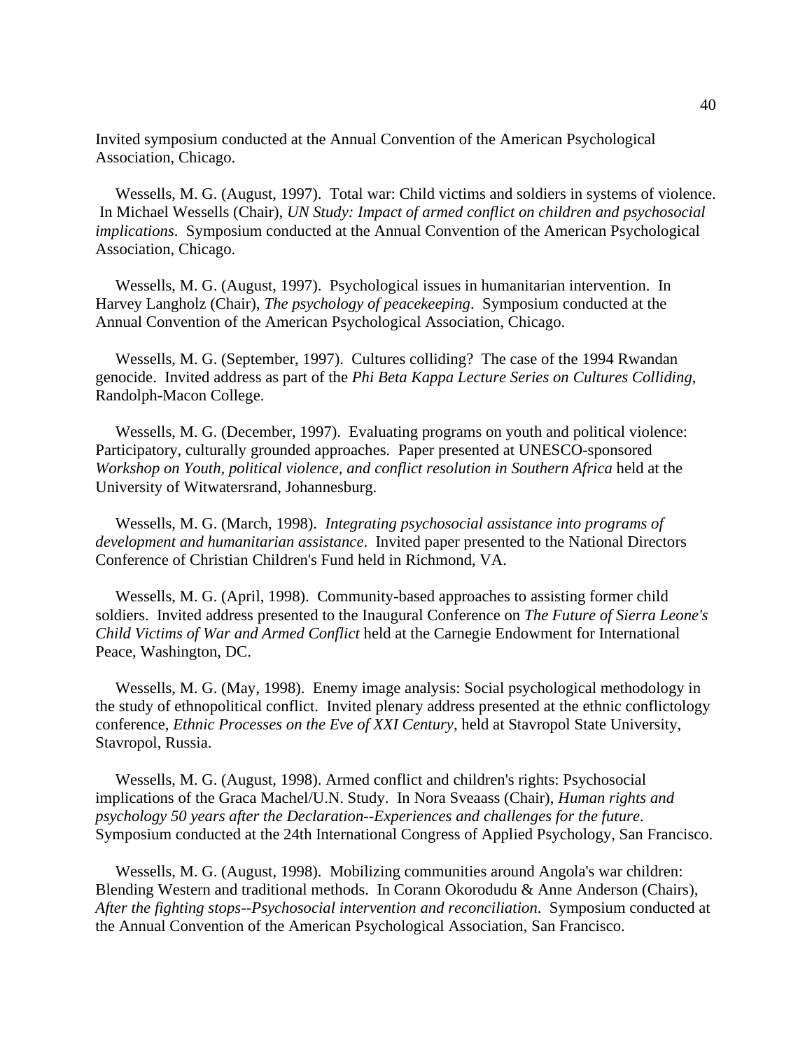Invited symposium conducted at the Annual Convention of the American Psychological Association, Chicago.

Wessells, M. G. (August, 1997). Total war: Child victims and soldiers in systems of violence. In Michael Wessells (Chair), *UN Study: Impact of armed conflict on children and psychosocial implications*. Symposium conducted at the Annual Convention of the American Psychological Association, Chicago.

Wessells, M. G. (August, 1997). Psychological issues in humanitarian intervention. In Harvey Langholz (Chair), *The psychology of peacekeeping*. Symposium conducted at the Annual Convention of the American Psychological Association, Chicago.

Wessells, M. G. (September, 1997). Cultures colliding? The case of the 1994 Rwandan genocide. Invited address as part of the *Phi Beta Kappa Lecture Series on Cultures Colliding*, Randolph-Macon College.

Wessells, M. G. (December, 1997). Evaluating programs on youth and political violence: Participatory, culturally grounded approaches. Paper presented at UNESCO-sponsored *Workshop on Youth, political violence, and conflict resolution in Southern Africa* held at the University of Witwatersrand, Johannesburg.

Wessells, M. G. (March, 1998). *Integrating psychosocial assistance into programs of development and humanitarian assistance*. Invited paper presented to the National Directors Conference of Christian Children's Fund held in Richmond, VA.

Wessells, M. G. (April, 1998). Community-based approaches to assisting former child soldiers. Invited address presented to the Inaugural Conference on *The Future of Sierra Leone's Child Victims of War and Armed Conflict* held at the Carnegie Endowment for International Peace, Washington, DC.

Wessells, M. G. (May, 1998). Enemy image analysis: Social psychological methodology in the study of ethnopolitical conflict. Invited plenary address presented at the ethnic conflictology conference, *Ethnic Processes on the Eve of XXI Century*, held at Stavropol State University, Stavropol, Russia.

Wessells, M. G. (August, 1998). Armed conflict and children's rights: Psychosocial implications of the Graca Machel/U.N. Study. In Nora Sveaass (Chair), *Human rights and psychology 50 years after the Declaration--Experiences and challenges for the future*. Symposium conducted at the 24th International Congress of Applied Psychology, San Francisco.

Wessells, M. G. (August, 1998). Mobilizing communities around Angola's war children: Blending Western and traditional methods. In Corann Okorodudu & Anne Anderson (Chairs), *After the fighting stops--Psychosocial intervention and reconciliation*. Symposium conducted at the Annual Convention of the American Psychological Association, San Francisco.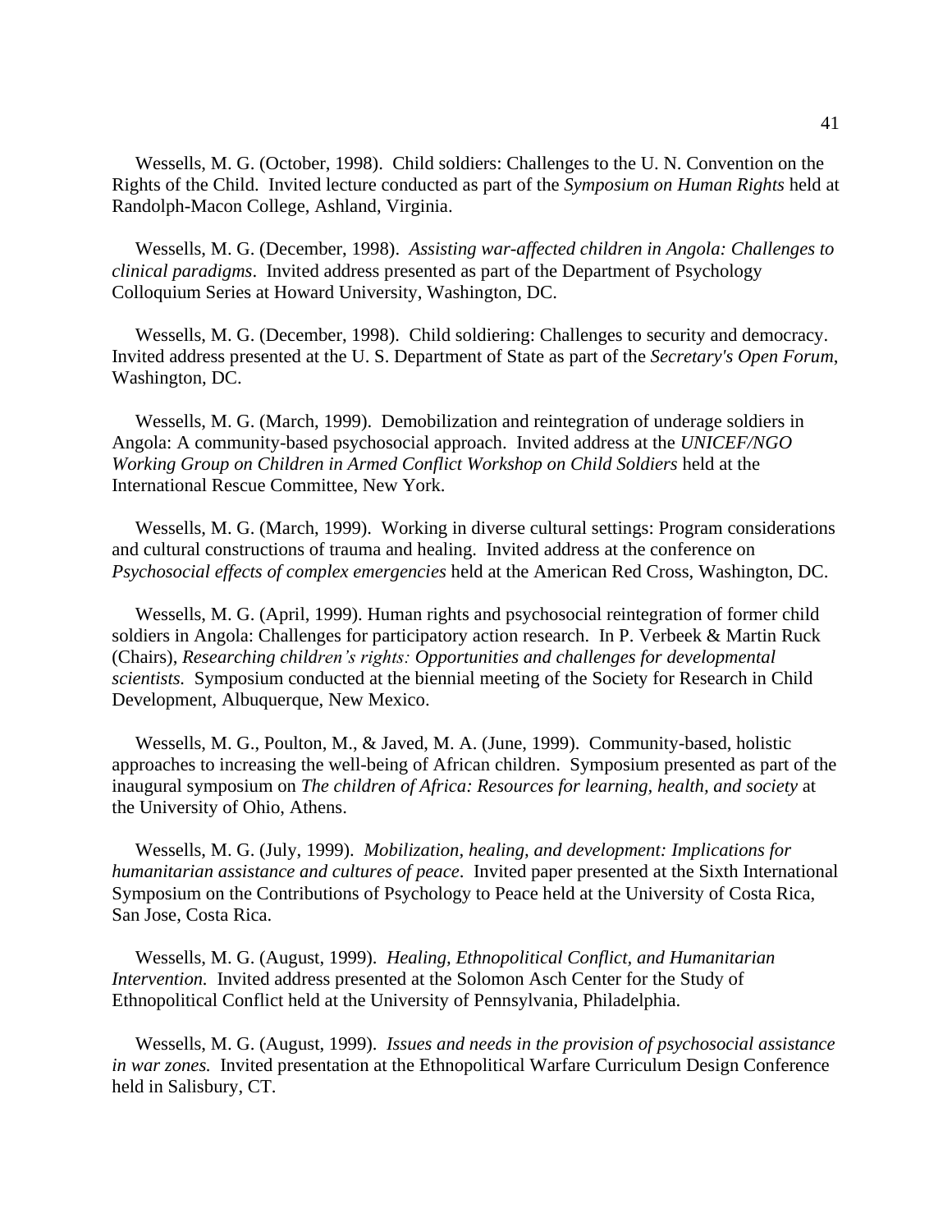Wessells, M. G. (October, 1998). Child soldiers: Challenges to the U. N. Convention on the Rights of the Child. Invited lecture conducted as part of the *Symposium on Human Rights* held at Randolph-Macon College, Ashland, Virginia.

Wessells, M. G. (December, 1998). *Assisting war-affected children in Angola: Challenges to clinical paradigms*. Invited address presented as part of the Department of Psychology Colloquium Series at Howard University, Washington, DC.

Wessells, M. G. (December, 1998). Child soldiering: Challenges to security and democracy. Invited address presented at the U. S. Department of State as part of the *Secretary's Open Forum*, Washington, DC.

Wessells, M. G. (March, 1999). Demobilization and reintegration of underage soldiers in Angola: A community-based psychosocial approach. Invited address at the *UNICEF/NGO Working Group on Children in Armed Conflict Workshop on Child Soldiers* held at the International Rescue Committee, New York.

Wessells, M. G. (March, 1999). Working in diverse cultural settings: Program considerations and cultural constructions of trauma and healing. Invited address at the conference on *Psychosocial effects of complex emergencies* held at the American Red Cross, Washington, DC.

Wessells, M. G. (April, 1999). Human rights and psychosocial reintegration of former child soldiers in Angola: Challenges for participatory action research. In P. Verbeek & Martin Ruck (Chairs), *Researching children's rights: Opportunities and challenges for developmental scientists.* Symposium conducted at the biennial meeting of the Society for Research in Child Development, Albuquerque, New Mexico.

Wessells, M. G., Poulton, M., & Javed, M. A. (June, 1999). Community-based, holistic approaches to increasing the well-being of African children. Symposium presented as part of the inaugural symposium on *The children of Africa: Resources for learning, health, and society* at the University of Ohio, Athens.

Wessells, M. G. (July, 1999). *Mobilization, healing, and development: Implications for humanitarian assistance and cultures of peace*. Invited paper presented at the Sixth International Symposium on the Contributions of Psychology to Peace held at the University of Costa Rica, San Jose, Costa Rica.

Wessells, M. G. (August, 1999). *Healing, Ethnopolitical Conflict, and Humanitarian Intervention.* Invited address presented at the Solomon Asch Center for the Study of Ethnopolitical Conflict held at the University of Pennsylvania, Philadelphia.

Wessells, M. G. (August, 1999). *Issues and needs in the provision of psychosocial assistance in war zones.* Invited presentation at the Ethnopolitical Warfare Curriculum Design Conference held in Salisbury, CT.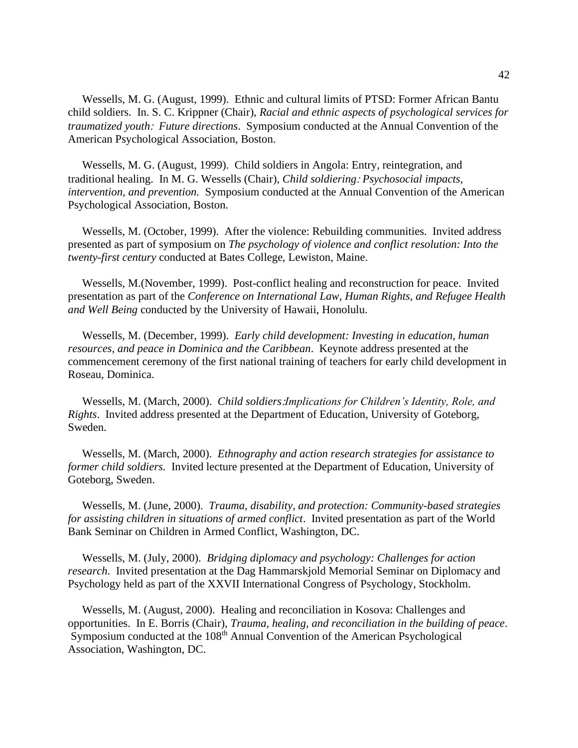Wessells, M. G. (August, 1999). Ethnic and cultural limits of PTSD: Former African Bantu child soldiers. In. S. C. Krippner (Chair), *Racial and ethnic aspects of psychological services for traumatized youth: Future directions*. Symposium conducted at the Annual Convention of the American Psychological Association, Boston.

Wessells, M. G. (August, 1999). Child soldiers in Angola: Entry, reintegration, and traditional healing. In M. G. Wessells (Chair), *Child soldiering: Psychosocial impacts, intervention, and prevention.* Symposium conducted at the Annual Convention of the American Psychological Association, Boston.

Wessells, M. (October, 1999). After the violence: Rebuilding communities. Invited address presented as part of symposium on *The psychology of violence and conflict resolution: Into the twenty-first century* conducted at Bates College, Lewiston, Maine.

Wessells, M.(November, 1999). Post-conflict healing and reconstruction for peace. Invited presentation as part of the *Conference on International Law, Human Rights, and Refugee Health and Well Being* conducted by the University of Hawaii, Honolulu.

Wessells, M. (December, 1999). *Early child development: Investing in education, human resources, and peace in Dominica and the Caribbean*. Keynote address presented at the commencement ceremony of the first national training of teachers for early child development in Roseau, Dominica.

Wessells, M. (March, 2000). *Child soldiers:Implications for Children's Identity, Role, and Rights*. Invited address presented at the Department of Education, University of Goteborg, Sweden.

Wessells, M. (March, 2000). *Ethnography and action research strategies for assistance to former child soldiers.* Invited lecture presented at the Department of Education, University of Goteborg, Sweden.

Wessells, M. (June, 2000). *Trauma, disability, and protection: Community-based strategies for assisting children in situations of armed conflict*. Invited presentation as part of the World Bank Seminar on Children in Armed Conflict, Washington, DC.

Wessells, M. (July, 2000). *Bridging diplomacy and psychology: Challenges for action research*. Invited presentation at the Dag Hammarskjold Memorial Seminar on Diplomacy and Psychology held as part of the XXVII International Congress of Psychology, Stockholm.

Wessells, M. (August, 2000). Healing and reconciliation in Kosova: Challenges and opportunities. In E. Borris (Chair), *Trauma, healing, and reconciliation in the building of peace*. Symposium conducted at the 108th Annual Convention of the American Psychological Association, Washington, DC.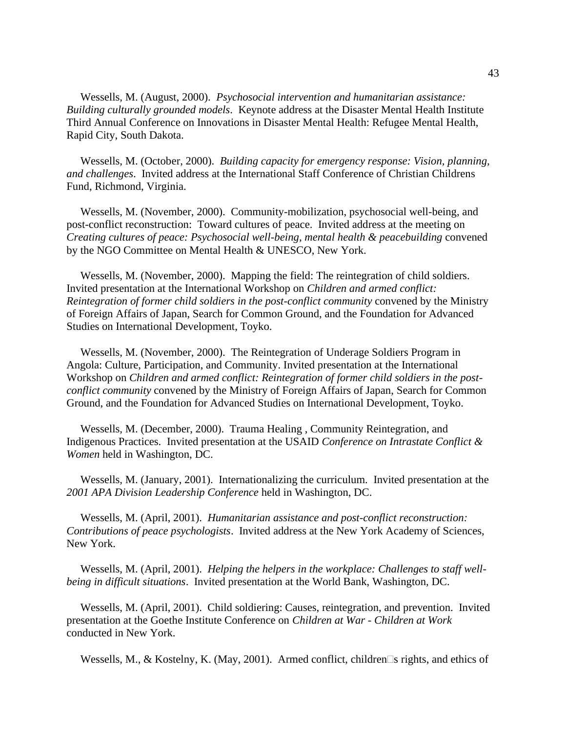Wessells, M. (August, 2000). *Psychosocial intervention and humanitarian assistance: Building culturally grounded models*. Keynote address at the Disaster Mental Health Institute Third Annual Conference on Innovations in Disaster Mental Health: Refugee Mental Health, Rapid City, South Dakota.

Wessells, M. (October, 2000). *Building capacity for emergency response: Vision, planning, and challenges*. Invited address at the International Staff Conference of Christian Childrens Fund, Richmond, Virginia.

Wessells, M. (November, 2000). Community-mobilization, psychosocial well-being, and post-conflict reconstruction: Toward cultures of peace. Invited address at the meeting on *Creating cultures of peace: Psychosocial well-being, mental health & peacebuilding* convened by the NGO Committee on Mental Health & UNESCO, New York.

Wessells, M. (November, 2000). Mapping the field: The reintegration of child soldiers. Invited presentation at the International Workshop on *Children and armed conflict: Reintegration of former child soldiers in the post-conflict community* convened by the Ministry of Foreign Affairs of Japan, Search for Common Ground, and the Foundation for Advanced Studies on International Development, Toyko.

Wessells, M. (November, 2000). The Reintegration of Underage Soldiers Program in Angola: Culture, Participation, and Community. Invited presentation at the International Workshop on *Children and armed conflict: Reintegration of former child soldiers in the post-conflict community* convened by the Ministry of Foreign Affairs of Japan, Search for Common Ground, and the Foundation for Advanced Studies on International Development, Toyko.

Wessells, M. (December, 2000). Trauma Healing , Community Reintegration, and Indigenous Practices. Invited presentation at the USAID *Conference on Intrastate Conflict & Women* held in Washington, DC.

Wessells, M. (January, 2001). Internationalizing the curriculum. Invited presentation at the *2001 APA Division Leadership Conference* held in Washington, DC.

Wessells, M. (April, 2001). *Humanitarian assistance and post-conflict reconstruction: Contributions of peace psychologists*. Invited address at the New York Academy of Sciences, New York.

Wessells, M. (April, 2001). *Helping the helpers in the workplace: Challenges to staff well-being in difficult situations*. Invited presentation at the World Bank, Washington, DC.

Wessells, M. (April, 2001). Child soldiering: Causes, reintegration, and prevention. Invited presentation at the Goethe Institute Conference on *Children at War - Children at Work* conducted in New York.

Wessells, M., & Kostelny, K. (May, 2001). Armed conflict, children□s rights, and ethics of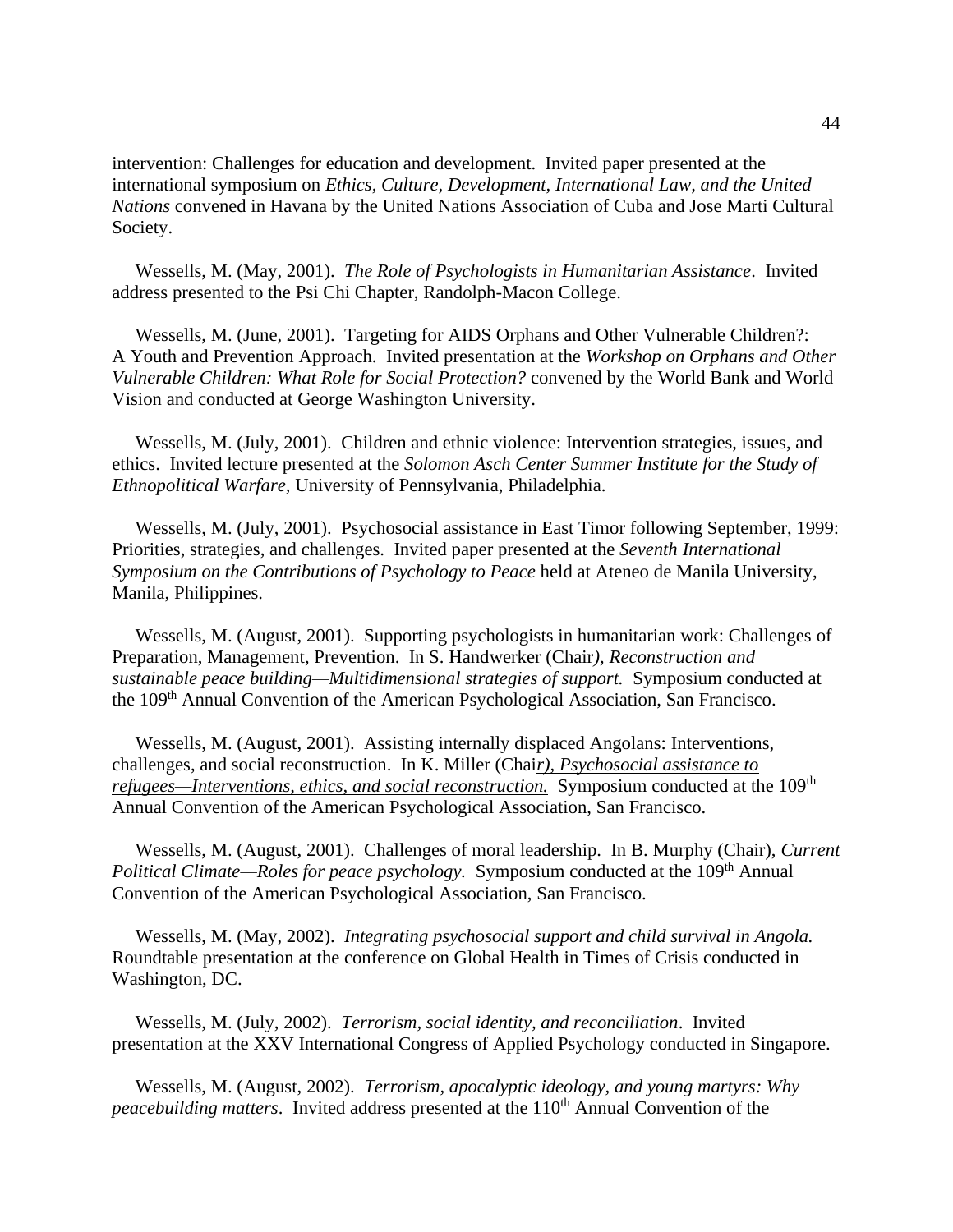intervention: Challenges for education and development. Invited paper presented at the international symposium on *Ethics, Culture, Development, International Law, and the United Nations* convened in Havana by the United Nations Association of Cuba and Jose Marti Cultural Society.

Wessells, M. (May, 2001). *The Role of Psychologists in Humanitarian Assistance*. Invited address presented to the Psi Chi Chapter, Randolph-Macon College.

Wessells, M. (June, 2001). Targeting for AIDS Orphans and Other Vulnerable Children?: A Youth and Prevention Approach. Invited presentation at the *Workshop on Orphans and Other Vulnerable Children: What Role for Social Protection?* convened by the World Bank and World Vision and conducted at George Washington University.

Wessells, M. (July, 2001). Children and ethnic violence: Intervention strategies, issues, and ethics. Invited lecture presented at the *Solomon Asch Center Summer Institute for the Study of Ethnopolitical Warfare*, University of Pennsylvania, Philadelphia.

Wessells, M. (July, 2001). Psychosocial assistance in East Timor following September, 1999: Priorities, strategies, and challenges. Invited paper presented at the *Seventh International Symposium on the Contributions of Psychology to Peace* held at Ateneo de Manila University, Manila, Philippines.

Wessells, M. (August, 2001). Supporting psychologists in humanitarian work: Challenges of Preparation, Management, Prevention. In S. Handwerker (Chair*), Reconstruction and sustainable peace building—Multidimensional strategies of support.* Symposium conducted at the 109th Annual Convention of the American Psychological Association, San Francisco.

Wessells, M. (August, 2001). Assisting internally displaced Angolans: Interventions, challenges, and social reconstruction. In K. Miller (Chai*r), Psychosocial assistance to refugees—Interventions, ethics, and social reconstruction.* Symposium conducted at the 109th Annual Convention of the American Psychological Association, San Francisco.

Wessells, M. (August, 2001). Challenges of moral leadership. In B. Murphy (Chair), *Current Political Climate—Roles for peace psychology.* Symposium conducted at the 109th Annual Convention of the American Psychological Association, San Francisco.

Wessells, M. (May, 2002). *Integrating psychosocial support and child survival in Angola.* Roundtable presentation at the conference on Global Health in Times of Crisis conducted in Washington, DC.

Wessells, M. (July, 2002). *Terrorism, social identity, and reconciliation*. Invited presentation at the XXV International Congress of Applied Psychology conducted in Singapore.

Wessells, M. (August, 2002). *Terrorism, apocalyptic ideology, and young martyrs: Why peacebuilding matters*. Invited address presented at the 110th Annual Convention of the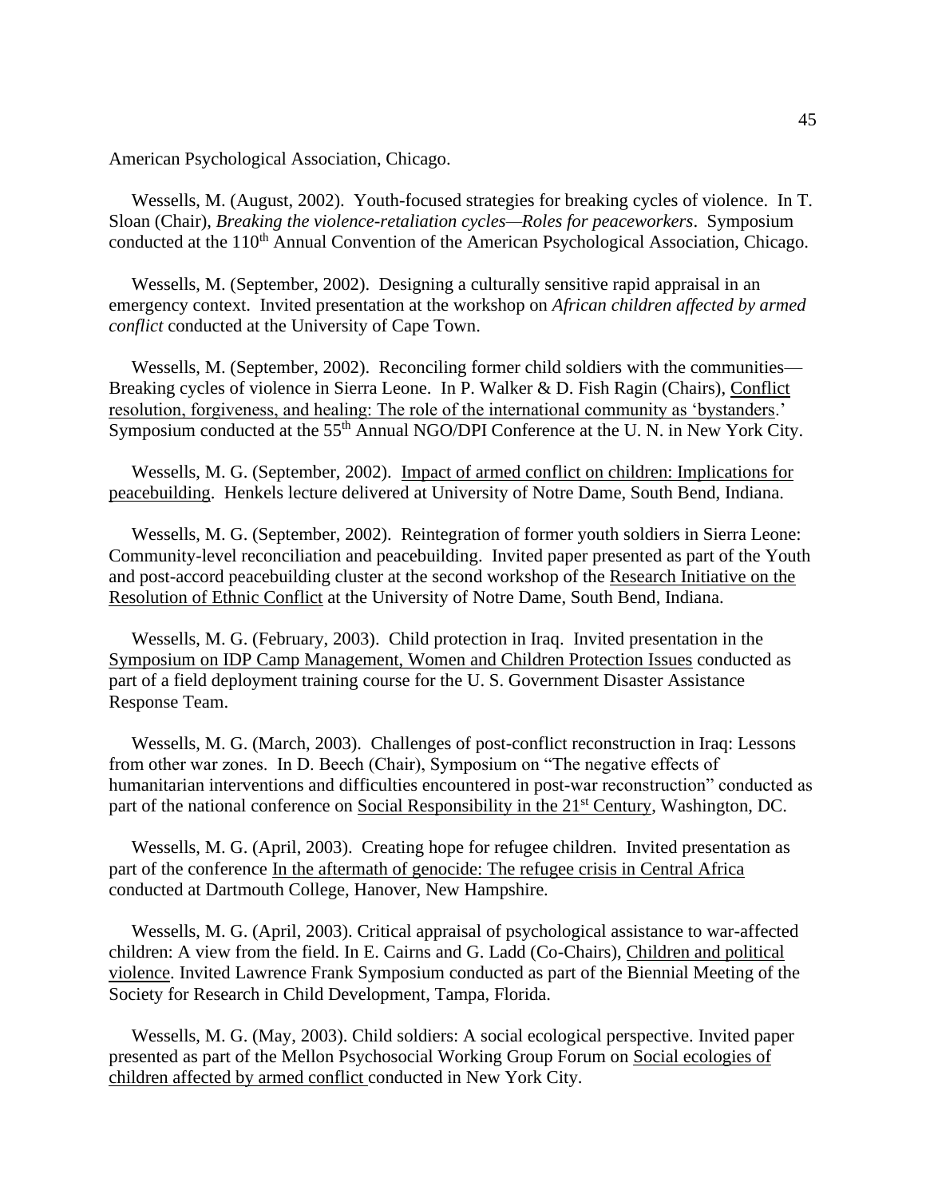American Psychological Association, Chicago.

Wessells, M. (August, 2002). Youth-focused strategies for breaking cycles of violence. In T. Sloan (Chair), *Breaking the violence-retaliation cycles—Roles for peaceworkers*. Symposium conducted at the 110th Annual Convention of the American Psychological Association, Chicago.

Wessells, M. (September, 2002). Designing a culturally sensitive rapid appraisal in an emergency context. Invited presentation at the workshop on *African children affected by armed conflict* conducted at the University of Cape Town.

Wessells, M. (September, 2002). Reconciling former child soldiers with the communities—Breaking cycles of violence in Sierra Leone. In P. Walker & D. Fish Ragin (Chairs), Conflict resolution, forgiveness, and healing: The role of the international community as 'bystanders.' Symposium conducted at the 55th Annual NGO/DPI Conference at the U. N. in New York City.

Wessells, M. G. (September, 2002). Impact of armed conflict on children: Implications for peacebuilding. Henkels lecture delivered at University of Notre Dame, South Bend, Indiana.

Wessells, M. G. (September, 2002). Reintegration of former youth soldiers in Sierra Leone: Community-level reconciliation and peacebuilding. Invited paper presented as part of the Youth and post-accord peacebuilding cluster at the second workshop of the Research Initiative on the Resolution of Ethnic Conflict at the University of Notre Dame, South Bend, Indiana.

Wessells, M. G. (February, 2003). Child protection in Iraq. Invited presentation in the Symposium on IDP Camp Management, Women and Children Protection Issues conducted as part of a field deployment training course for the U. S. Government Disaster Assistance Response Team.

Wessells, M. G. (March, 2003). Challenges of post-conflict reconstruction in Iraq: Lessons from other war zones. In D. Beech (Chair), Symposium on "The negative effects of humanitarian interventions and difficulties encountered in post-war reconstruction" conducted as part of the national conference on Social Responsibility in the 21st Century, Washington, DC.

Wessells, M. G. (April, 2003). Creating hope for refugee children. Invited presentation as part of the conference In the aftermath of genocide: The refugee crisis in Central Africa conducted at Dartmouth College, Hanover, New Hampshire.

Wessells, M. G. (April, 2003). Critical appraisal of psychological assistance to war-affected children: A view from the field. In E. Cairns and G. Ladd (Co-Chairs), Children and political violence. Invited Lawrence Frank Symposium conducted as part of the Biennial Meeting of the Society for Research in Child Development, Tampa, Florida.

Wessells, M. G. (May, 2003). Child soldiers: A social ecological perspective. Invited paper presented as part of the Mellon Psychosocial Working Group Forum on Social ecologies of children affected by armed conflict conducted in New York City.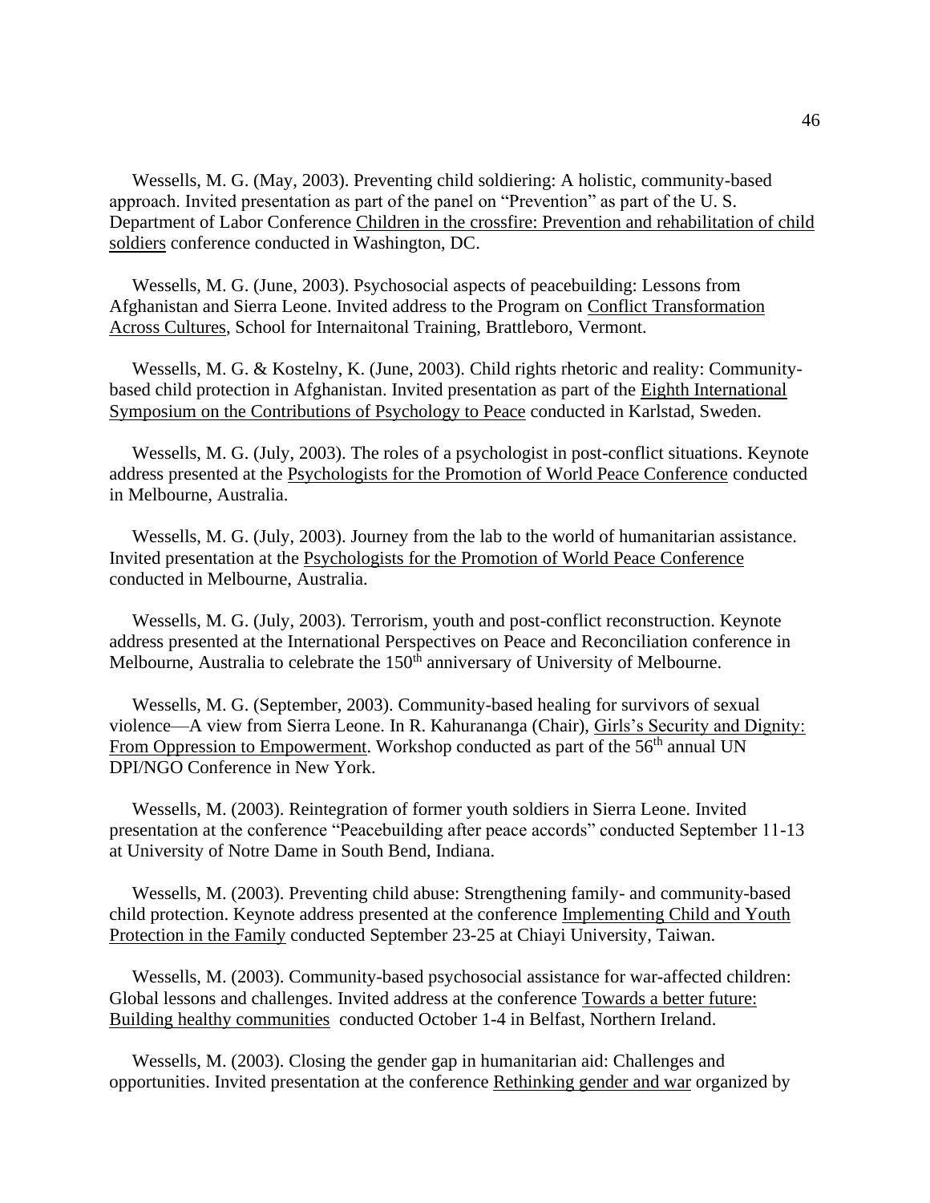Wessells, M. G. (May, 2003). Preventing child soldiering: A holistic, community-based approach. Invited presentation as part of the panel on "Prevention" as part of the U. S. Department of Labor Conference Children in the crossfire: Prevention and rehabilitation of child soldiers conference conducted in Washington, DC.

Wessells, M. G. (June, 2003). Psychosocial aspects of peacebuilding: Lessons from Afghanistan and Sierra Leone. Invited address to the Program on Conflict Transformation Across Cultures, School for Internaitonal Training, Brattleboro, Vermont.

Wessells, M. G. & Kostelny, K. (June, 2003). Child rights rhetoric and reality: Community-based child protection in Afghanistan. Invited presentation as part of the Eighth International Symposium on the Contributions of Psychology to Peace conducted in Karlstad, Sweden.

Wessells, M. G. (July, 2003). The roles of a psychologist in post-conflict situations. Keynote address presented at the Psychologists for the Promotion of World Peace Conference conducted in Melbourne, Australia.

Wessells, M. G. (July, 2003). Journey from the lab to the world of humanitarian assistance. Invited presentation at the Psychologists for the Promotion of World Peace Conference conducted in Melbourne, Australia.

Wessells, M. G. (July, 2003). Terrorism, youth and post-conflict reconstruction. Keynote address presented at the International Perspectives on Peace and Reconciliation conference in Melbourne, Australia to celebrate the 150th anniversary of University of Melbourne.

Wessells, M. G. (September, 2003). Community-based healing for survivors of sexual violence—A view from Sierra Leone. In R. Kahurananga (Chair), Girls's Security and Dignity: From Oppression to Empowerment. Workshop conducted as part of the 56th annual UN DPI/NGO Conference in New York.

Wessells, M. (2003). Reintegration of former youth soldiers in Sierra Leone. Invited presentation at the conference "Peacebuilding after peace accords" conducted September 11-13 at University of Notre Dame in South Bend, Indiana.

Wessells, M. (2003). Preventing child abuse: Strengthening family- and community-based child protection. Keynote address presented at the conference Implementing Child and Youth Protection in the Family conducted September 23-25 at Chiayi University, Taiwan.

Wessells, M. (2003). Community-based psychosocial assistance for war-affected children: Global lessons and challenges. Invited address at the conference Towards a better future: Building healthy communities conducted October 1-4 in Belfast, Northern Ireland.

Wessells, M. (2003). Closing the gender gap in humanitarian aid: Challenges and opportunities. Invited presentation at the conference Rethinking gender and war organized by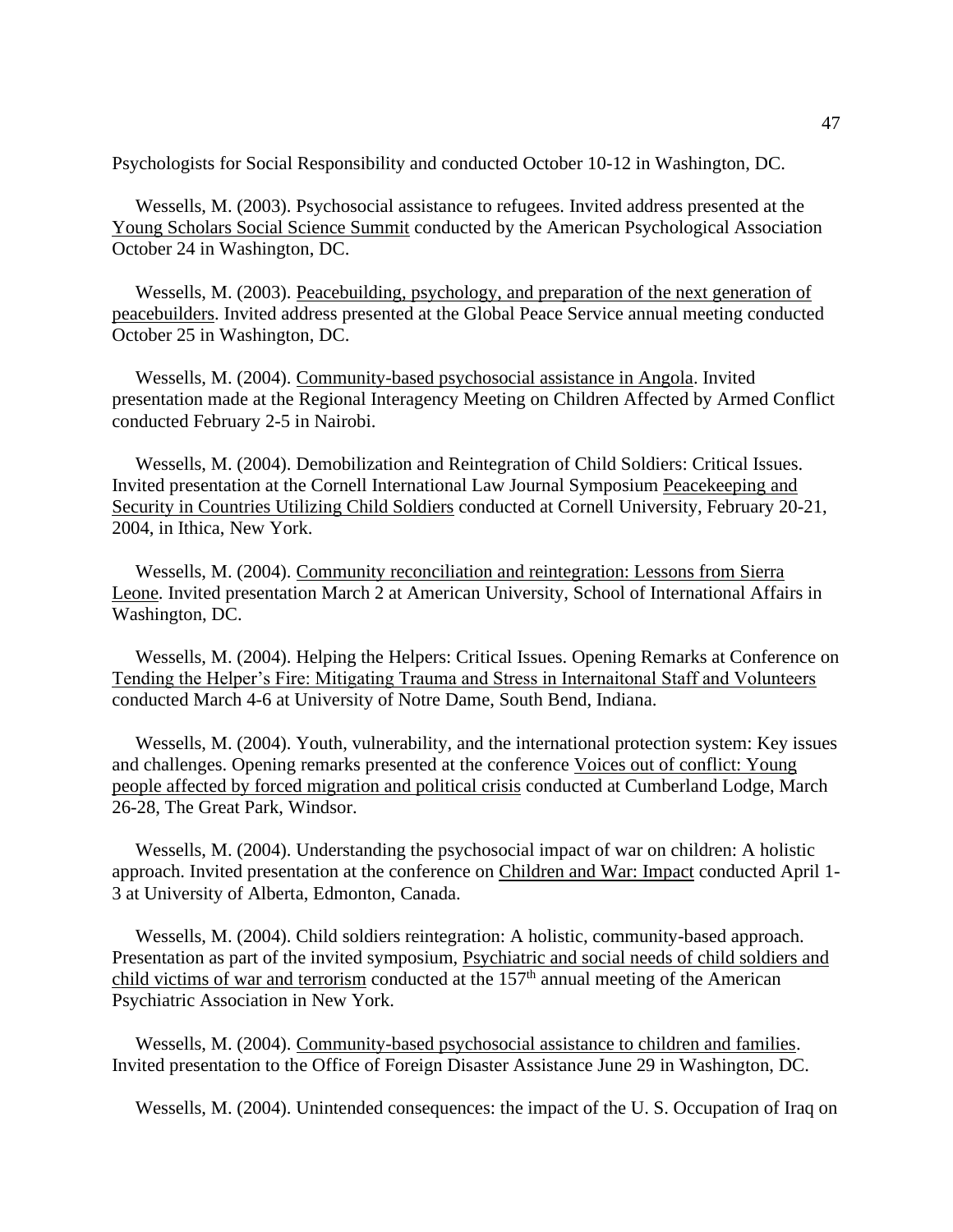Psychologists for Social Responsibility and conducted October 10-12 in Washington, DC.

Wessells, M. (2003). Psychosocial assistance to refugees. Invited address presented at the Young Scholars Social Science Summit conducted by the American Psychological Association October 24 in Washington, DC.

Wessells, M. (2003). Peacebuilding, psychology, and preparation of the next generation of peacebuilders. Invited address presented at the Global Peace Service annual meeting conducted October 25 in Washington, DC.

Wessells, M. (2004). Community-based psychosocial assistance in Angola. Invited presentation made at the Regional Interagency Meeting on Children Affected by Armed Conflict conducted February 2-5 in Nairobi.

Wessells, M. (2004). Demobilization and Reintegration of Child Soldiers: Critical Issues. Invited presentation at the Cornell International Law Journal Symposium Peacekeeping and Security in Countries Utilizing Child Soldiers conducted at Cornell University, February 20-21, 2004, in Ithica, New York.

Wessells, M. (2004). Community reconciliation and reintegration: Lessons from Sierra Leone. Invited presentation March 2 at American University, School of International Affairs in Washington, DC.

Wessells, M. (2004). Helping the Helpers: Critical Issues. Opening Remarks at Conference on Tending the Helper's Fire: Mitigating Trauma and Stress in Internaitonal Staff and Volunteers conducted March 4-6 at University of Notre Dame, South Bend, Indiana.

Wessells, M. (2004). Youth, vulnerability, and the international protection system: Key issues and challenges. Opening remarks presented at the conference Voices out of conflict: Young people affected by forced migration and political crisis conducted at Cumberland Lodge, March 26-28, The Great Park, Windsor.

Wessells, M. (2004). Understanding the psychosocial impact of war on children: A holistic approach. Invited presentation at the conference on Children and War: Impact conducted April 1-3 at University of Alberta, Edmonton, Canada.

Wessells, M. (2004). Child soldiers reintegration: A holistic, community-based approach. Presentation as part of the invited symposium, Psychiatric and social needs of child soldiers and child victims of war and terrorism conducted at the 157th annual meeting of the American Psychiatric Association in New York.

Wessells, M. (2004). Community-based psychosocial assistance to children and families. Invited presentation to the Office of Foreign Disaster Assistance June 29 in Washington, DC.

Wessells, M. (2004). Unintended consequences: the impact of the U. S. Occupation of Iraq on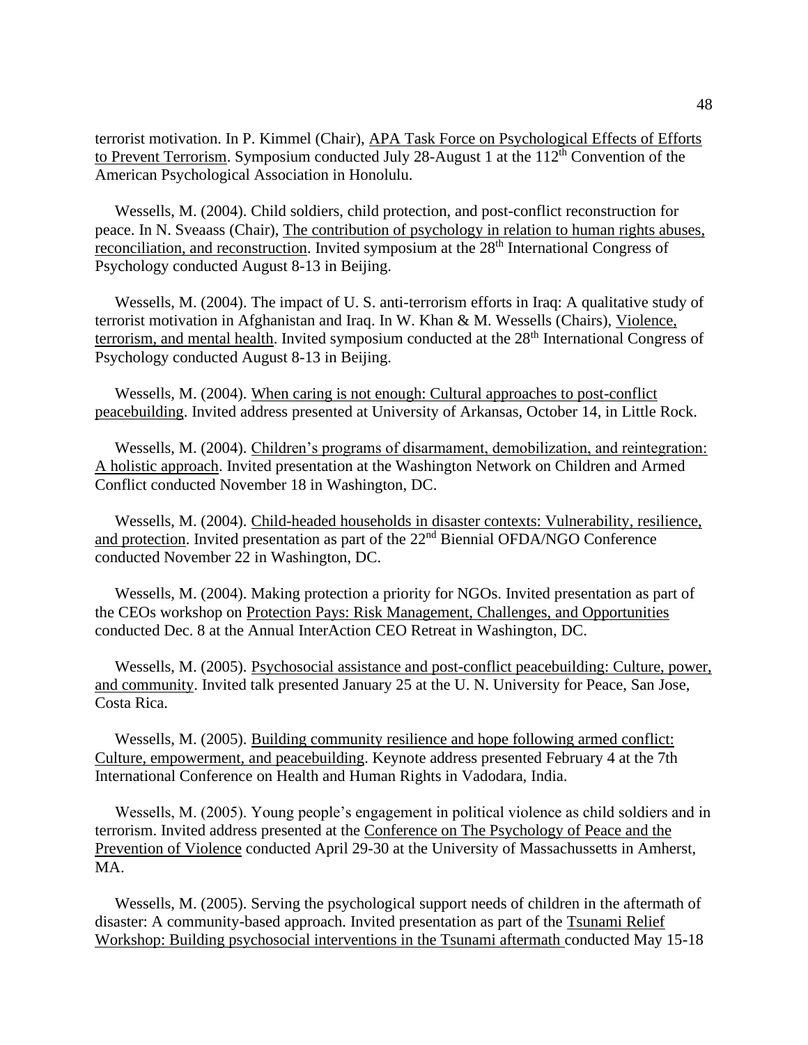terrorist motivation. In P. Kimmel (Chair), APA Task Force on Psychological Effects of Efforts to Prevent Terrorism. Symposium conducted July 28-August 1 at the 112th Convention of the American Psychological Association in Honolulu.

Wessells, M. (2004). Child soldiers, child protection, and post-conflict reconstruction for peace. In N. Sveaass (Chair), The contribution of psychology in relation to human rights abuses, reconciliation, and reconstruction. Invited symposium at the 28th International Congress of Psychology conducted August 8-13 in Beijing.

Wessells, M. (2004). The impact of U. S. anti-terrorism efforts in Iraq: A qualitative study of terrorist motivation in Afghanistan and Iraq. In W. Khan & M. Wessells (Chairs), Violence, terrorism, and mental health. Invited symposium conducted at the 28th International Congress of Psychology conducted August 8-13 in Beijing.

Wessells, M. (2004). When caring is not enough: Cultural approaches to post-conflict peacebuilding. Invited address presented at University of Arkansas, October 14, in Little Rock.

Wessells, M. (2004). Children's programs of disarmament, demobilization, and reintegration: A holistic approach. Invited presentation at the Washington Network on Children and Armed Conflict conducted November 18 in Washington, DC.

Wessells, M. (2004). Child-headed households in disaster contexts: Vulnerability, resilience, and protection. Invited presentation as part of the 22nd Biennial OFDA/NGO Conference conducted November 22 in Washington, DC.

Wessells, M. (2004). Making protection a priority for NGOs. Invited presentation as part of the CEOs workshop on Protection Pays: Risk Management, Challenges, and Opportunities conducted Dec. 8 at the Annual InterAction CEO Retreat in Washington, DC.

Wessells, M. (2005). Psychosocial assistance and post-conflict peacebuilding: Culture, power, and community. Invited talk presented January 25 at the U. N. University for Peace, San Jose, Costa Rica.

Wessells, M. (2005). Building community resilience and hope following armed conflict: Culture, empowerment, and peacebuilding. Keynote address presented February 4 at the 7th International Conference on Health and Human Rights in Vadodara, India.

Wessells, M. (2005). Young people's engagement in political violence as child soldiers and in terrorism. Invited address presented at the Conference on The Psychology of Peace and the Prevention of Violence conducted April 29-30 at the University of Massachussetts in Amherst, MA.

Wessells, M. (2005). Serving the psychological support needs of children in the aftermath of disaster: A community-based approach. Invited presentation as part of the Tsunami Relief Workshop: Building psychosocial interventions in the Tsunami aftermath conducted May 15-18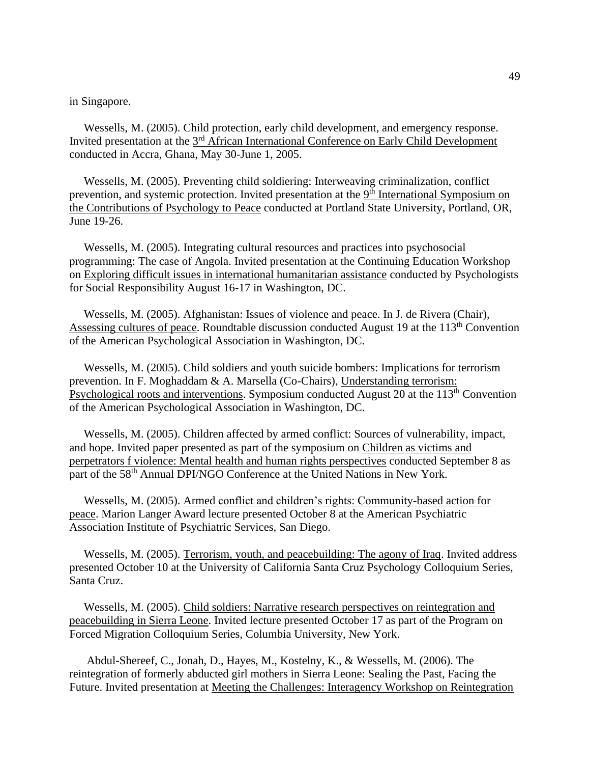in Singapore.

Wessells, M. (2005). Child protection, early child development, and emergency response. Invited presentation at the 3rd African International Conference on Early Child Development conducted in Accra, Ghana, May 30-June 1, 2005.

Wessells, M. (2005). Preventing child soldiering: Interweaving criminalization, conflict prevention, and systemic protection. Invited presentation at the 9th International Symposium on the Contributions of Psychology to Peace conducted at Portland State University, Portland, OR, June 19-26.

Wessells, M. (2005). Integrating cultural resources and practices into psychosocial programming: The case of Angola. Invited presentation at the Continuing Education Workshop on Exploring difficult issues in international humanitarian assistance conducted by Psychologists for Social Responsibility August 16-17 in Washington, DC.

Wessells, M. (2005). Afghanistan: Issues of violence and peace. In J. de Rivera (Chair), Assessing cultures of peace. Roundtable discussion conducted August 19 at the 113th Convention of the American Psychological Association in Washington, DC.

Wessells, M. (2005). Child soldiers and youth suicide bombers: Implications for terrorism prevention. In F. Moghaddam & A. Marsella (Co-Chairs), Understanding terrorism: Psychological roots and interventions. Symposium conducted August 20 at the 113th Convention of the American Psychological Association in Washington, DC.

Wessells, M. (2005). Children affected by armed conflict: Sources of vulnerability, impact, and hope. Invited paper presented as part of the symposium on Children as victims and perpetrators f violence: Mental health and human rights perspectives conducted September 8 as part of the 58th Annual DPI/NGO Conference at the United Nations in New York.

Wessells, M. (2005). Armed conflict and children's rights: Community-based action for peace. Marion Langer Award lecture presented October 8 at the American Psychiatric Association Institute of Psychiatric Services, San Diego.

Wessells, M. (2005). Terrorism, youth, and peacebuilding: The agony of Iraq. Invited address presented October 10 at the University of California Santa Cruz Psychology Colloquium Series, Santa Cruz.

Wessells, M. (2005). Child soldiers: Narrative research perspectives on reintegration and peacebuilding in Sierra Leone. Invited lecture presented October 17 as part of the Program on Forced Migration Colloquium Series, Columbia University, New York.

Abdul-Shereef, C., Jonah, D., Hayes, M., Kostelny, K., & Wessells, M. (2006). The reintegration of formerly abducted girl mothers in Sierra Leone: Sealing the Past, Facing the Future. Invited presentation at Meeting the Challenges: Interagency Workshop on Reintegration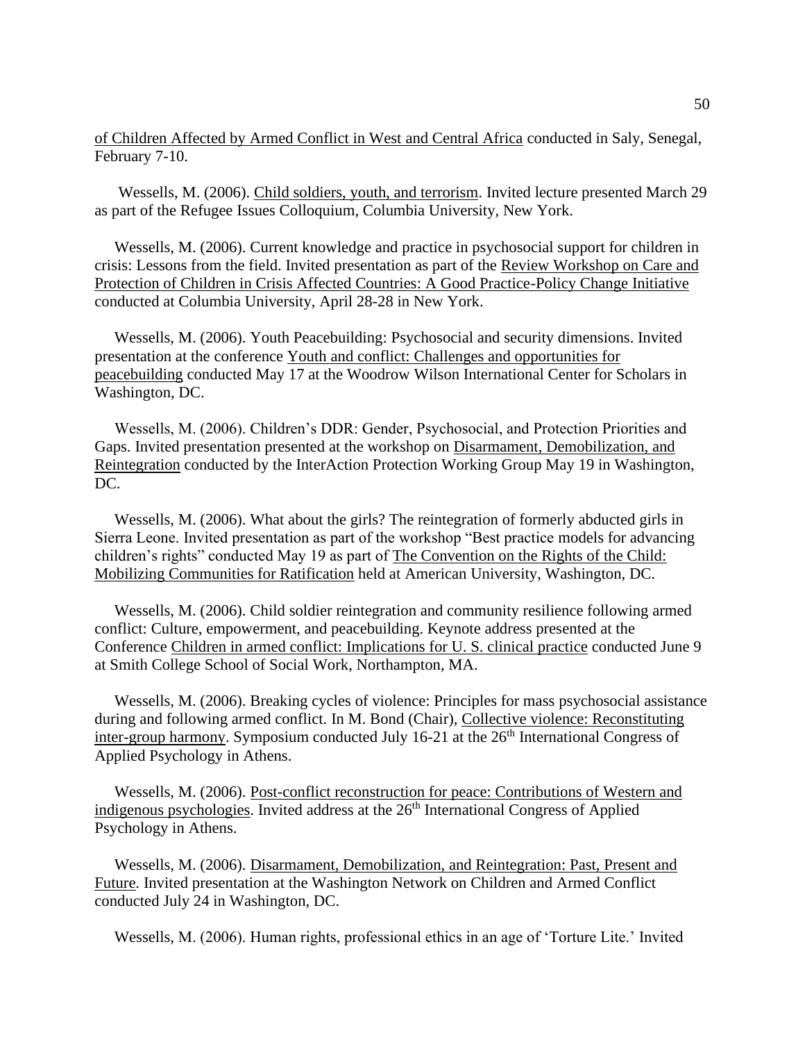of Children Affected by Armed Conflict in West and Central Africa conducted in Saly, Senegal, February 7-10.

Wessells, M. (2006). Child soldiers, youth, and terrorism. Invited lecture presented March 29 as part of the Refugee Issues Colloquium, Columbia University, New York.

Wessells, M. (2006). Current knowledge and practice in psychosocial support for children in crisis: Lessons from the field. Invited presentation as part of the Review Workshop on Care and Protection of Children in Crisis Affected Countries: A Good Practice-Policy Change Initiative conducted at Columbia University, April 28-28 in New York.

Wessells, M. (2006). Youth Peacebuilding: Psychosocial and security dimensions. Invited presentation at the conference Youth and conflict: Challenges and opportunities for peacebuilding conducted May 17 at the Woodrow Wilson International Center for Scholars in Washington, DC.

Wessells, M. (2006). Children's DDR: Gender, Psychosocial, and Protection Priorities and Gaps. Invited presentation presented at the workshop on Disarmament, Demobilization, and Reintegration conducted by the InterAction Protection Working Group May 19 in Washington, DC.

Wessells, M. (2006). What about the girls? The reintegration of formerly abducted girls in Sierra Leone. Invited presentation as part of the workshop "Best practice models for advancing children's rights" conducted May 19 as part of The Convention on the Rights of the Child: Mobilizing Communities for Ratification held at American University, Washington, DC.

Wessells, M. (2006). Child soldier reintegration and community resilience following armed conflict: Culture, empowerment, and peacebuilding. Keynote address presented at the Conference Children in armed conflict: Implications for U. S. clinical practice conducted June 9 at Smith College School of Social Work, Northampton, MA.

Wessells, M. (2006). Breaking cycles of violence: Principles for mass psychosocial assistance during and following armed conflict. In M. Bond (Chair), Collective violence: Reconstituting inter-group harmony. Symposium conducted July 16-21 at the 26th International Congress of Applied Psychology in Athens.

Wessells, M. (2006). Post-conflict reconstruction for peace: Contributions of Western and indigenous psychologies. Invited address at the 26th International Congress of Applied Psychology in Athens.

Wessells, M. (2006). Disarmament, Demobilization, and Reintegration: Past, Present and Future. Invited presentation at the Washington Network on Children and Armed Conflict conducted July 24 in Washington, DC.

Wessells, M. (2006). Human rights, professional ethics in an age of 'Torture Lite.' Invited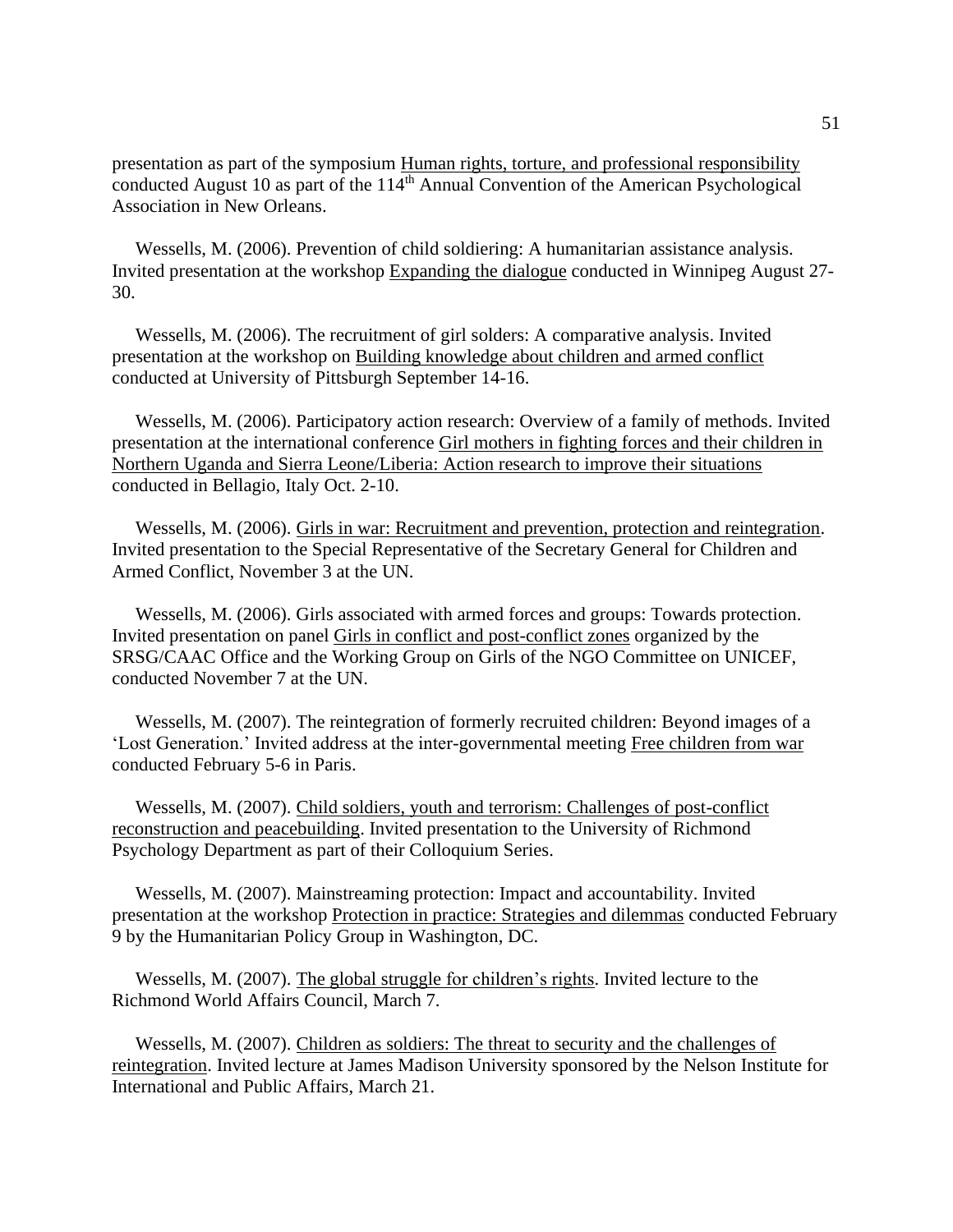presentation as part of the symposium Human rights, torture, and professional responsibility conducted August 10 as part of the 114th Annual Convention of the American Psychological Association in New Orleans.

Wessells, M. (2006). Prevention of child soldiering: A humanitarian assistance analysis. Invited presentation at the workshop Expanding the dialogue conducted in Winnipeg August 27-30.

Wessells, M. (2006). The recruitment of girl solders: A comparative analysis. Invited presentation at the workshop on Building knowledge about children and armed conflict conducted at University of Pittsburgh September 14-16.

Wessells, M. (2006). Participatory action research: Overview of a family of methods. Invited presentation at the international conference Girl mothers in fighting forces and their children in Northern Uganda and Sierra Leone/Liberia: Action research to improve their situations conducted in Bellagio, Italy Oct. 2-10.

Wessells, M. (2006). Girls in war: Recruitment and prevention, protection and reintegration. Invited presentation to the Special Representative of the Secretary General for Children and Armed Conflict, November 3 at the UN.

Wessells, M. (2006). Girls associated with armed forces and groups: Towards protection. Invited presentation on panel Girls in conflict and post-conflict zones organized by the SRSG/CAAC Office and the Working Group on Girls of the NGO Committee on UNICEF, conducted November 7 at the UN.

Wessells, M. (2007). The reintegration of formerly recruited children: Beyond images of a 'Lost Generation.' Invited address at the inter-governmental meeting Free children from war conducted February 5-6 in Paris.

Wessells, M. (2007). Child soldiers, youth and terrorism: Challenges of post-conflict reconstruction and peacebuilding. Invited presentation to the University of Richmond Psychology Department as part of their Colloquium Series.

Wessells, M. (2007). Mainstreaming protection: Impact and accountability. Invited presentation at the workshop Protection in practice: Strategies and dilemmas conducted February 9 by the Humanitarian Policy Group in Washington, DC.

Wessells, M. (2007). The global struggle for children's rights. Invited lecture to the Richmond World Affairs Council, March 7.

Wessells, M. (2007). Children as soldiers: The threat to security and the challenges of reintegration. Invited lecture at James Madison University sponsored by the Nelson Institute for International and Public Affairs, March 21.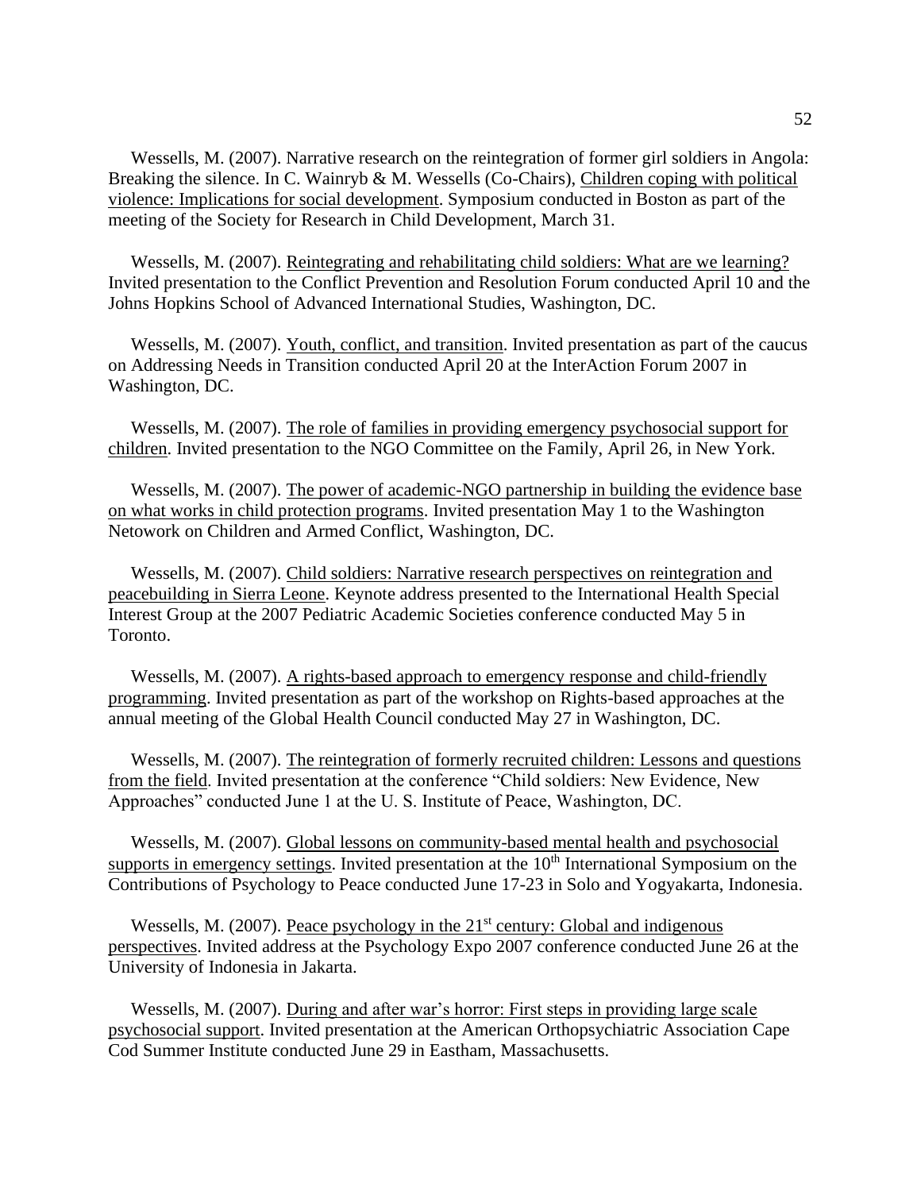Wessells, M. (2007). Narrative research on the reintegration of former girl soldiers in Angola: Breaking the silence. In C. Wainryb & M. Wessells (Co-Chairs), <u>Children coping with political violence: Implications for social development</u>. Symposium conducted in Boston as part of the meeting of the Society for Research in Child Development, March 31.

Wessells, M. (2007). <u>Reintegrating and rehabilitating child soldiers: What are we learning?</u> Invited presentation to the Conflict Prevention and Resolution Forum conducted April 10 and the Johns Hopkins School of Advanced International Studies, Washington, DC.

Wessells, M. (2007). <u>Youth, conflict, and transition</u>. Invited presentation as part of the caucus on Addressing Needs in Transition conducted April 20 at the InterAction Forum 2007 in Washington, DC.

Wessells, M. (2007). <u>The role of families in providing emergency psychosocial support for children</u>. Invited presentation to the NGO Committee on the Family, April 26, in New York.

Wessells, M. (2007). <u>The power of academic-NGO partnership in building the evidence base on what works in child protection programs</u>. Invited presentation May 1 to the Washington Netowork on Children and Armed Conflict, Washington, DC.

Wessells, M. (2007). <u>Child soldiers: Narrative research perspectives on reintegration and peacebuilding in Sierra Leone</u>. Keynote address presented to the International Health Special Interest Group at the 2007 Pediatric Academic Societies conference conducted May 5 in Toronto.

Wessells, M. (2007). <u>A rights-based approach to emergency response and child-friendly programming</u>. Invited presentation as part of the workshop on Rights-based approaches at the annual meeting of the Global Health Council conducted May 27 in Washington, DC.

Wessells, M. (2007). <u>The reintegration of formerly recruited children: Lessons and questions from the field</u>. Invited presentation at the conference "Child soldiers: New Evidence, New Approaches" conducted June 1 at the U. S. Institute of Peace, Washington, DC.

Wessells, M. (2007). <u>Global lessons on community-based mental health and psychosocial supports in emergency settings</u>. Invited presentation at the 10th International Symposium on the Contributions of Psychology to Peace conducted June 17-23 in Solo and Yogyakarta, Indonesia.

Wessells, M. (2007). <u>Peace psychology in the 21st century: Global and indigenous perspectives</u>. Invited address at the Psychology Expo 2007 conference conducted June 26 at the University of Indonesia in Jakarta.

Wessells, M. (2007). <u>During and after war's horror: First steps in providing large scale psychosocial support</u>. Invited presentation at the American Orthopsychiatric Association Cape Cod Summer Institute conducted June 29 in Eastham, Massachusetts.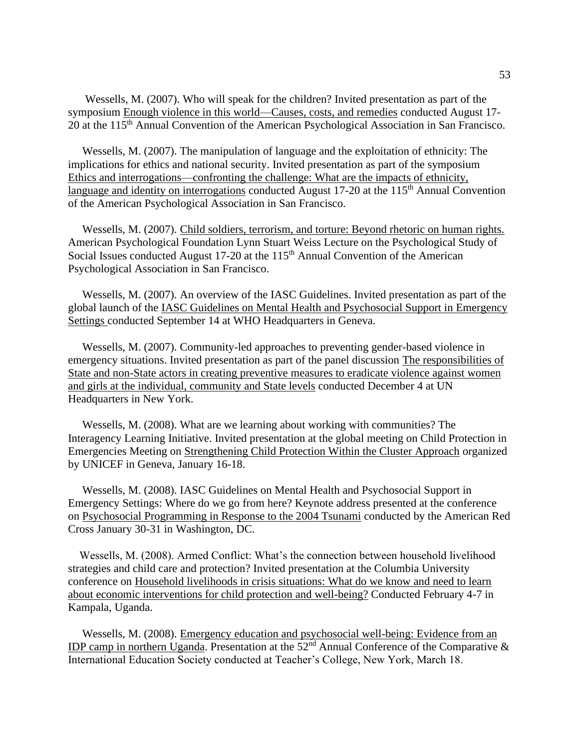Wessells, M. (2007). Who will speak for the children? Invited presentation as part of the symposium Enough violence in this world—Causes, costs, and remedies conducted August 17-20 at the 115th Annual Convention of the American Psychological Association in San Francisco.

Wessells, M. (2007). The manipulation of language and the exploitation of ethnicity: The implications for ethics and national security. Invited presentation as part of the symposium Ethics and interrogations—confronting the challenge: What are the impacts of ethnicity, language and identity on interrogations conducted August 17-20 at the 115th Annual Convention of the American Psychological Association in San Francisco.

Wessells, M. (2007). Child soldiers, terrorism, and torture: Beyond rhetoric on human rights. American Psychological Foundation Lynn Stuart Weiss Lecture on the Psychological Study of Social Issues conducted August 17-20 at the 115th Annual Convention of the American Psychological Association in San Francisco.

Wessells, M. (2007). An overview of the IASC Guidelines. Invited presentation as part of the global launch of the IASC Guidelines on Mental Health and Psychosocial Support in Emergency Settings conducted September 14 at WHO Headquarters in Geneva.

Wessells, M. (2007). Community-led approaches to preventing gender-based violence in emergency situations. Invited presentation as part of the panel discussion The responsibilities of State and non-State actors in creating preventive measures to eradicate violence against women and girls at the individual, community and State levels conducted December 4 at UN Headquarters in New York.

Wessells, M. (2008). What are we learning about working with communities? The Interagency Learning Initiative. Invited presentation at the global meeting on Child Protection in Emergencies Meeting on Strengthening Child Protection Within the Cluster Approach organized by UNICEF in Geneva, January 16-18.

Wessells, M. (2008). IASC Guidelines on Mental Health and Psychosocial Support in Emergency Settings: Where do we go from here? Keynote address presented at the conference on Psychosocial Programming in Response to the 2004 Tsunami conducted by the American Red Cross January 30-31 in Washington, DC.

Wessells, M. (2008). Armed Conflict: What's the connection between household livelihood strategies and child care and protection? Invited presentation at the Columbia University conference on Household livelihoods in crisis situations: What do we know and need to learn about economic interventions for child protection and well-being? Conducted February 4-7 in Kampala, Uganda.

Wessells, M. (2008). Emergency education and psychosocial well-being: Evidence from an IDP camp in northern Uganda. Presentation at the 52nd Annual Conference of the Comparative & International Education Society conducted at Teacher's College, New York, March 18.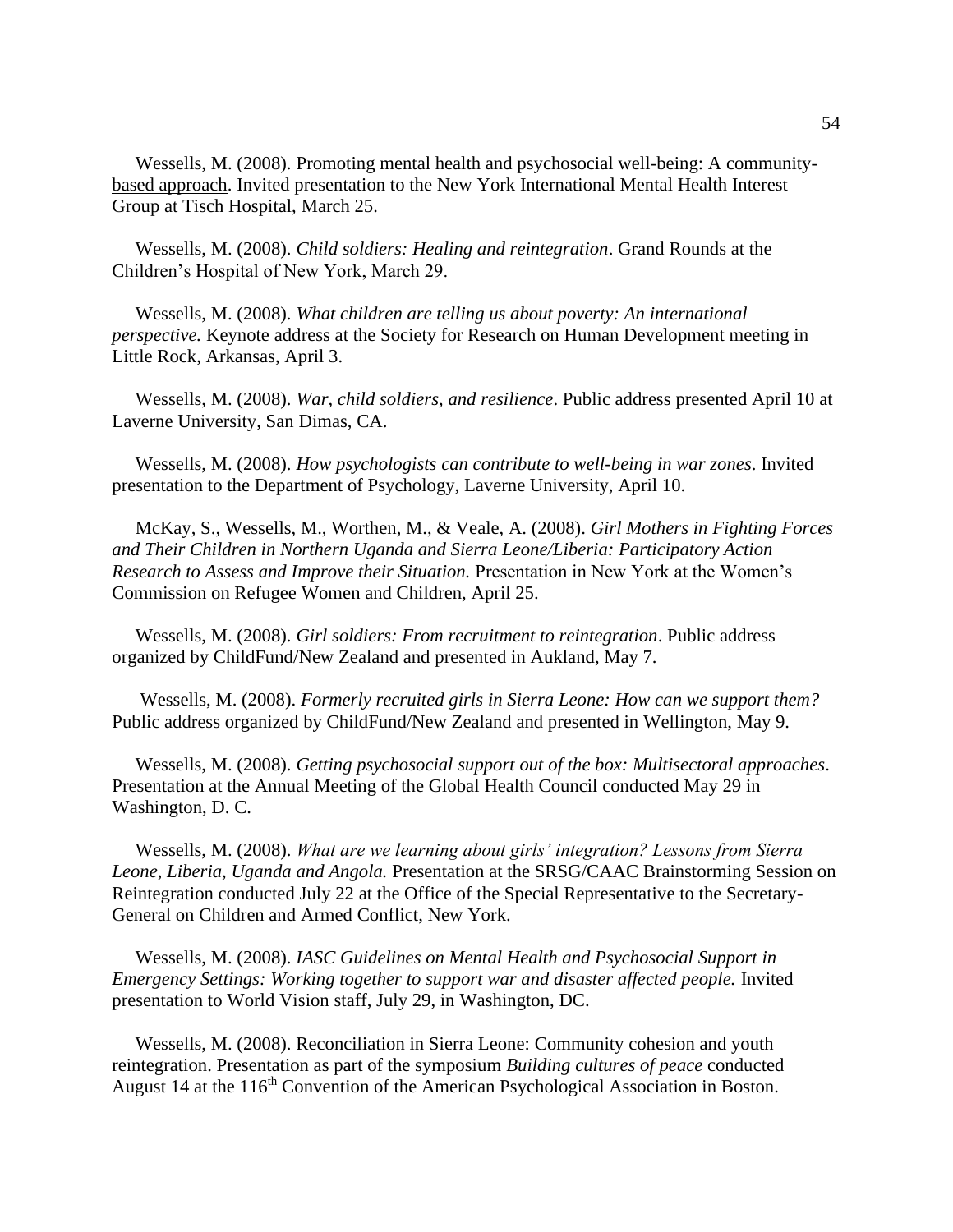Wessells, M. (2008). Promoting mental health and psychosocial well-being: A community-based approach. Invited presentation to the New York International Mental Health Interest Group at Tisch Hospital, March 25.

Wessells, M. (2008). *Child soldiers: Healing and reintegration*. Grand Rounds at the Children's Hospital of New York, March 29.

Wessells, M. (2008). *What children are telling us about poverty: An international perspective.* Keynote address at the Society for Research on Human Development meeting in Little Rock, Arkansas, April 3.

Wessells, M. (2008). *War, child soldiers, and resilience*. Public address presented April 10 at Laverne University, San Dimas, CA.

Wessells, M. (2008). *How psychologists can contribute to well-being in war zones*. Invited presentation to the Department of Psychology, Laverne University, April 10.

McKay, S., Wessells, M., Worthen, M., & Veale, A. (2008). *Girl Mothers in Fighting Forces and Their Children in Northern Uganda and Sierra Leone/Liberia: Participatory Action Research to Assess and Improve their Situation.* Presentation in New York at the Women's Commission on Refugee Women and Children, April 25.

Wessells, M. (2008). *Girl soldiers: From recruitment to reintegration*. Public address organized by ChildFund/New Zealand and presented in Aukland, May 7.

Wessells, M. (2008). *Formerly recruited girls in Sierra Leone: How can we support them?* Public address organized by ChildFund/New Zealand and presented in Wellington, May 9.

Wessells, M. (2008). *Getting psychosocial support out of the box: Multisectoral approaches*. Presentation at the Annual Meeting of the Global Health Council conducted May 29 in Washington, D. C.

Wessells, M. (2008). *What are we learning about girls' integration? Lessons from Sierra Leone, Liberia, Uganda and Angola.* Presentation at the SRSG/CAAC Brainstorming Session on Reintegration conducted July 22 at the Office of the Special Representative to the Secretary-General on Children and Armed Conflict, New York.

Wessells, M. (2008). *IASC Guidelines on Mental Health and Psychosocial Support in Emergency Settings: Working together to support war and disaster affected people.* Invited presentation to World Vision staff, July 29, in Washington, DC.

Wessells, M. (2008). Reconciliation in Sierra Leone: Community cohesion and youth reintegration. Presentation as part of the symposium *Building cultures of peace* conducted August 14 at the 116th Convention of the American Psychological Association in Boston.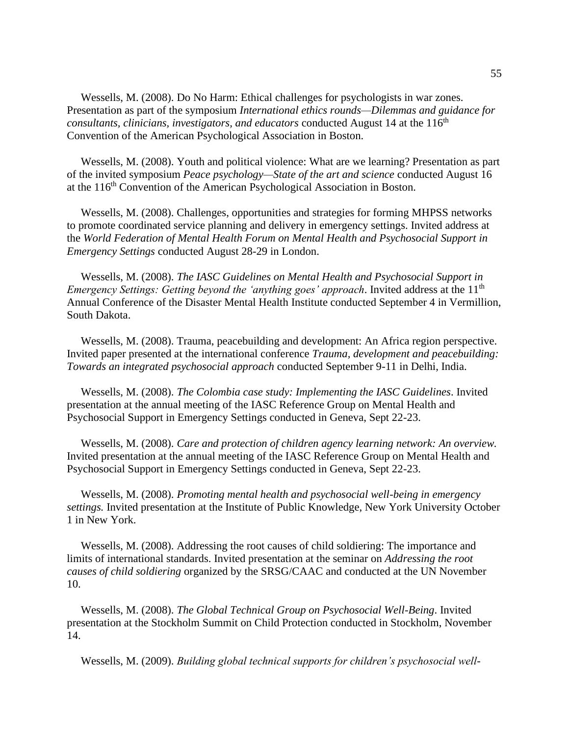Wessells, M. (2008). Do No Harm: Ethical challenges for psychologists in war zones. Presentation as part of the symposium *International ethics rounds—Dilemmas and guidance for consultants, clinicians, investigators, and educators* conducted August 14 at the 116th Convention of the American Psychological Association in Boston.

Wessells, M. (2008). Youth and political violence: What are we learning? Presentation as part of the invited symposium *Peace psychology—State of the art and science* conducted August 16 at the 116th Convention of the American Psychological Association in Boston.

Wessells, M. (2008). Challenges, opportunities and strategies for forming MHPSS networks to promote coordinated service planning and delivery in emergency settings. Invited address at the *World Federation of Mental Health Forum on Mental Health and Psychosocial Support in Emergency Settings* conducted August 28-29 in London.

Wessells, M. (2008). *The IASC Guidelines on Mental Health and Psychosocial Support in Emergency Settings: Getting beyond the 'anything goes' approach*. Invited address at the 11th Annual Conference of the Disaster Mental Health Institute conducted September 4 in Vermillion, South Dakota.

Wessells, M. (2008). Trauma, peacebuilding and development: An Africa region perspective. Invited paper presented at the international conference *Trauma, development and peacebuilding: Towards an integrated psychosocial approach* conducted September 9-11 in Delhi, India.

Wessells, M. (2008). *The Colombia case study: Implementing the IASC Guidelines*. Invited presentation at the annual meeting of the IASC Reference Group on Mental Health and Psychosocial Support in Emergency Settings conducted in Geneva, Sept 22-23.

Wessells, M. (2008). *Care and protection of children agency learning network: An overview.* Invited presentation at the annual meeting of the IASC Reference Group on Mental Health and Psychosocial Support in Emergency Settings conducted in Geneva, Sept 22-23.

Wessells, M. (2008). *Promoting mental health and psychosocial well-being in emergency settings.* Invited presentation at the Institute of Public Knowledge, New York University October 1 in New York.

Wessells, M. (2008). Addressing the root causes of child soldiering: The importance and limits of international standards. Invited presentation at the seminar on *Addressing the root causes of child soldiering* organized by the SRSG/CAAC and conducted at the UN November 10.

Wessells, M. (2008). *The Global Technical Group on Psychosocial Well-Being*. Invited presentation at the Stockholm Summit on Child Protection conducted in Stockholm, November 14.

Wessells, M. (2009). *Building global technical supports for children's psychosocial well-*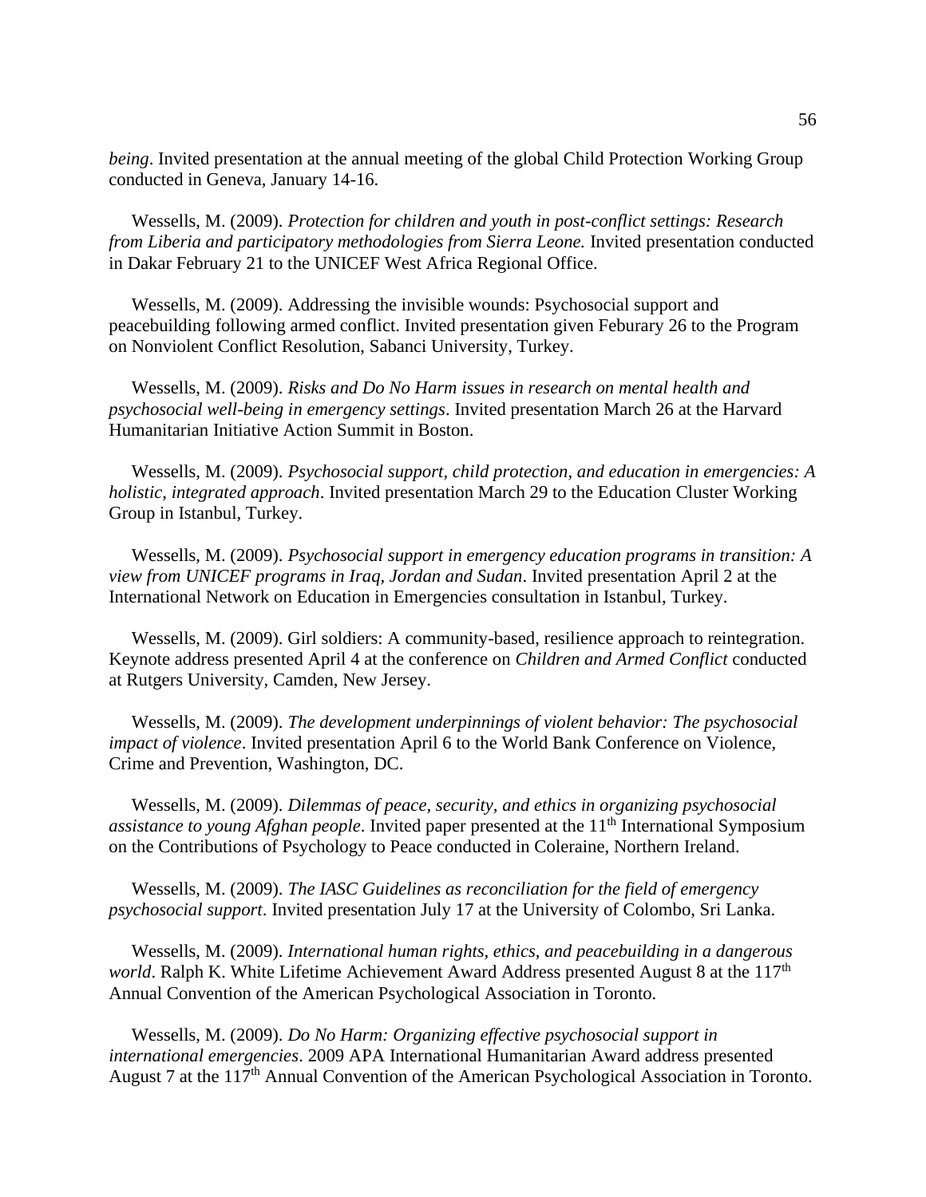*being*. Invited presentation at the annual meeting of the global Child Protection Working Group conducted in Geneva, January 14-16.

Wessells, M. (2009). *Protection for children and youth in post-conflict settings: Research from Liberia and participatory methodologies from Sierra Leone.* Invited presentation conducted in Dakar February 21 to the UNICEF West Africa Regional Office.

Wessells, M. (2009). Addressing the invisible wounds: Psychosocial support and peacebuilding following armed conflict. Invited presentation given Feburary 26 to the Program on Nonviolent Conflict Resolution, Sabanci University, Turkey.

Wessells, M. (2009). *Risks and Do No Harm issues in research on mental health and psychosocial well-being in emergency settings*. Invited presentation March 26 at the Harvard Humanitarian Initiative Action Summit in Boston.

Wessells, M. (2009). *Psychosocial support, child protection, and education in emergencies: A holistic, integrated approach*. Invited presentation March 29 to the Education Cluster Working Group in Istanbul, Turkey.

Wessells, M. (2009). *Psychosocial support in emergency education programs in transition: A view from UNICEF programs in Iraq, Jordan and Sudan*. Invited presentation April 2 at the International Network on Education in Emergencies consultation in Istanbul, Turkey.

Wessells, M. (2009). Girl soldiers: A community-based, resilience approach to reintegration. Keynote address presented April 4 at the conference on *Children and Armed Conflict* conducted at Rutgers University, Camden, New Jersey.

Wessells, M. (2009). *The development underpinnings of violent behavior: The psychosocial impact of violence*. Invited presentation April 6 to the World Bank Conference on Violence, Crime and Prevention, Washington, DC.

Wessells, M. (2009). *Dilemmas of peace, security, and ethics in organizing psychosocial assistance to young Afghan people*. Invited paper presented at the 11th International Symposium on the Contributions of Psychology to Peace conducted in Coleraine, Northern Ireland.

Wessells, M. (2009). *The IASC Guidelines as reconciliation for the field of emergency psychosocial support*. Invited presentation July 17 at the University of Colombo, Sri Lanka.

Wessells, M. (2009). *International human rights, ethics, and peacebuilding in a dangerous world*. Ralph K. White Lifetime Achievement Award Address presented August 8 at the 117th Annual Convention of the American Psychological Association in Toronto.

Wessells, M. (2009). *Do No Harm: Organizing effective psychosocial support in international emergencies*. 2009 APA International Humanitarian Award address presented August 7 at the 117th Annual Convention of the American Psychological Association in Toronto.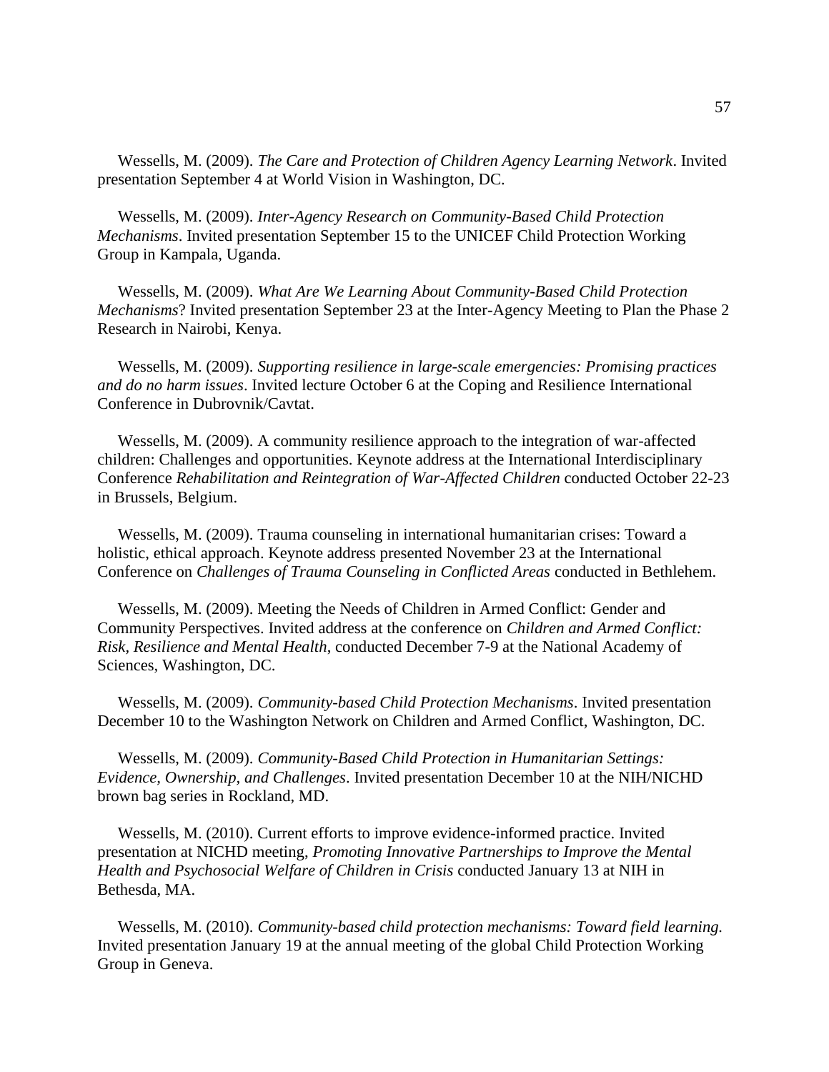Wessells, M. (2009). *The Care and Protection of Children Agency Learning Network*. Invited presentation September 4 at World Vision in Washington, DC.

Wessells, M. (2009). *Inter-Agency Research on Community-Based Child Protection Mechanisms*. Invited presentation September 15 to the UNICEF Child Protection Working Group in Kampala, Uganda.

Wessells, M. (2009). *What Are We Learning About Community-Based Child Protection Mechanisms*? Invited presentation September 23 at the Inter-Agency Meeting to Plan the Phase 2 Research in Nairobi, Kenya.

Wessells, M. (2009). *Supporting resilience in large-scale emergencies: Promising practices and do no harm issues*. Invited lecture October 6 at the Coping and Resilience International Conference in Dubrovnik/Cavtat.

Wessells, M. (2009). A community resilience approach to the integration of war-affected children: Challenges and opportunities. Keynote address at the International Interdisciplinary Conference *Rehabilitation and Reintegration of War-Affected Children* conducted October 22-23 in Brussels, Belgium.

Wessells, M. (2009). Trauma counseling in international humanitarian crises: Toward a holistic, ethical approach. Keynote address presented November 23 at the International Conference on *Challenges of Trauma Counseling in Conflicted Areas* conducted in Bethlehem.

Wessells, M. (2009). Meeting the Needs of Children in Armed Conflict: Gender and Community Perspectives. Invited address at the conference on *Children and Armed Conflict: Risk, Resilience and Mental Health*, conducted December 7-9 at the National Academy of Sciences, Washington, DC.

Wessells, M. (2009). *Community-based Child Protection Mechanisms*. Invited presentation December 10 to the Washington Network on Children and Armed Conflict, Washington, DC.

Wessells, M. (2009). *Community-Based Child Protection in Humanitarian Settings: Evidence, Ownership, and Challenges*. Invited presentation December 10 at the NIH/NICHD brown bag series in Rockland, MD.

Wessells, M. (2010). Current efforts to improve evidence-informed practice. Invited presentation at NICHD meeting, *Promoting Innovative Partnerships to Improve the Mental Health and Psychosocial Welfare of Children in Crisis* conducted January 13 at NIH in Bethesda, MA.

Wessells, M. (2010). *Community-based child protection mechanisms: Toward field learning.* Invited presentation January 19 at the annual meeting of the global Child Protection Working Group in Geneva.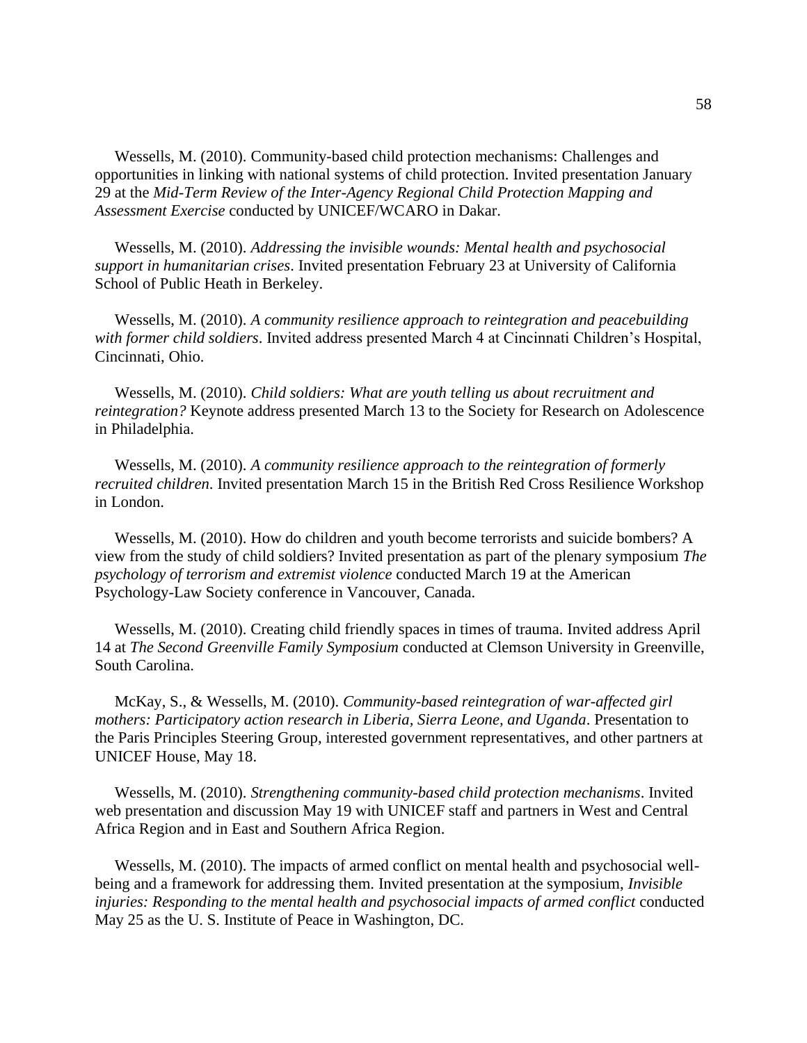Wessells, M. (2010). Community-based child protection mechanisms: Challenges and opportunities in linking with national systems of child protection. Invited presentation January 29 at the *Mid-Term Review of the Inter-Agency Regional Child Protection Mapping and Assessment Exercise* conducted by UNICEF/WCARO in Dakar.

Wessells, M. (2010). *Addressing the invisible wounds: Mental health and psychosocial support in humanitarian crises*. Invited presentation February 23 at University of California School of Public Heath in Berkeley.

Wessells, M. (2010). *A community resilience approach to reintegration and peacebuilding with former child soldiers*. Invited address presented March 4 at Cincinnati Children's Hospital, Cincinnati, Ohio.

Wessells, M. (2010). *Child soldiers: What are youth telling us about recruitment and reintegration?* Keynote address presented March 13 to the Society for Research on Adolescence in Philadelphia.

Wessells, M. (2010). *A community resilience approach to the reintegration of formerly recruited children*. Invited presentation March 15 in the British Red Cross Resilience Workshop in London.

Wessells, M. (2010). How do children and youth become terrorists and suicide bombers? A view from the study of child soldiers? Invited presentation as part of the plenary symposium *The psychology of terrorism and extremist violence* conducted March 19 at the American Psychology-Law Society conference in Vancouver, Canada.

Wessells, M. (2010). Creating child friendly spaces in times of trauma. Invited address April 14 at *The Second Greenville Family Symposium* conducted at Clemson University in Greenville, South Carolina.

McKay, S., & Wessells, M. (2010). *Community-based reintegration of war-affected girl mothers: Participatory action research in Liberia, Sierra Leone, and Uganda*. Presentation to the Paris Principles Steering Group, interested government representatives, and other partners at UNICEF House, May 18.

Wessells, M. (2010). *Strengthening community-based child protection mechanisms*. Invited web presentation and discussion May 19 with UNICEF staff and partners in West and Central Africa Region and in East and Southern Africa Region.

Wessells, M. (2010). The impacts of armed conflict on mental health and psychosocial well-being and a framework for addressing them. Invited presentation at the symposium, *Invisible injuries: Responding to the mental health and psychosocial impacts of armed conflict* conducted May 25 as the U. S. Institute of Peace in Washington, DC.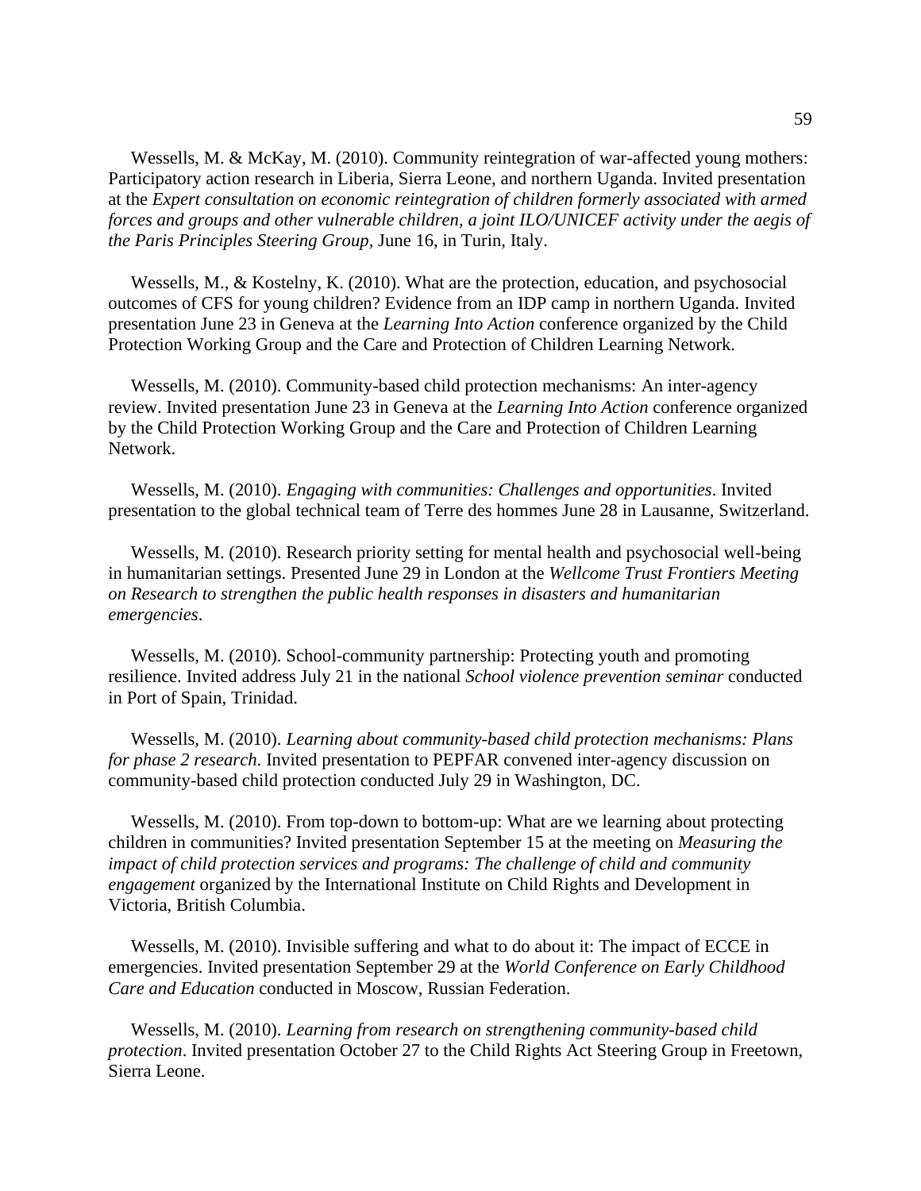Wessells, M. & McKay, M. (2010). Community reintegration of war-affected young mothers: Participatory action research in Liberia, Sierra Leone, and northern Uganda. Invited presentation at the *Expert consultation on economic reintegration of children formerly associated with armed forces and groups and other vulnerable children, a joint ILO/UNICEF activity under the aegis of the Paris Principles Steering Group*, June 16, in Turin, Italy.

Wessells, M., & Kostelny, K. (2010). What are the protection, education, and psychosocial outcomes of CFS for young children? Evidence from an IDP camp in northern Uganda. Invited presentation June 23 in Geneva at the *Learning Into Action* conference organized by the Child Protection Working Group and the Care and Protection of Children Learning Network.

Wessells, M. (2010). Community-based child protection mechanisms: An inter-agency review. Invited presentation June 23 in Geneva at the *Learning Into Action* conference organized by the Child Protection Working Group and the Care and Protection of Children Learning Network.

Wessells, M. (2010). *Engaging with communities: Challenges and opportunities*. Invited presentation to the global technical team of Terre des hommes June 28 in Lausanne, Switzerland.

Wessells, M. (2010). Research priority setting for mental health and psychosocial well-being in humanitarian settings. Presented June 29 in London at the *Wellcome Trust Frontiers Meeting on Research to strengthen the public health responses in disasters and humanitarian emergencies*.

Wessells, M. (2010). School-community partnership: Protecting youth and promoting resilience. Invited address July 21 in the national *School violence prevention seminar* conducted in Port of Spain, Trinidad.

Wessells, M. (2010). *Learning about community-based child protection mechanisms: Plans for phase 2 research*. Invited presentation to PEPFAR convened inter-agency discussion on community-based child protection conducted July 29 in Washington, DC.

Wessells, M. (2010). From top-down to bottom-up: What are we learning about protecting children in communities? Invited presentation September 15 at the meeting on *Measuring the impact of child protection services and programs: The challenge of child and community engagement* organized by the International Institute on Child Rights and Development in Victoria, British Columbia.

Wessells, M. (2010). Invisible suffering and what to do about it: The impact of ECCE in emergencies. Invited presentation September 29 at the *World Conference on Early Childhood Care and Education* conducted in Moscow, Russian Federation.

Wessells, M. (2010). *Learning from research on strengthening community-based child protection*. Invited presentation October 27 to the Child Rights Act Steering Group in Freetown, Sierra Leone.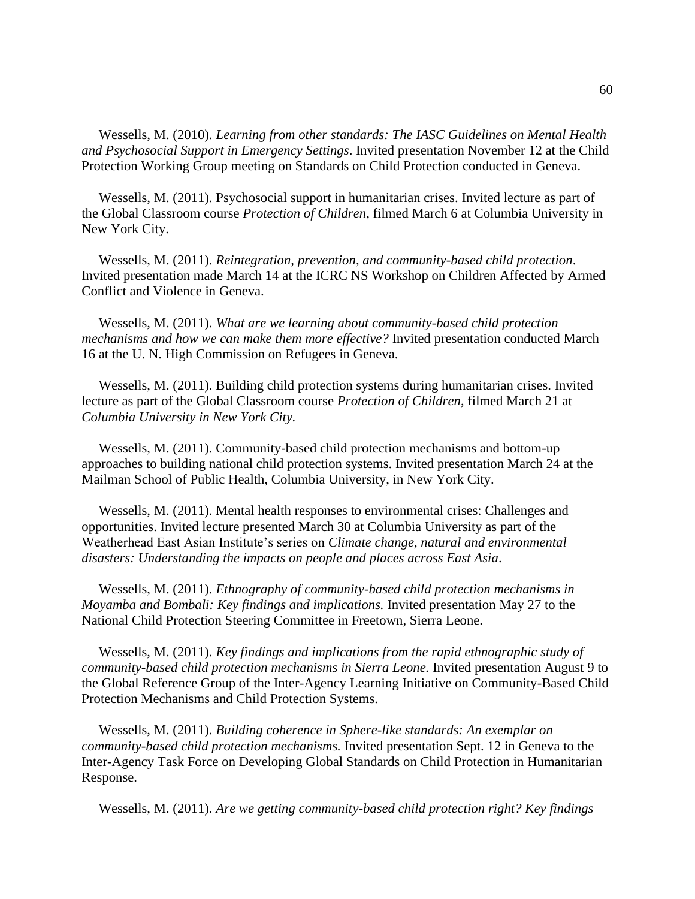Wessells, M. (2010). *Learning from other standards: The IASC Guidelines on Mental Health and Psychosocial Support in Emergency Settings*. Invited presentation November 12 at the Child Protection Working Group meeting on Standards on Child Protection conducted in Geneva.

Wessells, M. (2011). Psychosocial support in humanitarian crises. Invited lecture as part of the Global Classroom course *Protection of Children*, filmed March 6 at Columbia University in New York City.

Wessells, M. (2011). *Reintegration, prevention, and community-based child protection*. Invited presentation made March 14 at the ICRC NS Workshop on Children Affected by Armed Conflict and Violence in Geneva.

Wessells, M. (2011). *What are we learning about community-based child protection mechanisms and how we can make them more effective?* Invited presentation conducted March 16 at the U. N. High Commission on Refugees in Geneva.

Wessells, M. (2011). Building child protection systems during humanitarian crises. Invited lecture as part of the Global Classroom course *Protection of Children*, filmed March 21 at *Columbia University in New York City.*

Wessells, M. (2011). Community-based child protection mechanisms and bottom-up approaches to building national child protection systems. Invited presentation March 24 at the Mailman School of Public Health, Columbia University, in New York City.

Wessells, M. (2011). Mental health responses to environmental crises: Challenges and opportunities. Invited lecture presented March 30 at Columbia University as part of the Weatherhead East Asian Institute's series on *Climate change, natural and environmental disasters: Understanding the impacts on people and places across East Asia*.

Wessells, M. (2011). *Ethnography of community-based child protection mechanisms in Moyamba and Bombali: Key findings and implications.* Invited presentation May 27 to the National Child Protection Steering Committee in Freetown, Sierra Leone.

Wessells, M. (2011). *Key findings and implications from the rapid ethnographic study of community-based child protection mechanisms in Sierra Leone.* Invited presentation August 9 to the Global Reference Group of the Inter-Agency Learning Initiative on Community-Based Child Protection Mechanisms and Child Protection Systems.

Wessells, M. (2011). *Building coherence in Sphere-like standards: An exemplar on community-based child protection mechanisms.* Invited presentation Sept. 12 in Geneva to the Inter-Agency Task Force on Developing Global Standards on Child Protection in Humanitarian Response.

Wessells, M. (2011). *Are we getting community-based child protection right? Key findings*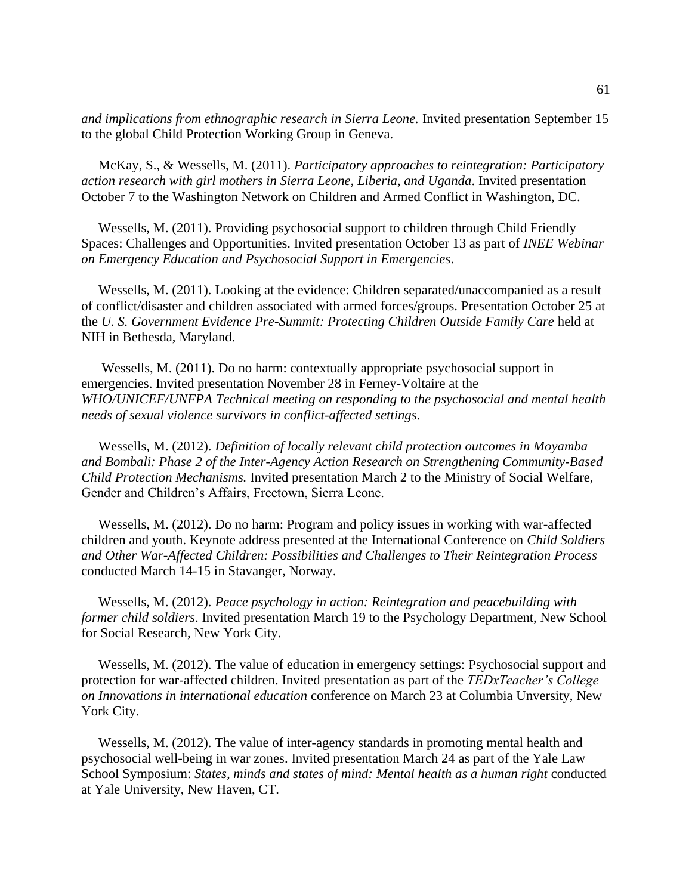*and implications from ethnographic research in Sierra Leone.* Invited presentation September 15 to the global Child Protection Working Group in Geneva.

McKay, S., & Wessells, M. (2011). *Participatory approaches to reintegration: Participatory action research with girl mothers in Sierra Leone, Liberia, and Uganda*. Invited presentation October 7 to the Washington Network on Children and Armed Conflict in Washington, DC.

Wessells, M. (2011). Providing psychosocial support to children through Child Friendly Spaces: Challenges and Opportunities. Invited presentation October 13 as part of *INEE Webinar on Emergency Education and Psychosocial Support in Emergencies*.

Wessells, M. (2011). Looking at the evidence: Children separated/unaccompanied as a result of conflict/disaster and children associated with armed forces/groups. Presentation October 25 at the *U. S. Government Evidence Pre-Summit: Protecting Children Outside Family Care* held at NIH in Bethesda, Maryland.

Wessells, M. (2011). Do no harm: contextually appropriate psychosocial support in emergencies. Invited presentation November 28 in Ferney-Voltaire at the *WHO/UNICEF/UNFPA Technical meeting on responding to the psychosocial and mental health needs of sexual violence survivors in conflict-affected settings*.

Wessells, M. (2012). *Definition of locally relevant child protection outcomes in Moyamba and Bombali: Phase 2 of the Inter-Agency Action Research on Strengthening Community-Based Child Protection Mechanisms.* Invited presentation March 2 to the Ministry of Social Welfare, Gender and Children's Affairs, Freetown, Sierra Leone.

Wessells, M. (2012). Do no harm: Program and policy issues in working with war-affected children and youth. Keynote address presented at the International Conference on *Child Soldiers and Other War-Affected Children: Possibilities and Challenges to Their Reintegration Process* conducted March 14-15 in Stavanger, Norway.

Wessells, M. (2012). *Peace psychology in action: Reintegration and peacebuilding with former child soldiers*. Invited presentation March 19 to the Psychology Department, New School for Social Research, New York City.

Wessells, M. (2012). The value of education in emergency settings: Psychosocial support and protection for war-affected children. Invited presentation as part of the *TEDxTeacher's College on Innovations in international education* conference on March 23 at Columbia Unversity, New York City.

Wessells, M. (2012). The value of inter-agency standards in promoting mental health and psychosocial well-being in war zones. Invited presentation March 24 as part of the Yale Law School Symposium: *States, minds and states of mind: Mental health as a human right* conducted at Yale University, New Haven, CT.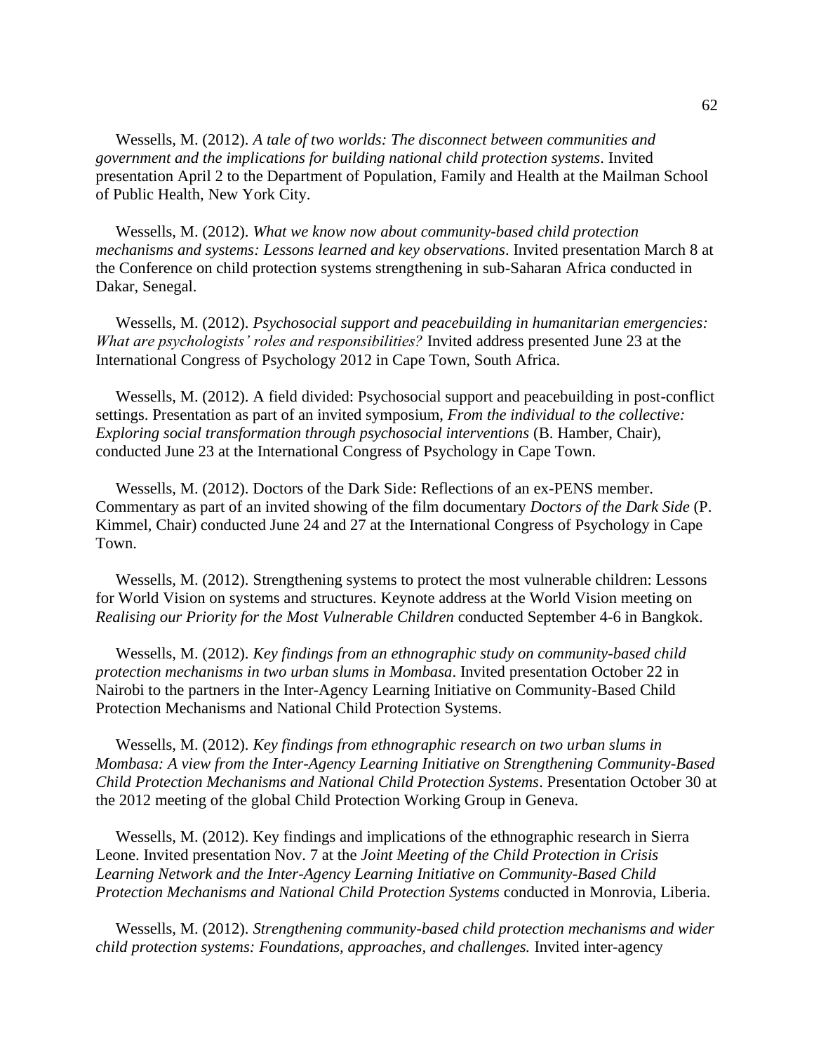Wessells, M. (2012). *A tale of two worlds: The disconnect between communities and government and the implications for building national child protection systems*. Invited presentation April 2 to the Department of Population, Family and Health at the Mailman School of Public Health, New York City.

Wessells, M. (2012). *What we know now about community-based child protection mechanisms and systems: Lessons learned and key observations*. Invited presentation March 8 at the Conference on child protection systems strengthening in sub-Saharan Africa conducted in Dakar, Senegal.

Wessells, M. (2012). *Psychosocial support and peacebuilding in humanitarian emergencies: What are psychologists' roles and responsibilities?* Invited address presented June 23 at the International Congress of Psychology 2012 in Cape Town, South Africa.

Wessells, M. (2012). A field divided: Psychosocial support and peacebuilding in post-conflict settings. Presentation as part of an invited symposium, *From the individual to the collective: Exploring social transformation through psychosocial interventions* (B. Hamber, Chair), conducted June 23 at the International Congress of Psychology in Cape Town.

Wessells, M. (2012). Doctors of the Dark Side: Reflections of an ex-PENS member. Commentary as part of an invited showing of the film documentary *Doctors of the Dark Side* (P. Kimmel, Chair) conducted June 24 and 27 at the International Congress of Psychology in Cape Town.

Wessells, M. (2012). Strengthening systems to protect the most vulnerable children: Lessons for World Vision on systems and structures. Keynote address at the World Vision meeting on *Realising our Priority for the Most Vulnerable Children* conducted September 4-6 in Bangkok.

Wessells, M. (2012). *Key findings from an ethnographic study on community-based child protection mechanisms in two urban slums in Mombasa*. Invited presentation October 22 in Nairobi to the partners in the Inter-Agency Learning Initiative on Community-Based Child Protection Mechanisms and National Child Protection Systems.

Wessells, M. (2012). *Key findings from ethnographic research on two urban slums in Mombasa: A view from the Inter-Agency Learning Initiative on Strengthening Community-Based Child Protection Mechanisms and National Child Protection Systems*. Presentation October 30 at the 2012 meeting of the global Child Protection Working Group in Geneva.

Wessells, M. (2012). Key findings and implications of the ethnographic research in Sierra Leone. Invited presentation Nov. 7 at the *Joint Meeting of the Child Protection in Crisis Learning Network and the Inter-Agency Learning Initiative on Community-Based Child Protection Mechanisms and National Child Protection Systems* conducted in Monrovia, Liberia.

Wessells, M. (2012). *Strengthening community-based child protection mechanisms and wider child protection systems: Foundations, approaches, and challenges.* Invited inter-agency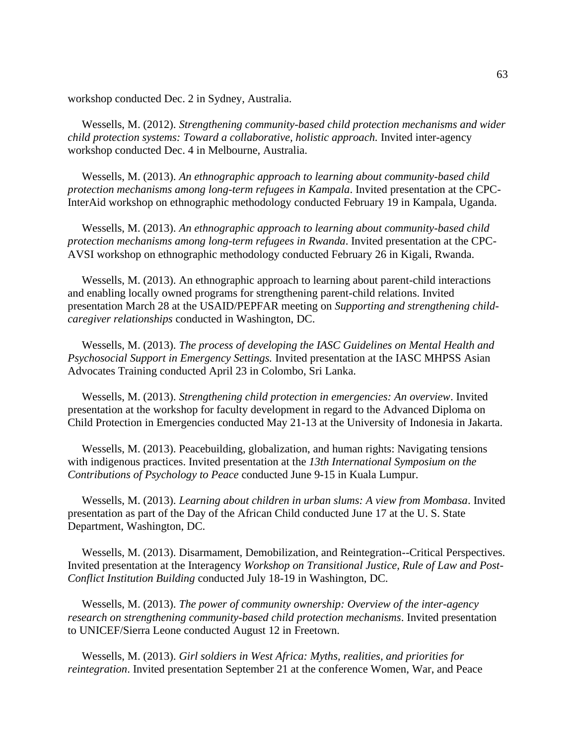workshop conducted Dec. 2 in Sydney, Australia.

Wessells, M. (2012). *Strengthening community-based child protection mechanisms and wider child protection systems: Toward a collaborative, holistic approach.* Invited inter-agency workshop conducted Dec. 4 in Melbourne, Australia.

Wessells, M. (2013). *An ethnographic approach to learning about community-based child protection mechanisms among long-term refugees in Kampala*. Invited presentation at the CPC-InterAid workshop on ethnographic methodology conducted February 19 in Kampala, Uganda.

Wessells, M. (2013). *An ethnographic approach to learning about community-based child protection mechanisms among long-term refugees in Rwanda*. Invited presentation at the CPC-AVSI workshop on ethnographic methodology conducted February 26 in Kigali, Rwanda.

Wessells, M. (2013). An ethnographic approach to learning about parent-child interactions and enabling locally owned programs for strengthening parent-child relations. Invited presentation March 28 at the USAID/PEPFAR meeting on *Supporting and strengthening child-caregiver relationships* conducted in Washington, DC.

Wessells, M. (2013). *The process of developing the IASC Guidelines on Mental Health and Psychosocial Support in Emergency Settings.* Invited presentation at the IASC MHPSS Asian Advocates Training conducted April 23 in Colombo, Sri Lanka.

Wessells, M. (2013). *Strengthening child protection in emergencies: An overview*. Invited presentation at the workshop for faculty development in regard to the Advanced Diploma on Child Protection in Emergencies conducted May 21-13 at the University of Indonesia in Jakarta.

Wessells, M. (2013). Peacebuilding, globalization, and human rights: Navigating tensions with indigenous practices. Invited presentation at the *13th International Symposium on the Contributions of Psychology to Peace* conducted June 9-15 in Kuala Lumpur.

Wessells, M. (2013). *Learning about children in urban slums: A view from Mombasa*. Invited presentation as part of the Day of the African Child conducted June 17 at the U. S. State Department, Washington, DC.

Wessells, M. (2013). Disarmament, Demobilization, and Reintegration--Critical Perspectives. Invited presentation at the Interagency *Workshop on Transitional Justice, Rule of Law and Post-Conflict Institution Building* conducted July 18-19 in Washington, DC.

Wessells, M. (2013). *The power of community ownership: Overview of the inter-agency research on strengthening community-based child protection mechanisms*. Invited presentation to UNICEF/Sierra Leone conducted August 12 in Freetown.

Wessells, M. (2013). *Girl soldiers in West Africa: Myths, realities, and priorities for reintegration*. Invited presentation September 21 at the conference Women, War, and Peace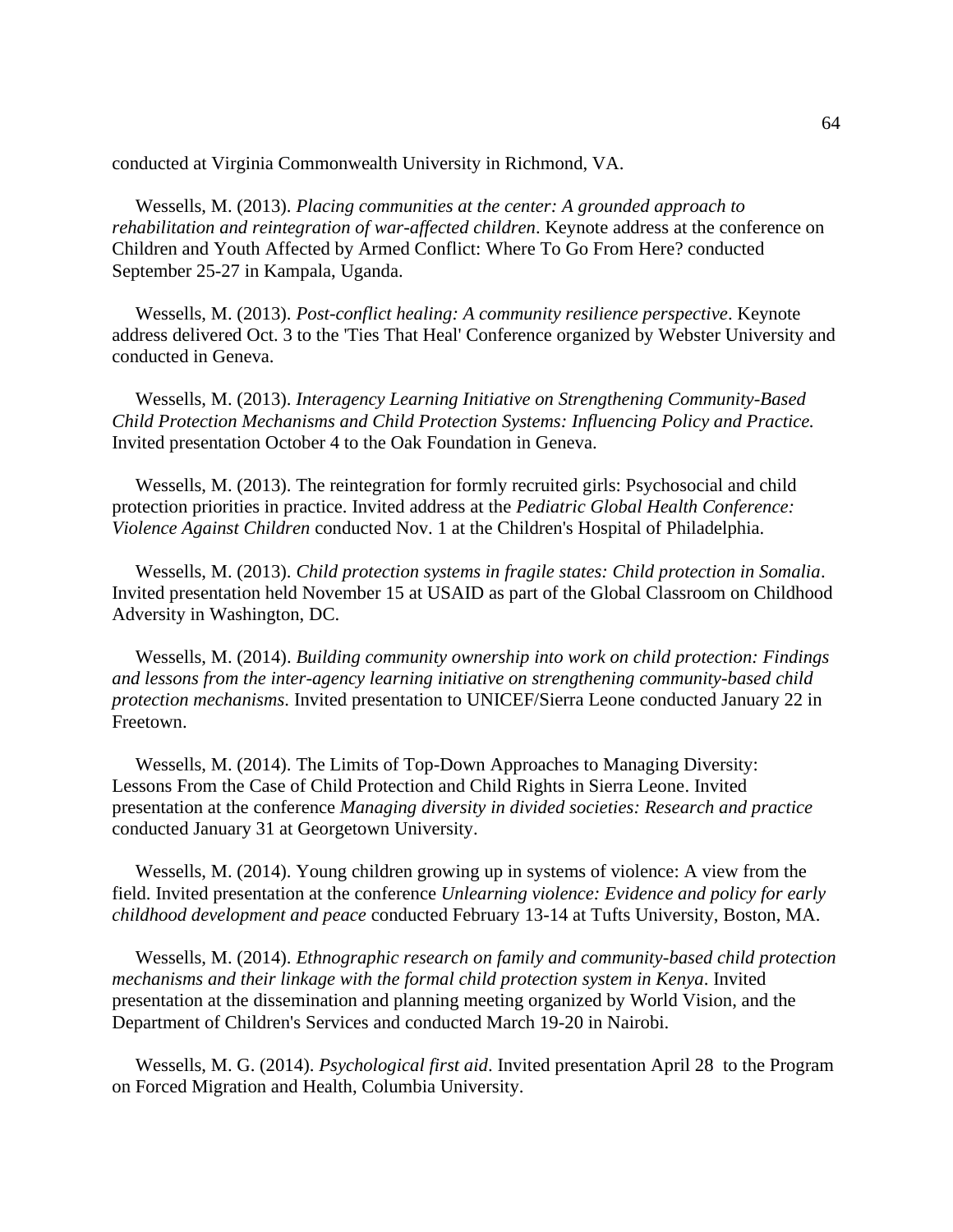conducted at Virginia Commonwealth University in Richmond, VA.

Wessells, M. (2013). *Placing communities at the center: A grounded approach to rehabilitation and reintegration of war-affected children*. Keynote address at the conference on Children and Youth Affected by Armed Conflict: Where To Go From Here? conducted September 25-27 in Kampala, Uganda.

Wessells, M. (2013). *Post-conflict healing: A community resilience perspective*. Keynote address delivered Oct. 3 to the 'Ties That Heal' Conference organized by Webster University and conducted in Geneva.

Wessells, M. (2013). *Interagency Learning Initiative on Strengthening Community-Based Child Protection Mechanisms and Child Protection Systems: Influencing Policy and Practice.* Invited presentation October 4 to the Oak Foundation in Geneva.

Wessells, M. (2013). The reintegration for formly recruited girls: Psychosocial and child protection priorities in practice. Invited address at the *Pediatric Global Health Conference: Violence Against Children* conducted Nov. 1 at the Children's Hospital of Philadelphia.

Wessells, M. (2013). *Child protection systems in fragile states: Child protection in Somalia*. Invited presentation held November 15 at USAID as part of the Global Classroom on Childhood Adversity in Washington, DC.

Wessells, M. (2014). *Building community ownership into work on child protection: Findings and lessons from the inter-agency learning initiative on strengthening community-based child protection mechanisms*. Invited presentation to UNICEF/Sierra Leone conducted January 22 in Freetown.

Wessells, M. (2014). The Limits of Top-Down Approaches to Managing Diversity: Lessons From the Case of Child Protection and Child Rights in Sierra Leone. Invited presentation at the conference *Managing diversity in divided societies: Research and practice* conducted January 31 at Georgetown University.

Wessells, M. (2014). Young children growing up in systems of violence: A view from the field. Invited presentation at the conference *Unlearning violence: Evidence and policy for early childhood development and peace* conducted February 13-14 at Tufts University, Boston, MA.

Wessells, M. (2014). *Ethnographic research on family and community-based child protection mechanisms and their linkage with the formal child protection system in Kenya*. Invited presentation at the dissemination and planning meeting organized by World Vision, and the Department of Children's Services and conducted March 19-20 in Nairobi.

Wessells, M. G. (2014). *Psychological first aid*. Invited presentation April 28 to the Program on Forced Migration and Health, Columbia University.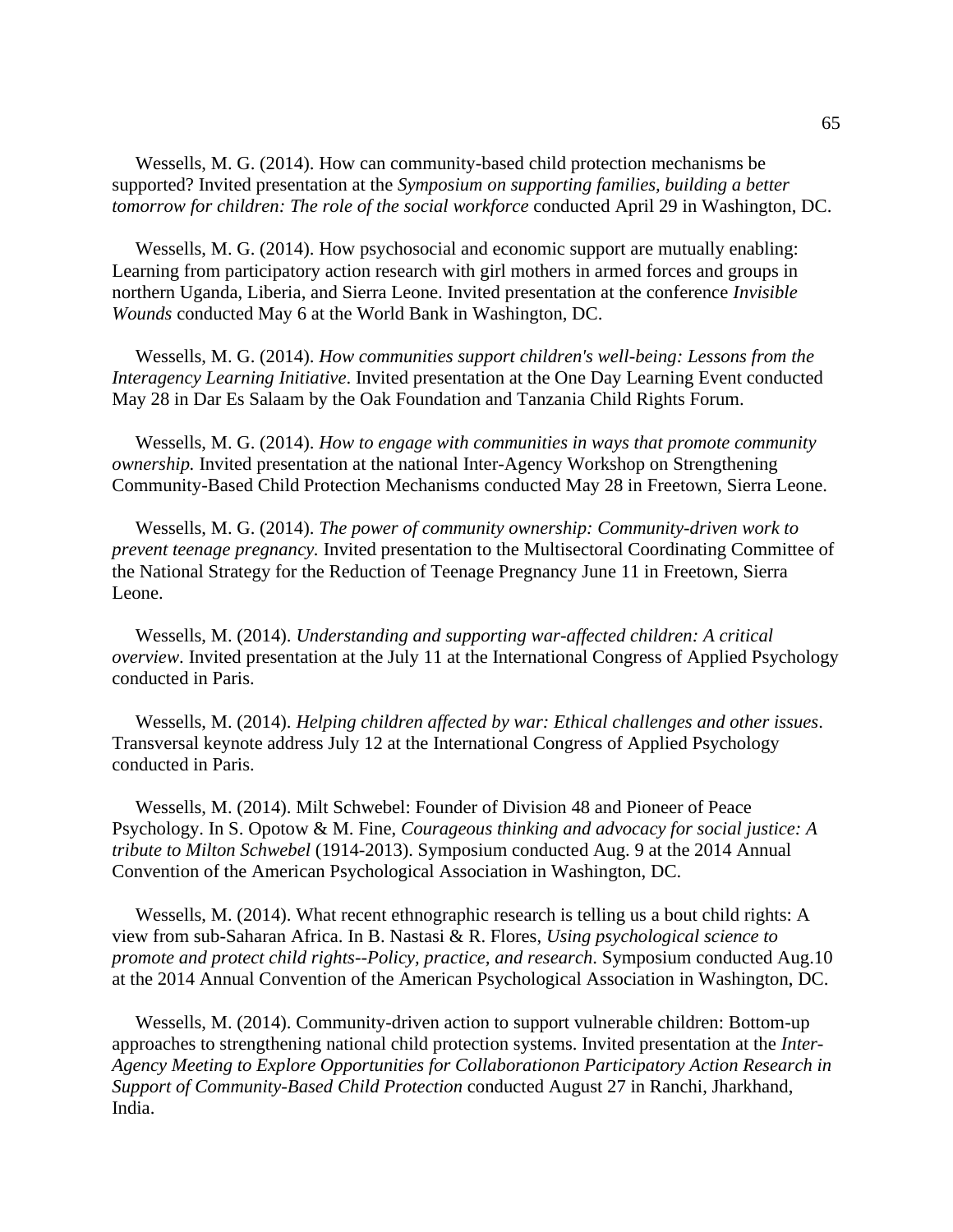Wessells, M. G. (2014). How can community-based child protection mechanisms be supported? Invited presentation at the *Symposium on supporting families, building a better tomorrow for children: The role of the social workforce* conducted April 29 in Washington, DC.

Wessells, M. G. (2014). How psychosocial and economic support are mutually enabling: Learning from participatory action research with girl mothers in armed forces and groups in northern Uganda, Liberia, and Sierra Leone. Invited presentation at the conference *Invisible Wounds* conducted May 6 at the World Bank in Washington, DC.

Wessells, M. G. (2014). *How communities support children's well-being: Lessons from the Interagency Learning Initiative*. Invited presentation at the One Day Learning Event conducted May 28 in Dar Es Salaam by the Oak Foundation and Tanzania Child Rights Forum.

Wessells, M. G. (2014). *How to engage with communities in ways that promote community ownership.* Invited presentation at the national Inter-Agency Workshop on Strengthening Community-Based Child Protection Mechanisms conducted May 28 in Freetown, Sierra Leone.

Wessells, M. G. (2014). *The power of community ownership: Community-driven work to prevent teenage pregnancy.* Invited presentation to the Multisectoral Coordinating Committee of the National Strategy for the Reduction of Teenage Pregnancy June 11 in Freetown, Sierra Leone.

Wessells, M. (2014). *Understanding and supporting war-affected children: A critical overview*. Invited presentation at the July 11 at the International Congress of Applied Psychology conducted in Paris.

Wessells, M. (2014). *Helping children affected by war: Ethical challenges and other issues*. Transversal keynote address July 12 at the International Congress of Applied Psychology conducted in Paris.

Wessells, M. (2014). Milt Schwebel: Founder of Division 48 and Pioneer of Peace Psychology. In S. Opotow & M. Fine, *Courageous thinking and advocacy for social justice: A tribute to Milton Schwebel* (1914-2013). Symposium conducted Aug. 9 at the 2014 Annual Convention of the American Psychological Association in Washington, DC.

Wessells, M. (2014). What recent ethnographic research is telling us a bout child rights: A view from sub-Saharan Africa. In B. Nastasi & R. Flores, *Using psychological science to promote and protect child rights--Policy, practice, and research*. Symposium conducted Aug.10 at the 2014 Annual Convention of the American Psychological Association in Washington, DC.

Wessells, M. (2014). Community-driven action to support vulnerable children: Bottom-up approaches to strengthening national child protection systems. Invited presentation at the *Inter-Agency Meeting to Explore Opportunities for Collaborationon Participatory Action Research in Support of Community-Based Child Protection* conducted August 27 in Ranchi, Jharkhand, India.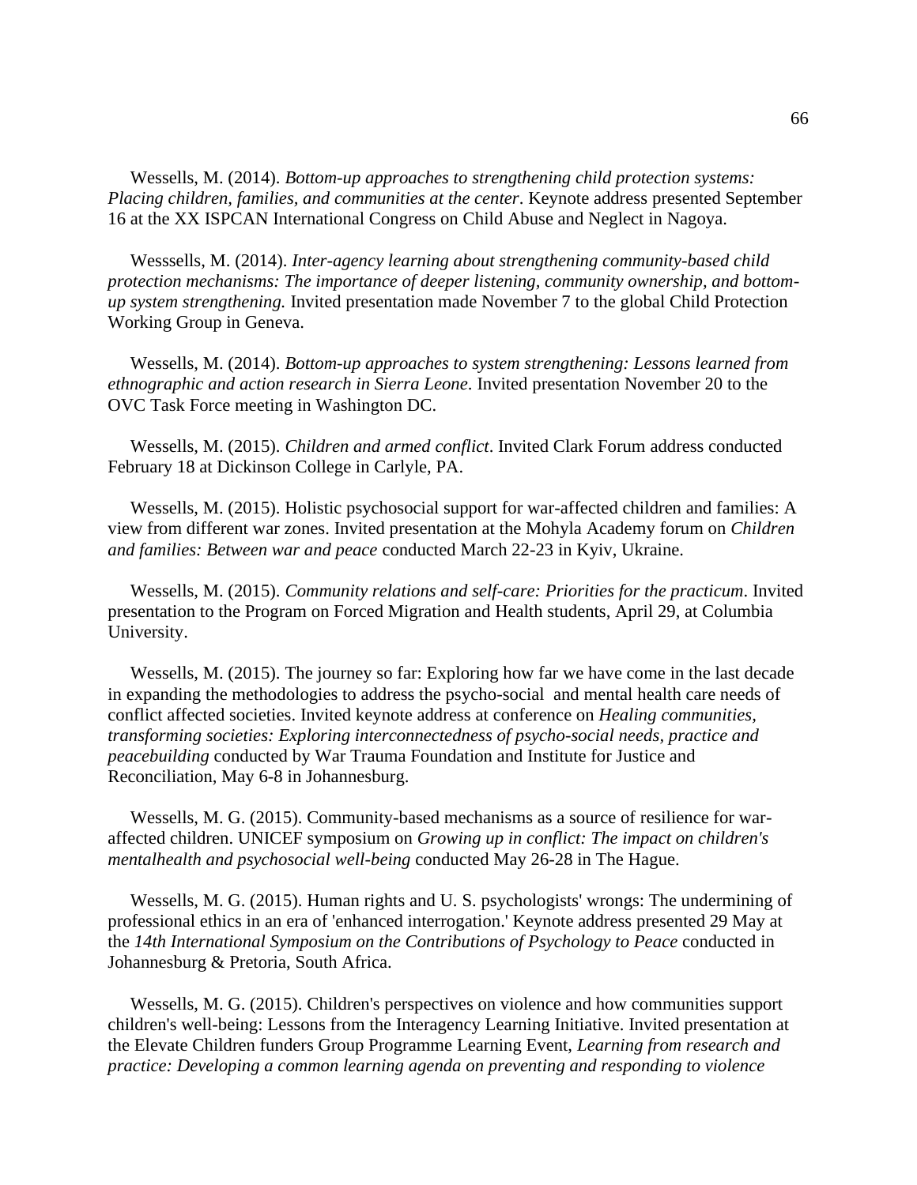Wessells, M. (2014). *Bottom-up approaches to strengthening child protection systems: Placing children, families, and communities at the center*. Keynote address presented September 16 at the XX ISPCAN International Congress on Child Abuse and Neglect in Nagoya.

Wesssells, M. (2014). *Inter-agency learning about strengthening community-based child protection mechanisms: The importance of deeper listening, community ownership, and bottom-up system strengthening.* Invited presentation made November 7 to the global Child Protection Working Group in Geneva.

Wessells, M. (2014). *Bottom-up approaches to system strengthening: Lessons learned from ethnographic and action research in Sierra Leone*. Invited presentation November 20 to the OVC Task Force meeting in Washington DC.

Wessells, M. (2015). *Children and armed conflict*. Invited Clark Forum address conducted February 18 at Dickinson College in Carlyle, PA.

Wessells, M. (2015). Holistic psychosocial support for war-affected children and families: A view from different war zones. Invited presentation at the Mohyla Academy forum on *Children and families: Between war and peace* conducted March 22-23 in Kyiv, Ukraine.

Wessells, M. (2015). *Community relations and self-care: Priorities for the practicum*. Invited presentation to the Program on Forced Migration and Health students, April 29, at Columbia University.

Wessells, M. (2015). The journey so far: Exploring how far we have come in the last decade in expanding the methodologies to address the psycho-social and mental health care needs of conflict affected societies. Invited keynote address at conference on *Healing communities, transforming societies: Exploring interconnectedness of psycho-social needs, practice and peacebuilding* conducted by War Trauma Foundation and Institute for Justice and Reconciliation, May 6-8 in Johannesburg.

Wessells, M. G. (2015). Community-based mechanisms as a source of resilience for war-affected children. UNICEF symposium on *Growing up in conflict: The impact on children's mentalhealth and psychosocial well-being* conducted May 26-28 in The Hague.

Wessells, M. G. (2015). Human rights and U. S. psychologists' wrongs: The undermining of professional ethics in an era of 'enhanced interrogation.' Keynote address presented 29 May at the *14th International Symposium on the Contributions of Psychology to Peace* conducted in Johannesburg & Pretoria, South Africa.

Wessells, M. G. (2015). Children's perspectives on violence and how communities support children's well-being: Lessons from the Interagency Learning Initiative. Invited presentation at the Elevate Children funders Group Programme Learning Event, *Learning from research and practice: Developing a common learning agenda on preventing and responding to violence*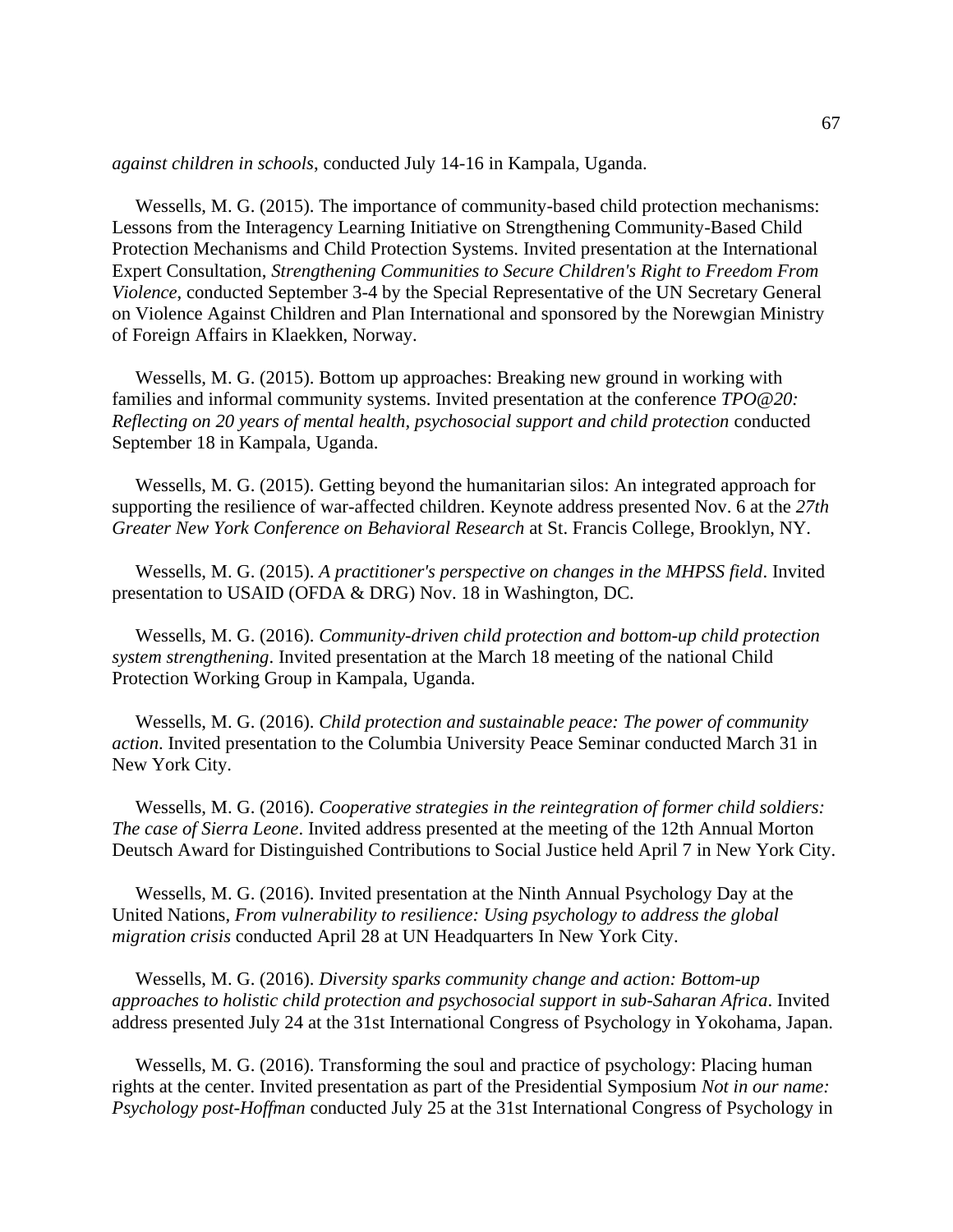*against children in schools*, conducted July 14-16 in Kampala, Uganda.

Wessells, M. G. (2015). The importance of community-based child protection mechanisms: Lessons from the Interagency Learning Initiative on Strengthening Community-Based Child Protection Mechanisms and Child Protection Systems. Invited presentation at the International Expert Consultation, *Strengthening Communities to Secure Children's Right to Freedom From Violence*, conducted September 3-4 by the Special Representative of the UN Secretary General on Violence Against Children and Plan International and sponsored by the Norewgian Ministry of Foreign Affairs in Klaekken, Norway.

Wessells, M. G. (2015). Bottom up approaches: Breaking new ground in working with families and informal community systems. Invited presentation at the conference *TPO@20: Reflecting on 20 years of mental health, psychosocial support and child protection* conducted September 18 in Kampala, Uganda.

Wessells, M. G. (2015). Getting beyond the humanitarian silos: An integrated approach for supporting the resilience of war-affected children. Keynote address presented Nov. 6 at the *27th Greater New York Conference on Behavioral Research* at St. Francis College, Brooklyn, NY.

Wessells, M. G. (2015). *A practitioner's perspective on changes in the MHPSS field*. Invited presentation to USAID (OFDA & DRG) Nov. 18 in Washington, DC.

Wessells, M. G. (2016). *Community-driven child protection and bottom-up child protection system strengthening*. Invited presentation at the March 18 meeting of the national Child Protection Working Group in Kampala, Uganda.

Wessells, M. G. (2016). *Child protection and sustainable peace: The power of community action*. Invited presentation to the Columbia University Peace Seminar conducted March 31 in New York City.

Wessells, M. G. (2016). *Cooperative strategies in the reintegration of former child soldiers: The case of Sierra Leone*. Invited address presented at the meeting of the 12th Annual Morton Deutsch Award for Distinguished Contributions to Social Justice held April 7 in New York City.

Wessells, M. G. (2016). Invited presentation at the Ninth Annual Psychology Day at the United Nations, *From vulnerability to resilience: Using psychology to address the global migration crisis* conducted April 28 at UN Headquarters In New York City.

Wessells, M. G. (2016). *Diversity sparks community change and action: Bottom-up approaches to holistic child protection and psychosocial support in sub-Saharan Africa*. Invited address presented July 24 at the 31st International Congress of Psychology in Yokohama, Japan.

Wessells, M. G. (2016). Transforming the soul and practice of psychology: Placing human rights at the center. Invited presentation as part of the Presidential Symposium *Not in our name: Psychology post-Hoffman* conducted July 25 at the 31st International Congress of Psychology in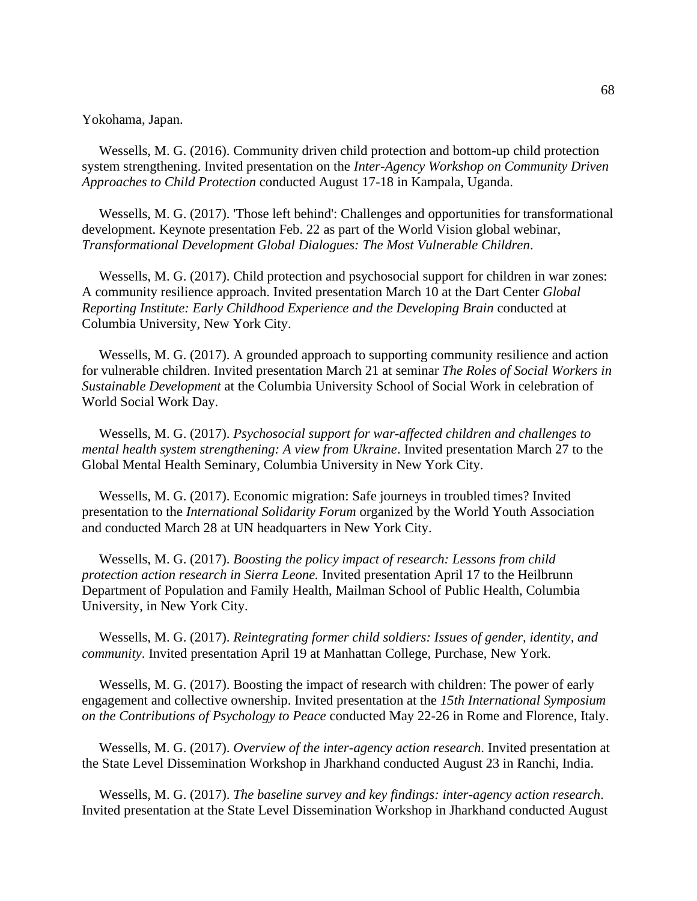Yokohama, Japan.

Wessells, M. G. (2016). Community driven child protection and bottom-up child protection system strengthening. Invited presentation on the *Inter-Agency Workshop on Community Driven Approaches to Child Protection* conducted August 17-18 in Kampala, Uganda.

Wessells, M. G. (2017). 'Those left behind': Challenges and opportunities for transformational development. Keynote presentation Feb. 22 as part of the World Vision global webinar, *Transformational Development Global Dialogues: The Most Vulnerable Children*.

Wessells, M. G. (2017). Child protection and psychosocial support for children in war zones: A community resilience approach. Invited presentation March 10 at the Dart Center *Global Reporting Institute: Early Childhood Experience and the Developing Brain* conducted at Columbia University, New York City.

Wessells, M. G. (2017). A grounded approach to supporting community resilience and action for vulnerable children. Invited presentation March 21 at seminar *The Roles of Social Workers in Sustainable Development* at the Columbia University School of Social Work in celebration of World Social Work Day.

Wessells, M. G. (2017). *Psychosocial support for war-affected children and challenges to mental health system strengthening: A view from Ukraine*. Invited presentation March 27 to the Global Mental Health Seminary, Columbia University in New York City.

Wessells, M. G. (2017). Economic migration: Safe journeys in troubled times? Invited presentation to the *International Solidarity Forum* organized by the World Youth Association and conducted March 28 at UN headquarters in New York City.

Wessells, M. G. (2017). *Boosting the policy impact of research: Lessons from child protection action research in Sierra Leone.* Invited presentation April 17 to the Heilbrunn Department of Population and Family Health, Mailman School of Public Health, Columbia University, in New York City.

Wessells, M. G. (2017). *Reintegrating former child soldiers: Issues of gender, identity, and community*. Invited presentation April 19 at Manhattan College, Purchase, New York.

Wessells, M. G. (2017). Boosting the impact of research with children: The power of early engagement and collective ownership. Invited presentation at the *15th International Symposium on the Contributions of Psychology to Peace* conducted May 22-26 in Rome and Florence, Italy.

Wessells, M. G. (2017). *Overview of the inter-agency action research*. Invited presentation at the State Level Dissemination Workshop in Jharkhand conducted August 23 in Ranchi, India.

Wessells, M. G. (2017). *The baseline survey and key findings: inter-agency action research*. Invited presentation at the State Level Dissemination Workshop in Jharkhand conducted August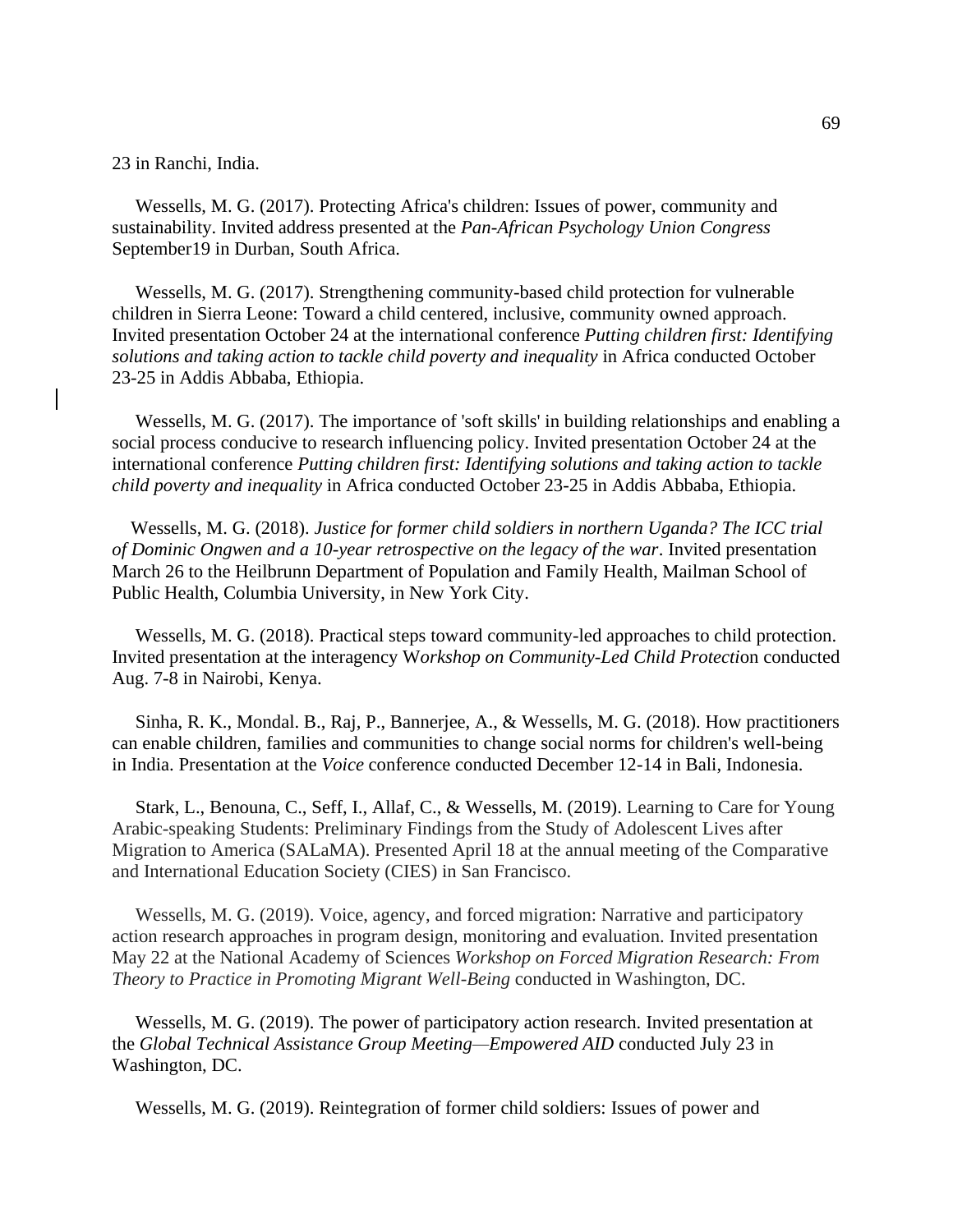23 in Ranchi, India.

Wessells, M. G. (2017). Protecting Africa's children: Issues of power, community and sustainability. Invited address presented at the *Pan-African Psychology Union Congress* September19 in Durban, South Africa.

Wessells, M. G. (2017). Strengthening community-based child protection for vulnerable children in Sierra Leone: Toward a child centered, inclusive, community owned approach. Invited presentation October 24 at the international conference *Putting children first: Identifying solutions and taking action to tackle child poverty and inequality* in Africa conducted October 23-25 in Addis Abbaba, Ethiopia.

Wessells, M. G. (2017). The importance of 'soft skills' in building relationships and enabling a social process conducive to research influencing policy. Invited presentation October 24 at the international conference *Putting children first: Identifying solutions and taking action to tackle child poverty and inequality* in Africa conducted October 23-25 in Addis Abbaba, Ethiopia.

Wessells, M. G. (2018). *Justice for former child soldiers in northern Uganda? The ICC trial of Dominic Ongwen and a 10-year retrospective on the legacy of the war*. Invited presentation March 26 to the Heilbrunn Department of Population and Family Health, Mailman School of Public Health, Columbia University, in New York City.

Wessells, M. G. (2018). Practical steps toward community-led approaches to child protection. Invited presentation at the interagency W*orkshop on Community-Led Child Protecti*on conducted Aug. 7-8 in Nairobi, Kenya.

Sinha, R. K., Mondal. B., Raj, P., Bannerjee, A., & Wessells, M. G. (2018). How practitioners can enable children, families and communities to change social norms for children's well-being in India. Presentation at the *Voice* conference conducted December 12-14 in Bali, Indonesia.

Stark, L., Benouna, C., Seff, I., Allaf, C., & Wessells, M. (2019). Learning to Care for Young Arabic-speaking Students: Preliminary Findings from the Study of Adolescent Lives after Migration to America (SALaMA). Presented April 18 at the annual meeting of the Comparative and International Education Society (CIES) in San Francisco.

Wessells, M. G. (2019). Voice, agency, and forced migration: Narrative and participatory action research approaches in program design, monitoring and evaluation. Invited presentation May 22 at the National Academy of Sciences *Workshop on Forced Migration Research: From Theory to Practice in Promoting Migrant Well-Being* conducted in Washington, DC.

Wessells, M. G. (2019). The power of participatory action research. Invited presentation at the *Global Technical Assistance Group Meeting—Empowered AID* conducted July 23 in Washington, DC.

Wessells, M. G. (2019). Reintegration of former child soldiers: Issues of power and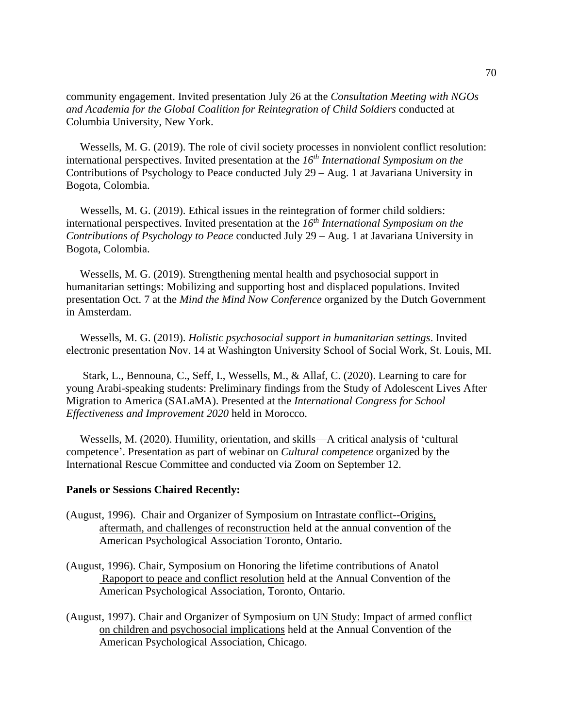community engagement. Invited presentation July 26 at the *Consultation Meeting with NGOs and Academia for the Global Coalition for Reintegration of Child Soldiers* conducted at Columbia University, New York.

Wessells, M. G. (2019). The role of civil society processes in nonviolent conflict resolution: international perspectives. Invited presentation at the *16th International Symposium on the* Contributions of Psychology to Peace conducted July 29 – Aug. 1 at Javariana University in Bogota, Colombia.

Wessells, M. G. (2019). Ethical issues in the reintegration of former child soldiers: international perspectives. Invited presentation at the *16th International Symposium on the Contributions of Psychology to Peace* conducted July 29 – Aug. 1 at Javariana University in Bogota, Colombia.

Wessells, M. G. (2019). Strengthening mental health and psychosocial support in humanitarian settings: Mobilizing and supporting host and displaced populations. Invited presentation Oct. 7 at the *Mind the Mind Now Conference* organized by the Dutch Government in Amsterdam.

Wessells, M. G. (2019). *Holistic psychosocial support in humanitarian settings*. Invited electronic presentation Nov. 14 at Washington University School of Social Work, St. Louis, MI.

Stark, L., Bennouna, C., Seff, I., Wessells, M., & Allaf, C. (2020). Learning to care for young Arabi-speaking students: Preliminary findings from the Study of Adolescent Lives After Migration to America (SALaMA). Presented at the *International Congress for School Effectiveness and Improvement 2020* held in Morocco.

Wessells, M. (2020). Humility, orientation, and skills—A critical analysis of 'cultural competence'. Presentation as part of webinar on *Cultural competence* organized by the International Rescue Committee and conducted via Zoom on September 12.

**Panels or Sessions Chaired Recently:**

(August, 1996). Chair and Organizer of Symposium on Intrastate conflict--Origins, aftermath, and challenges of reconstruction held at the annual convention of the American Psychological Association Toronto, Ontario.

(August, 1996). Chair, Symposium on Honoring the lifetime contributions of Anatol Rapoport to peace and conflict resolution held at the Annual Convention of the American Psychological Association, Toronto, Ontario.

(August, 1997). Chair and Organizer of Symposium on UN Study: Impact of armed conflict on children and psychosocial implications held at the Annual Convention of the American Psychological Association, Chicago.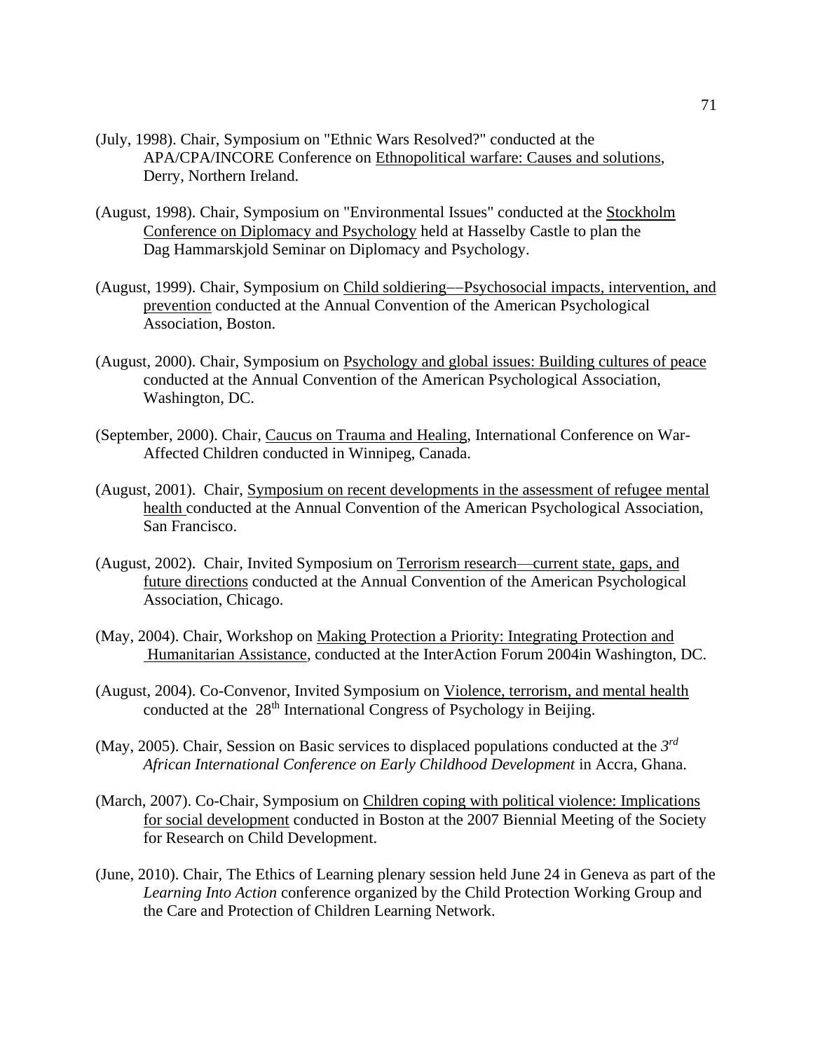(July, 1998). Chair, Symposium on "Ethnic Wars Resolved?" conducted at the APA/CPA/INCORE Conference on Ethnopolitical warfare: Causes and solutions, Derry, Northern Ireland.

(August, 1998). Chair, Symposium on "Environmental Issues" conducted at the Stockholm Conference on Diplomacy and Psychology held at Hasselby Castle to plan the Dag Hammarskjold Seminar on Diplomacy and Psychology.

(August, 1999). Chair, Symposium on Child soldiering––Psychosocial impacts, intervention, and prevention conducted at the Annual Convention of the American Psychological Association, Boston.

(August, 2000). Chair, Symposium on Psychology and global issues: Building cultures of peace conducted at the Annual Convention of the American Psychological Association, Washington, DC.

(September, 2000). Chair, Caucus on Trauma and Healing, International Conference on War-Affected Children conducted in Winnipeg, Canada.

(August, 2001). Chair, Symposium on recent developments in the assessment of refugee mental health conducted at the Annual Convention of the American Psychological Association, San Francisco.

(August, 2002). Chair, Invited Symposium on Terrorism research—current state, gaps, and future directions conducted at the Annual Convention of the American Psychological Association, Chicago.

(May, 2004). Chair, Workshop on Making Protection a Priority: Integrating Protection and Humanitarian Assistance, conducted at the InterAction Forum 2004in Washington, DC.

(August, 2004). Co-Convenor, Invited Symposium on Violence, terrorism, and mental health conducted at the 28th International Congress of Psychology in Beijing.

(May, 2005). Chair, Session on Basic services to displaced populations conducted at the *3rd African International Conference on Early Childhood Development* in Accra, Ghana.

(March, 2007). Co-Chair, Symposium on Children coping with political violence: Implications for social development conducted in Boston at the 2007 Biennial Meeting of the Society for Research on Child Development.

(June, 2010). Chair, The Ethics of Learning plenary session held June 24 in Geneva as part of the *Learning Into Action* conference organized by the Child Protection Working Group and the Care and Protection of Children Learning Network.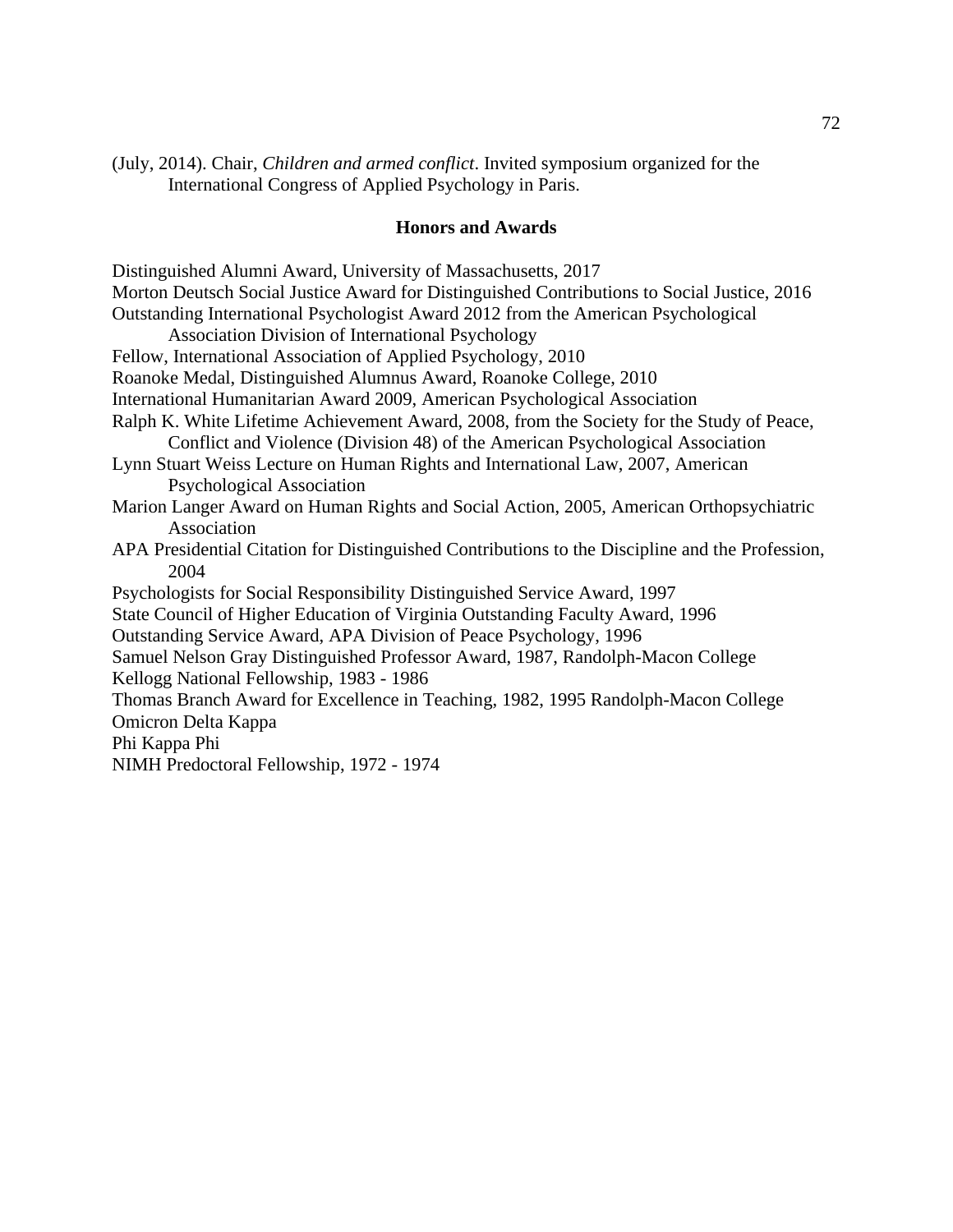(July, 2014). Chair, *Children and armed conflict*. Invited symposium organized for the International Congress of Applied Psychology in Paris.

## Honors and Awards

Distinguished Alumni Award, University of Massachusetts, 2017

Morton Deutsch Social Justice Award for Distinguished Contributions to Social Justice, 2016

Outstanding International Psychologist Award 2012 from the American Psychological Association Division of International Psychology

Fellow, International Association of Applied Psychology, 2010

Roanoke Medal, Distinguished Alumnus Award, Roanoke College, 2010

International Humanitarian Award 2009, American Psychological Association

Ralph K. White Lifetime Achievement Award, 2008, from the Society for the Study of Peace, Conflict and Violence (Division 48) of the American Psychological Association

Lynn Stuart Weiss Lecture on Human Rights and International Law, 2007, American Psychological Association

Marion Langer Award on Human Rights and Social Action, 2005, American Orthopsychiatric Association

APA Presidential Citation for Distinguished Contributions to the Discipline and the Profession, 2004

Psychologists for Social Responsibility Distinguished Service Award, 1997

State Council of Higher Education of Virginia Outstanding Faculty Award, 1996

Outstanding Service Award, APA Division of Peace Psychology, 1996

Samuel Nelson Gray Distinguished Professor Award, 1987, Randolph-Macon College

Kellogg National Fellowship, 1983 - 1986

Thomas Branch Award for Excellence in Teaching, 1982, 1995 Randolph-Macon College

Omicron Delta Kappa

Phi Kappa Phi

NIMH Predoctoral Fellowship, 1972 - 1974